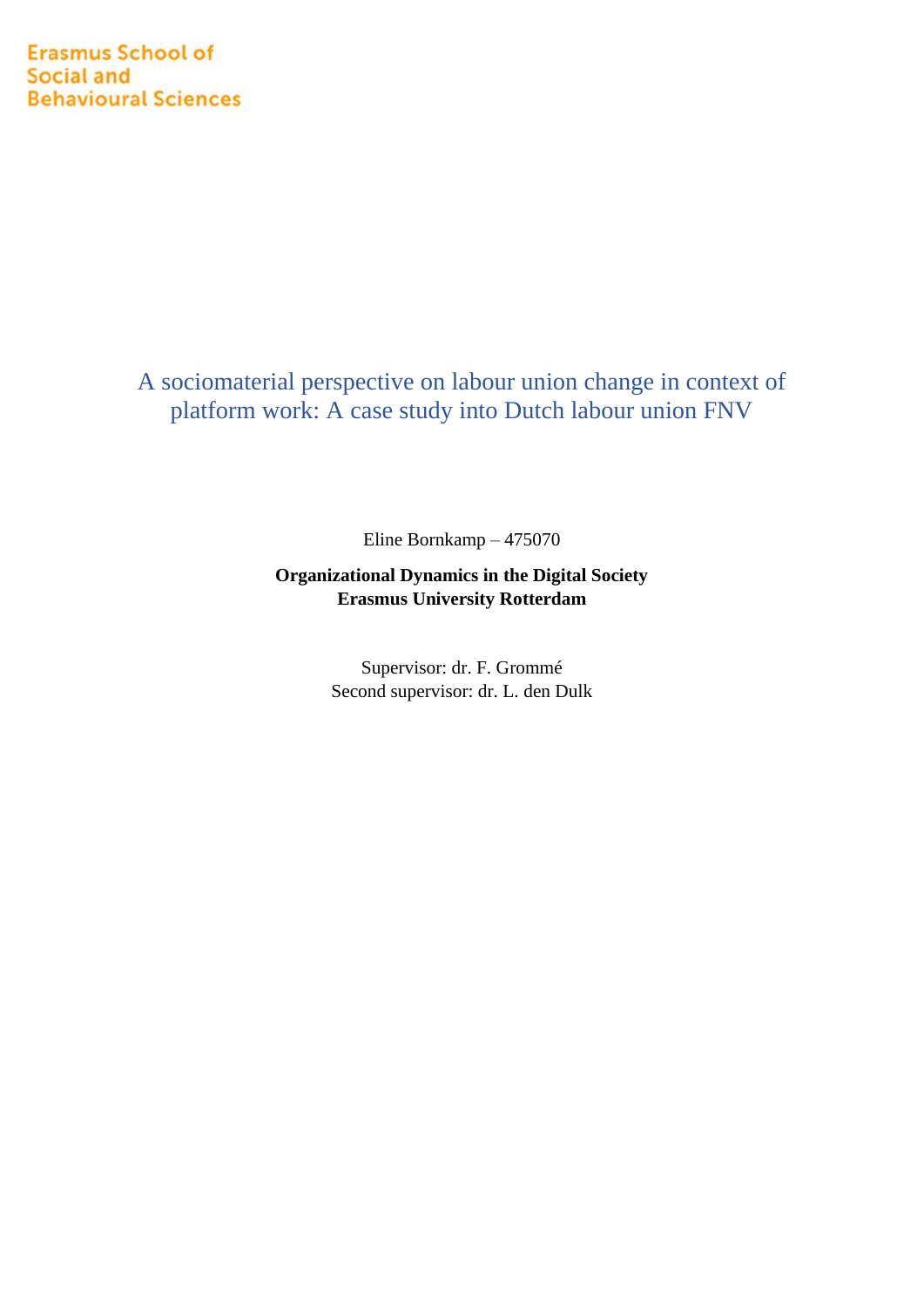Erasmus School of
Social and
Behavioural Sciences

# A sociomaterial perspective on labour union change in context of platform work: A case study into Dutch labour union FNV

Eline Bornkamp – 475070

**Organizational Dynamics in the Digital Society**
**Erasmus University Rotterdam**

Supervisor: dr. F. Grommé
Second supervisor: dr. L. den Dulk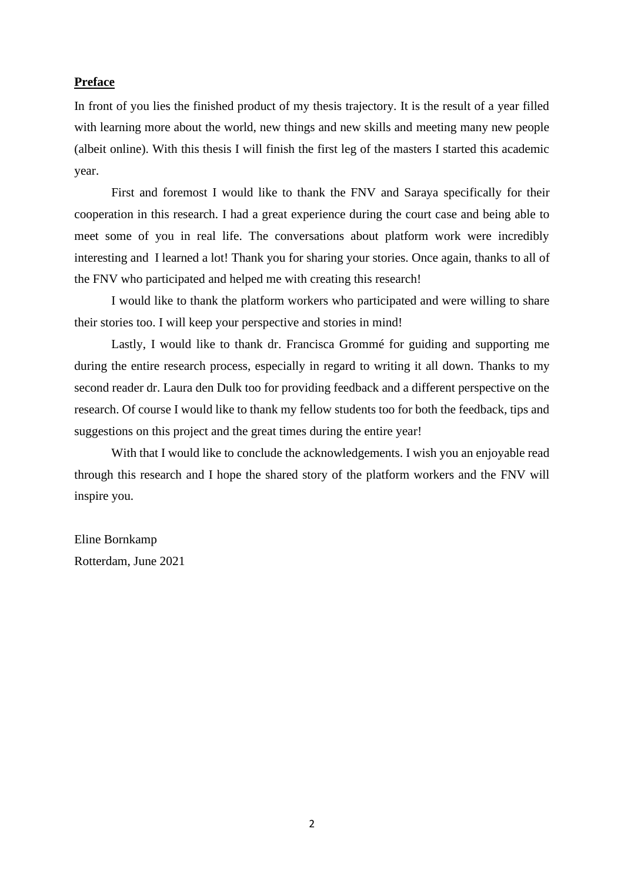**Preface**

In front of you lies the finished product of my thesis trajectory. It is the result of a year filled with learning more about the world, new things and new skills and meeting many new people (albeit online). With this thesis I will finish the first leg of the masters I started this academic year.

First and foremost I would like to thank the FNV and Saraya specifically for their cooperation in this research. I had a great experience during the court case and being able to meet some of you in real life. The conversations about platform work were incredibly interesting and I learned a lot! Thank you for sharing your stories. Once again, thanks to all of the FNV who participated and helped me with creating this research!

I would like to thank the platform workers who participated and were willing to share their stories too. I will keep your perspective and stories in mind!

Lastly, I would like to thank dr. Francisca Grommé for guiding and supporting me during the entire research process, especially in regard to writing it all down. Thanks to my second reader dr. Laura den Dulk too for providing feedback and a different perspective on the research. Of course I would like to thank my fellow students too for both the feedback, tips and suggestions on this project and the great times during the entire year!

With that I would like to conclude the acknowledgements. I wish you an enjoyable read through this research and I hope the shared story of the platform workers and the FNV will inspire you.

Eline Bornkamp
Rotterdam, June 2021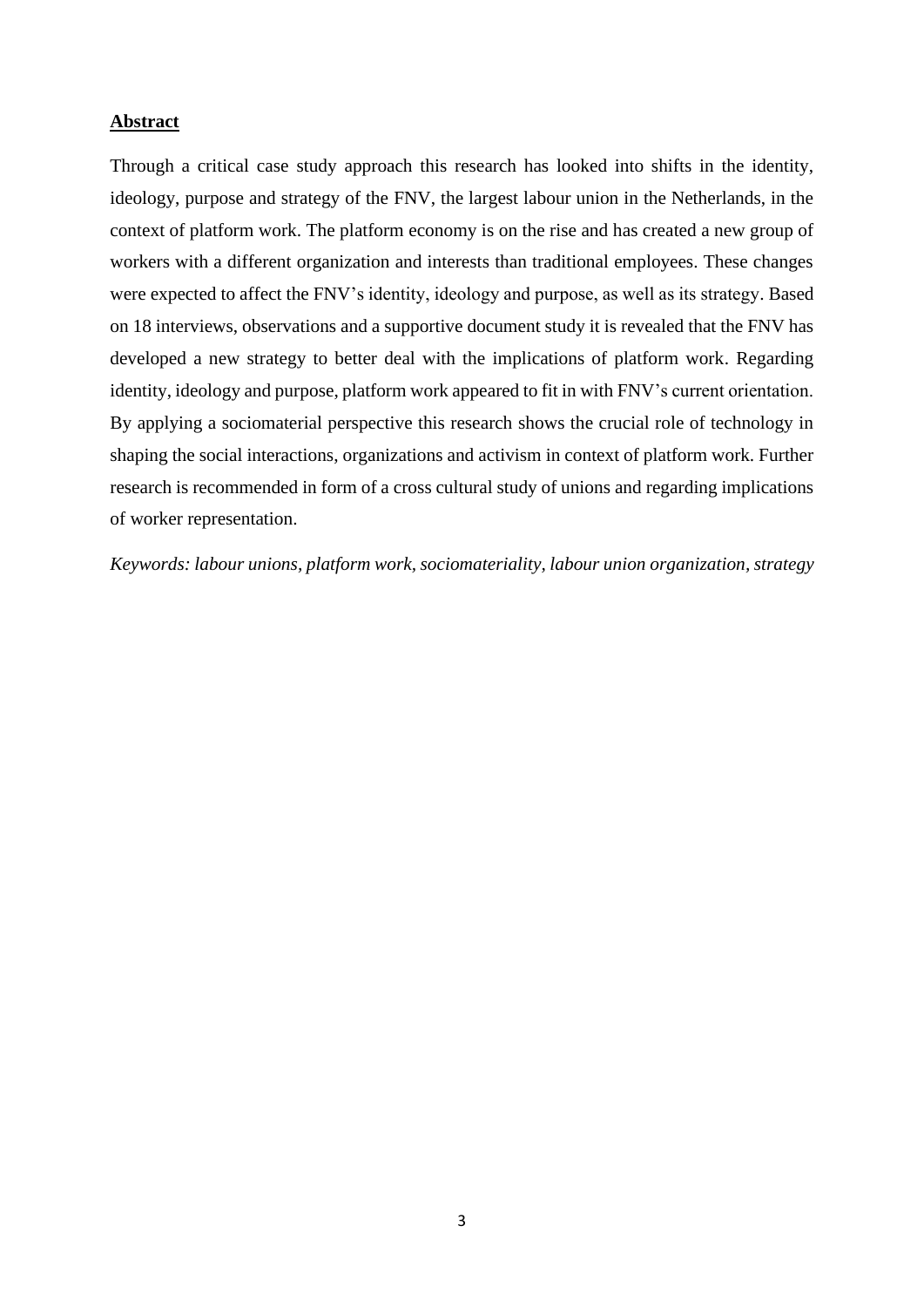## Abstract

Through a critical case study approach this research has looked into shifts in the identity, ideology, purpose and strategy of the FNV, the largest labour union in the Netherlands, in the context of platform work. The platform economy is on the rise and has created a new group of workers with a different organization and interests than traditional employees. These changes were expected to affect the FNV's identity, ideology and purpose, as well as its strategy. Based on 18 interviews, observations and a supportive document study it is revealed that the FNV has developed a new strategy to better deal with the implications of platform work. Regarding identity, ideology and purpose, platform work appeared to fit in with FNV's current orientation. By applying a sociomaterial perspective this research shows the crucial role of technology in shaping the social interactions, organizations and activism in context of platform work. Further research is recommended in form of a cross cultural study of unions and regarding implications of worker representation.

*Keywords: labour unions, platform work, sociomateriality, labour union organization, strategy*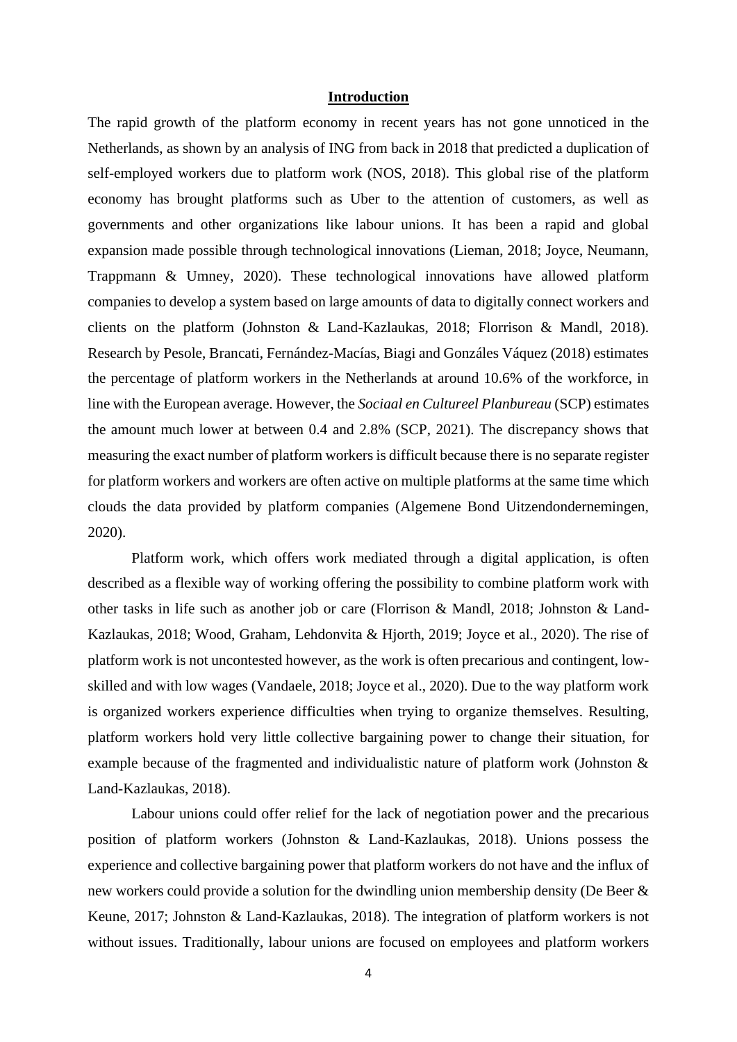# Introduction

The rapid growth of the platform economy in recent years has not gone unnoticed in the Netherlands, as shown by an analysis of ING from back in 2018 that predicted a duplication of self-employed workers due to platform work (NOS, 2018). This global rise of the platform economy has brought platforms such as Uber to the attention of customers, as well as governments and other organizations like labour unions. It has been a rapid and global expansion made possible through technological innovations (Lieman, 2018; Joyce, Neumann, Trappmann & Umney, 2020). These technological innovations have allowed platform companies to develop a system based on large amounts of data to digitally connect workers and clients on the platform (Johnston & Land-Kazlaukas, 2018; Florrison & Mandl, 2018). Research by Pesole, Brancati, Fernández-Macías, Biagi and Gonzáles Váquez (2018) estimates the percentage of platform workers in the Netherlands at around 10.6% of the workforce, in line with the European average. However, the *Sociaal en Cultureel Planbureau* (SCP) estimates the amount much lower at between 0.4 and 2.8% (SCP, 2021). The discrepancy shows that measuring the exact number of platform workers is difficult because there is no separate register for platform workers and workers are often active on multiple platforms at the same time which clouds the data provided by platform companies (Algemene Bond Uitzendondernemingen, 2020).

Platform work, which offers work mediated through a digital application, is often described as a flexible way of working offering the possibility to combine platform work with other tasks in life such as another job or care (Florrison & Mandl, 2018; Johnston & Land-Kazlaukas, 2018; Wood, Graham, Lehdonvita & Hjorth, 2019; Joyce et al., 2020). The rise of platform work is not uncontested however, as the work is often precarious and contingent, low-skilled and with low wages (Vandaele, 2018; Joyce et al., 2020). Due to the way platform work is organized workers experience difficulties when trying to organize themselves. Resulting, platform workers hold very little collective bargaining power to change their situation, for example because of the fragmented and individualistic nature of platform work (Johnston & Land-Kazlaukas, 2018).

Labour unions could offer relief for the lack of negotiation power and the precarious position of platform workers (Johnston & Land-Kazlaukas, 2018). Unions possess the experience and collective bargaining power that platform workers do not have and the influx of new workers could provide a solution for the dwindling union membership density (De Beer & Keune, 2017; Johnston & Land-Kazlaukas, 2018). The integration of platform workers is not without issues. Traditionally, labour unions are focused on employees and platform workers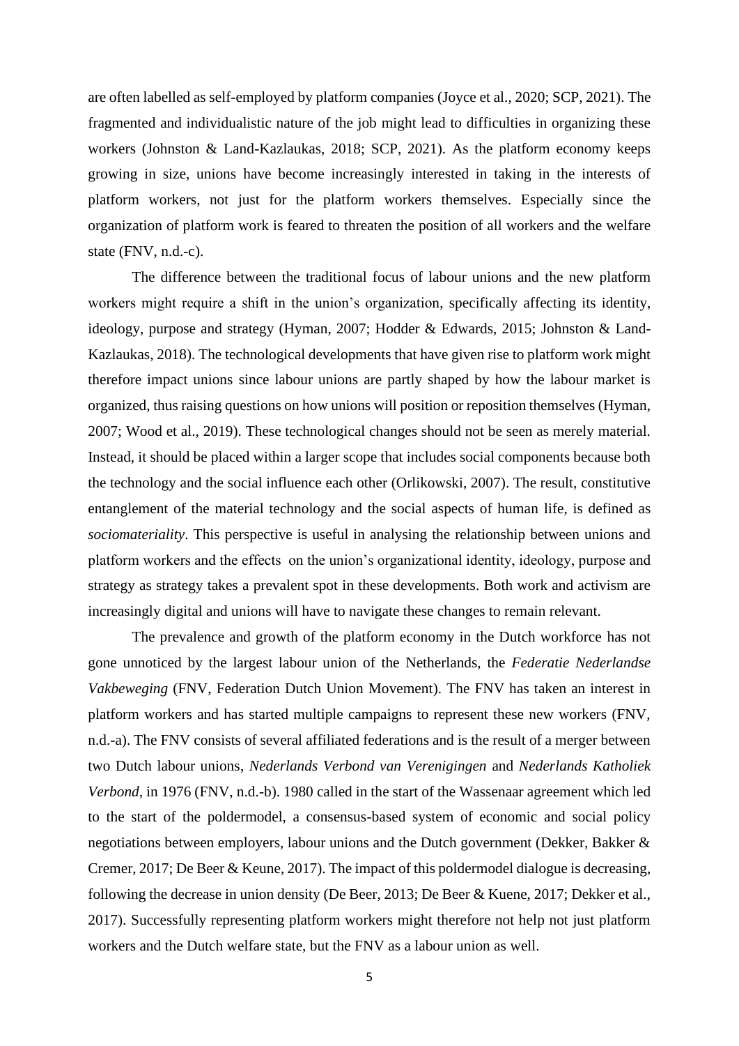are often labelled as self-employed by platform companies (Joyce et al., 2020; SCP, 2021). The fragmented and individualistic nature of the job might lead to difficulties in organizing these workers (Johnston & Land-Kazlaukas, 2018; SCP, 2021). As the platform economy keeps growing in size, unions have become increasingly interested in taking in the interests of platform workers, not just for the platform workers themselves. Especially since the organization of platform work is feared to threaten the position of all workers and the welfare state (FNV, n.d.-c).

The difference between the traditional focus of labour unions and the new platform workers might require a shift in the union's organization, specifically affecting its identity, ideology, purpose and strategy (Hyman, 2007; Hodder & Edwards, 2015; Johnston & Land-Kazlaukas, 2018). The technological developments that have given rise to platform work might therefore impact unions since labour unions are partly shaped by how the labour market is organized, thus raising questions on how unions will position or reposition themselves (Hyman, 2007; Wood et al., 2019). These technological changes should not be seen as merely material. Instead, it should be placed within a larger scope that includes social components because both the technology and the social influence each other (Orlikowski, 2007). The result, constitutive entanglement of the material technology and the social aspects of human life, is defined as *sociomateriality*. This perspective is useful in analysing the relationship between unions and platform workers and the effects on the union's organizational identity, ideology, purpose and strategy as strategy takes a prevalent spot in these developments. Both work and activism are increasingly digital and unions will have to navigate these changes to remain relevant.

The prevalence and growth of the platform economy in the Dutch workforce has not gone unnoticed by the largest labour union of the Netherlands, the *Federatie Nederlandse Vakbeweging* (FNV, Federation Dutch Union Movement). The FNV has taken an interest in platform workers and has started multiple campaigns to represent these new workers (FNV, n.d.-a). The FNV consists of several affiliated federations and is the result of a merger between two Dutch labour unions, *Nederlands Verbond van Verenigingen* and *Nederlands Katholiek Verbond*, in 1976 (FNV, n.d.-b). 1980 called in the start of the Wassenaar agreement which led to the start of the poldermodel, a consensus-based system of economic and social policy negotiations between employers, labour unions and the Dutch government (Dekker, Bakker & Cremer, 2017; De Beer & Keune, 2017). The impact of this poldermodel dialogue is decreasing, following the decrease in union density (De Beer, 2013; De Beer & Kuene, 2017; Dekker et al., 2017). Successfully representing platform workers might therefore not help not just platform workers and the Dutch welfare state, but the FNV as a labour union as well.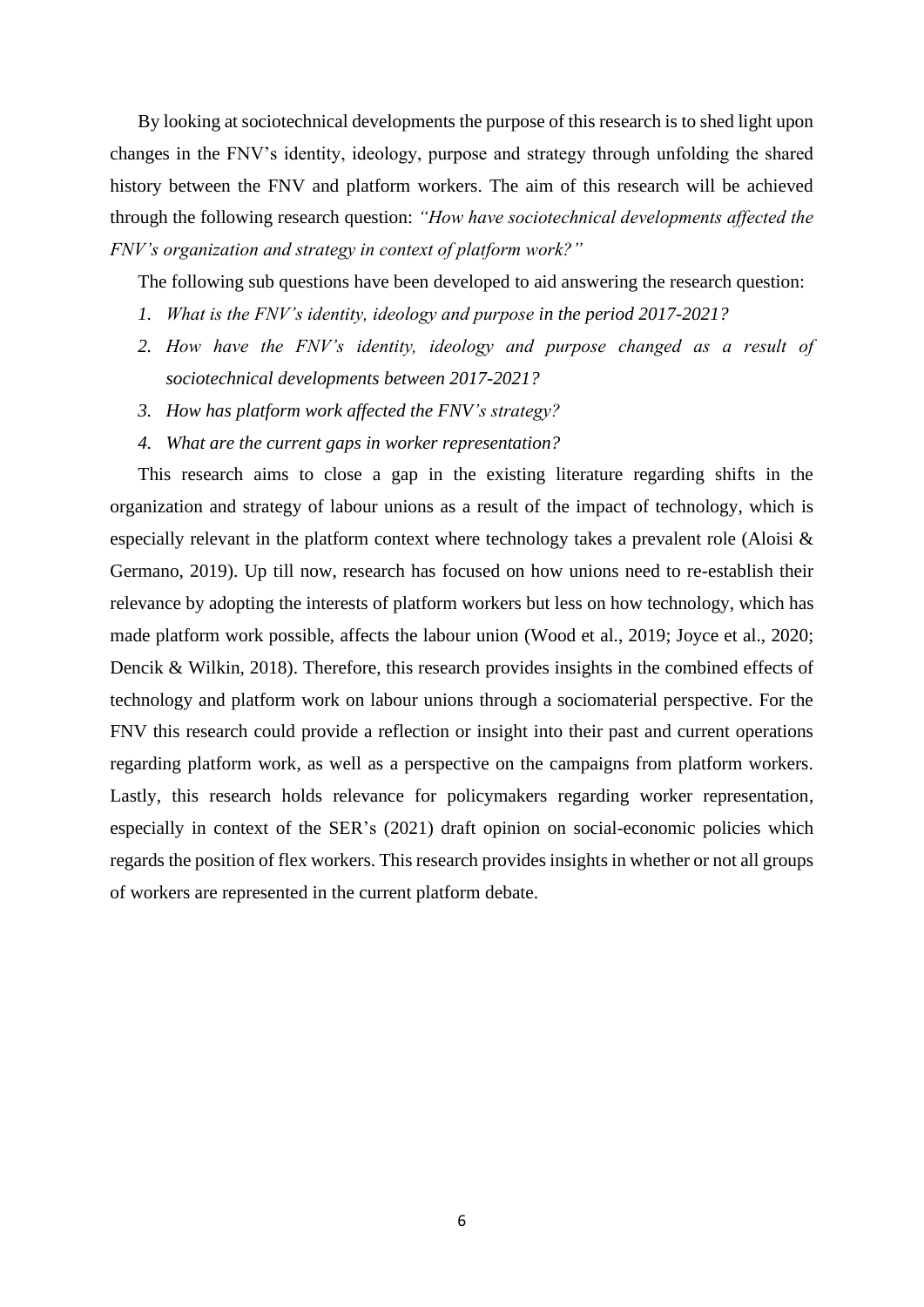By looking at sociotechnical developments the purpose of this research is to shed light upon changes in the FNV's identity, ideology, purpose and strategy through unfolding the shared history between the FNV and platform workers. The aim of this research will be achieved through the following research question: *"How have sociotechnical developments affected the FNV's organization and strategy in context of platform work?"*

The following sub questions have been developed to aid answering the research question:

1. *What is the FNV's identity, ideology and purpose in the period 2017-2021?*
2. *How have the FNV's identity, ideology and purpose changed as a result of sociotechnical developments between 2017-2021?*
3. *How has platform work affected the FNV's strategy?*
4. *What are the current gaps in worker representation?*

This research aims to close a gap in the existing literature regarding shifts in the organization and strategy of labour unions as a result of the impact of technology, which is especially relevant in the platform context where technology takes a prevalent role (Aloisi & Germano, 2019). Up till now, research has focused on how unions need to re-establish their relevance by adopting the interests of platform workers but less on how technology, which has made platform work possible, affects the labour union (Wood et al., 2019; Joyce et al., 2020; Dencik & Wilkin, 2018). Therefore, this research provides insights in the combined effects of technology and platform work on labour unions through a sociomaterial perspective. For the FNV this research could provide a reflection or insight into their past and current operations regarding platform work, as well as a perspective on the campaigns from platform workers. Lastly, this research holds relevance for policymakers regarding worker representation, especially in context of the SER's (2021) draft opinion on social-economic policies which regards the position of flex workers. This research provides insights in whether or not all groups of workers are represented in the current platform debate.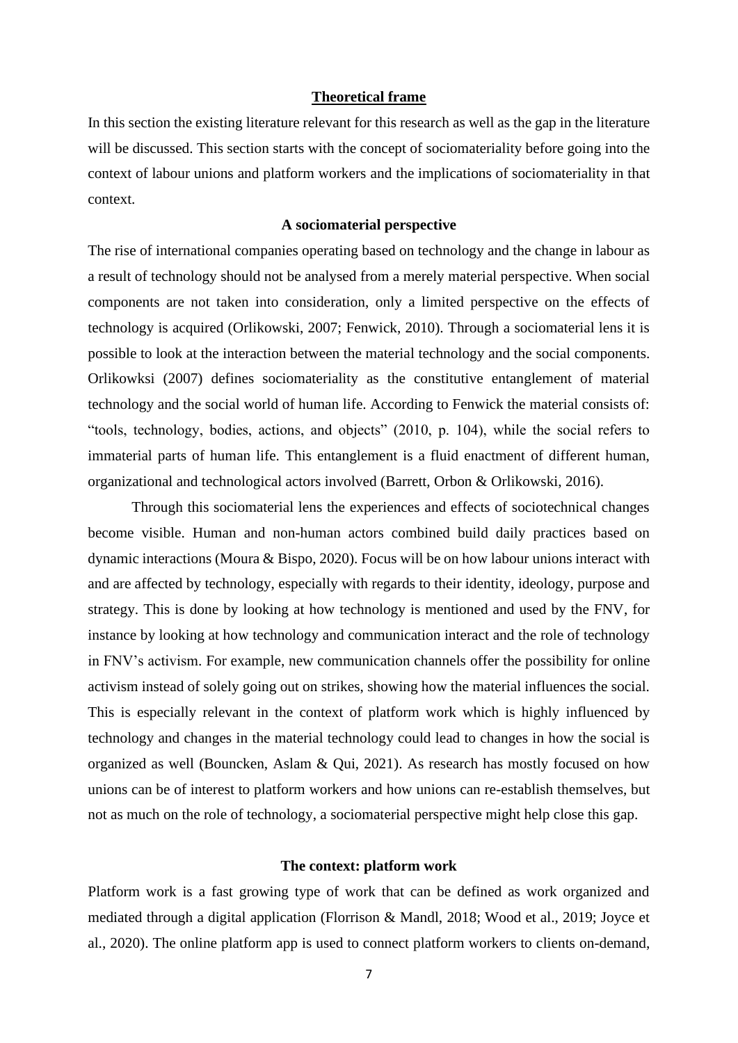## Theoretical frame

In this section the existing literature relevant for this research as well as the gap in the literature will be discussed. This section starts with the concept of sociomateriality before going into the context of labour unions and platform workers and the implications of sociomateriality in that context.

### A sociomaterial perspective

The rise of international companies operating based on technology and the change in labour as a result of technology should not be analysed from a merely material perspective. When social components are not taken into consideration, only a limited perspective on the effects of technology is acquired (Orlikowski, 2007; Fenwick, 2010). Through a sociomaterial lens it is possible to look at the interaction between the material technology and the social components. Orlikowksi (2007) defines sociomateriality as the constitutive entanglement of material technology and the social world of human life. According to Fenwick the material consists of: "tools, technology, bodies, actions, and objects" (2010, p. 104), while the social refers to immaterial parts of human life. This entanglement is a fluid enactment of different human, organizational and technological actors involved (Barrett, Orbon & Orlikowski, 2016).

Through this sociomaterial lens the experiences and effects of sociotechnical changes become visible. Human and non-human actors combined build daily practices based on dynamic interactions (Moura & Bispo, 2020). Focus will be on how labour unions interact with and are affected by technology, especially with regards to their identity, ideology, purpose and strategy. This is done by looking at how technology is mentioned and used by the FNV, for instance by looking at how technology and communication interact and the role of technology in FNV's activism. For example, new communication channels offer the possibility for online activism instead of solely going out on strikes, showing how the material influences the social. This is especially relevant in the context of platform work which is highly influenced by technology and changes in the material technology could lead to changes in how the social is organized as well (Bouncken, Aslam & Qui, 2021). As research has mostly focused on how unions can be of interest to platform workers and how unions can re-establish themselves, but not as much on the role of technology, a sociomaterial perspective might help close this gap.

### The context: platform work

Platform work is a fast growing type of work that can be defined as work organized and mediated through a digital application (Florrison & Mandl, 2018; Wood et al., 2019; Joyce et al., 2020). The online platform app is used to connect platform workers to clients on-demand,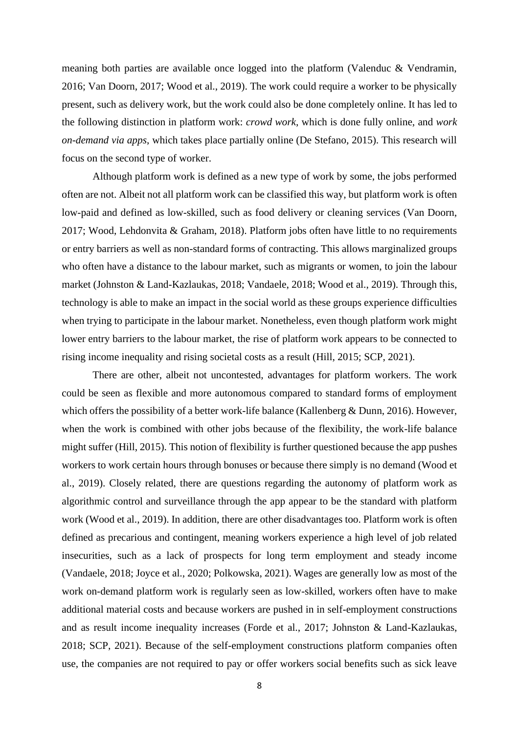meaning both parties are available once logged into the platform (Valenduc & Vendramin, 2016; Van Doorn, 2017; Wood et al., 2019). The work could require a worker to be physically present, such as delivery work, but the work could also be done completely online. It has led to the following distinction in platform work: *crowd work*, which is done fully online, and *work on-demand via apps*, which takes place partially online (De Stefano, 2015). This research will focus on the second type of worker.

Although platform work is defined as a new type of work by some, the jobs performed often are not. Albeit not all platform work can be classified this way, but platform work is often low-paid and defined as low-skilled, such as food delivery or cleaning services (Van Doorn, 2017; Wood, Lehdonvita & Graham, 2018). Platform jobs often have little to no requirements or entry barriers as well as non-standard forms of contracting. This allows marginalized groups who often have a distance to the labour market, such as migrants or women, to join the labour market (Johnston & Land-Kazlaukas, 2018; Vandaele, 2018; Wood et al., 2019). Through this, technology is able to make an impact in the social world as these groups experience difficulties when trying to participate in the labour market. Nonetheless, even though platform work might lower entry barriers to the labour market, the rise of platform work appears to be connected to rising income inequality and rising societal costs as a result (Hill, 2015; SCP, 2021).

There are other, albeit not uncontested, advantages for platform workers. The work could be seen as flexible and more autonomous compared to standard forms of employment which offers the possibility of a better work-life balance (Kallenberg & Dunn, 2016). However, when the work is combined with other jobs because of the flexibility, the work-life balance might suffer (Hill, 2015). This notion of flexibility is further questioned because the app pushes workers to work certain hours through bonuses or because there simply is no demand (Wood et al., 2019). Closely related, there are questions regarding the autonomy of platform work as algorithmic control and surveillance through the app appear to be the standard with platform work (Wood et al., 2019). In addition, there are other disadvantages too. Platform work is often defined as precarious and contingent, meaning workers experience a high level of job related insecurities, such as a lack of prospects for long term employment and steady income (Vandaele, 2018; Joyce et al., 2020; Polkowska, 2021). Wages are generally low as most of the work on-demand platform work is regularly seen as low-skilled, workers often have to make additional material costs and because workers are pushed in in self-employment constructions and as result income inequality increases (Forde et al., 2017; Johnston & Land-Kazlaukas, 2018; SCP, 2021). Because of the self-employment constructions platform companies often use, the companies are not required to pay or offer workers social benefits such as sick leave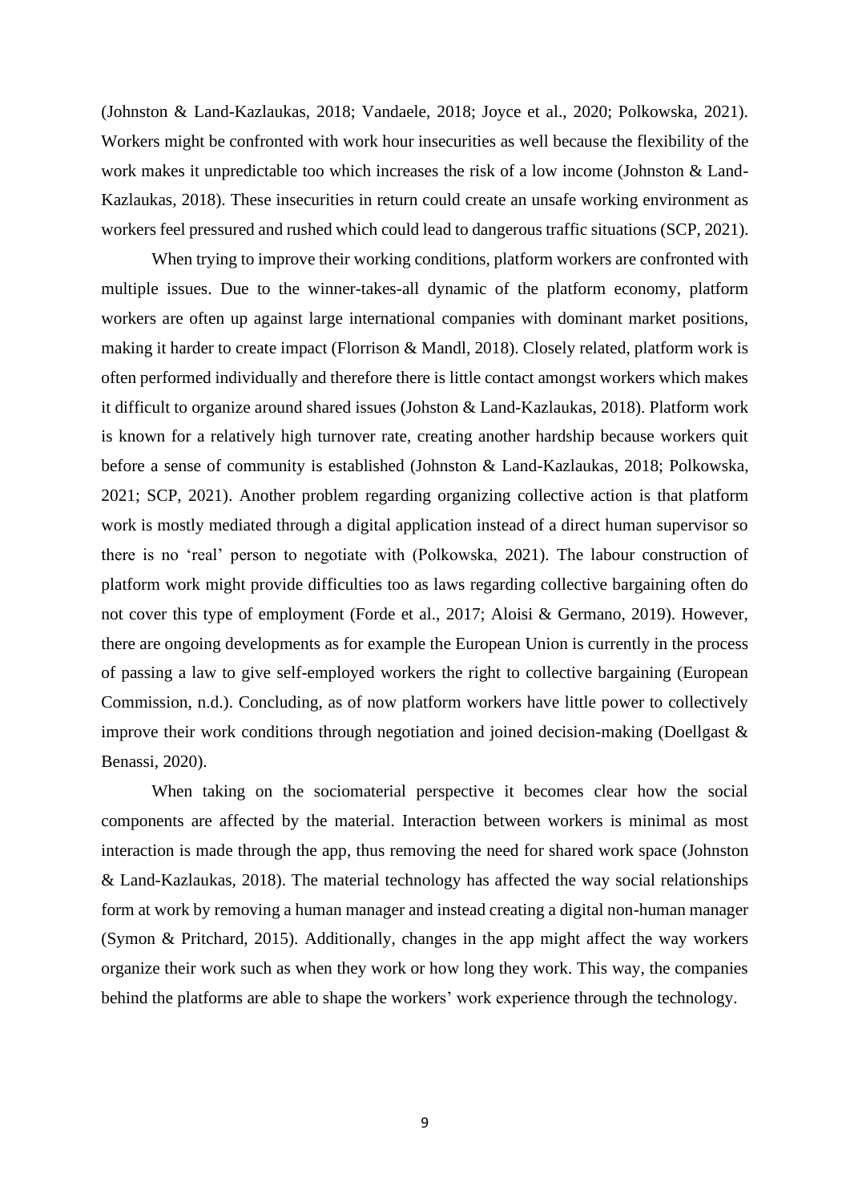(Johnston & Land-Kazlaukas, 2018; Vandaele, 2018; Joyce et al., 2020; Polkowska, 2021). Workers might be confronted with work hour insecurities as well because the flexibility of the work makes it unpredictable too which increases the risk of a low income (Johnston & Land-Kazlaukas, 2018). These insecurities in return could create an unsafe working environment as workers feel pressured and rushed which could lead to dangerous traffic situations (SCP, 2021).

When trying to improve their working conditions, platform workers are confronted with multiple issues. Due to the winner-takes-all dynamic of the platform economy, platform workers are often up against large international companies with dominant market positions, making it harder to create impact (Florrison & Mandl, 2018). Closely related, platform work is often performed individually and therefore there is little contact amongst workers which makes it difficult to organize around shared issues (Johston & Land-Kazlaukas, 2018). Platform work is known for a relatively high turnover rate, creating another hardship because workers quit before a sense of community is established (Johnston & Land-Kazlaukas, 2018; Polkowska, 2021; SCP, 2021). Another problem regarding organizing collective action is that platform work is mostly mediated through a digital application instead of a direct human supervisor so there is no 'real' person to negotiate with (Polkowska, 2021). The labour construction of platform work might provide difficulties too as laws regarding collective bargaining often do not cover this type of employment (Forde et al., 2017; Aloisi & Germano, 2019). However, there are ongoing developments as for example the European Union is currently in the process of passing a law to give self-employed workers the right to collective bargaining (European Commission, n.d.). Concluding, as of now platform workers have little power to collectively improve their work conditions through negotiation and joined decision-making (Doellgast & Benassi, 2020).

When taking on the sociomaterial perspective it becomes clear how the social components are affected by the material. Interaction between workers is minimal as most interaction is made through the app, thus removing the need for shared work space (Johnston & Land-Kazlaukas, 2018). The material technology has affected the way social relationships form at work by removing a human manager and instead creating a digital non-human manager (Symon & Pritchard, 2015). Additionally, changes in the app might affect the way workers organize their work such as when they work or how long they work. This way, the companies behind the platforms are able to shape the workers' work experience through the technology.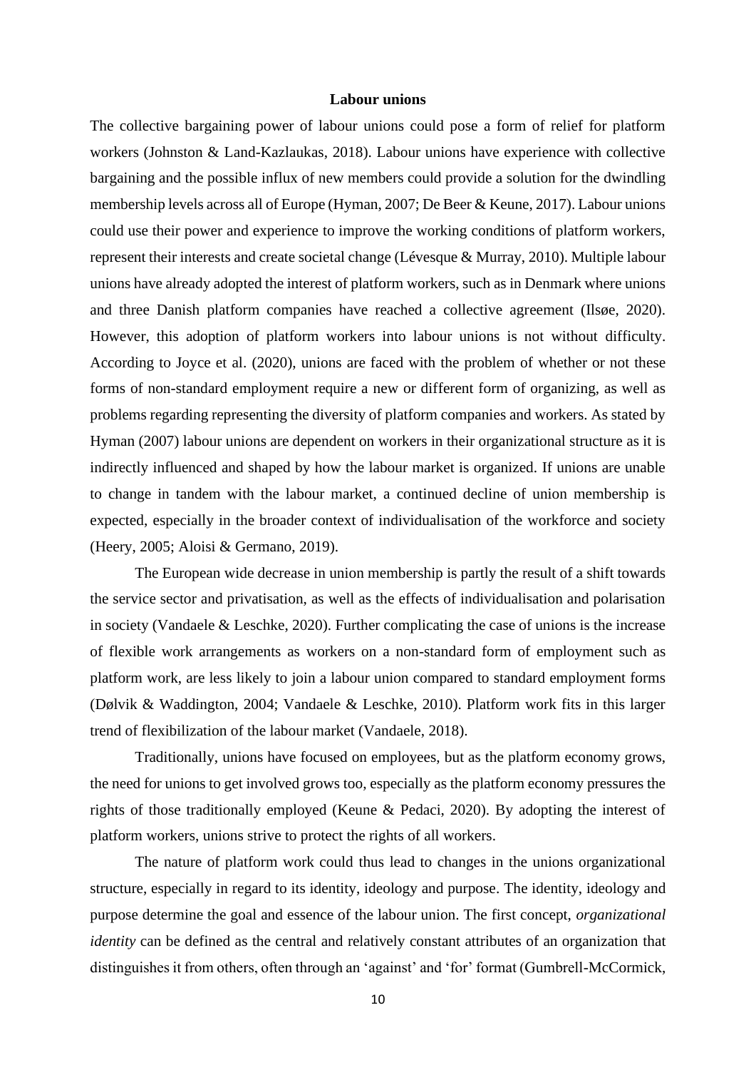## Labour unions

The collective bargaining power of labour unions could pose a form of relief for platform workers (Johnston & Land-Kazlaukas, 2018). Labour unions have experience with collective bargaining and the possible influx of new members could provide a solution for the dwindling membership levels across all of Europe (Hyman, 2007; De Beer & Keune, 2017). Labour unions could use their power and experience to improve the working conditions of platform workers, represent their interests and create societal change (Lévesque & Murray, 2010). Multiple labour unions have already adopted the interest of platform workers, such as in Denmark where unions and three Danish platform companies have reached a collective agreement (Ilsøe, 2020). However, this adoption of platform workers into labour unions is not without difficulty. According to Joyce et al. (2020), unions are faced with the problem of whether or not these forms of non-standard employment require a new or different form of organizing, as well as problems regarding representing the diversity of platform companies and workers. As stated by Hyman (2007) labour unions are dependent on workers in their organizational structure as it is indirectly influenced and shaped by how the labour market is organized. If unions are unable to change in tandem with the labour market, a continued decline of union membership is expected, especially in the broader context of individualisation of the workforce and society (Heery, 2005; Aloisi & Germano, 2019).

The European wide decrease in union membership is partly the result of a shift towards the service sector and privatisation, as well as the effects of individualisation and polarisation in society (Vandaele & Leschke, 2020). Further complicating the case of unions is the increase of flexible work arrangements as workers on a non-standard form of employment such as platform work, are less likely to join a labour union compared to standard employment forms (Dølvik & Waddington, 2004; Vandaele & Leschke, 2010). Platform work fits in this larger trend of flexibilization of the labour market (Vandaele, 2018).

Traditionally, unions have focused on employees, but as the platform economy grows, the need for unions to get involved grows too, especially as the platform economy pressures the rights of those traditionally employed (Keune & Pedaci, 2020). By adopting the interest of platform workers, unions strive to protect the rights of all workers.

The nature of platform work could thus lead to changes in the unions organizational structure, especially in regard to its identity, ideology and purpose. The identity, ideology and purpose determine the goal and essence of the labour union. The first concept, *organizational identity* can be defined as the central and relatively constant attributes of an organization that distinguishes it from others, often through an 'against' and 'for' format (Gumbrell-McCormick,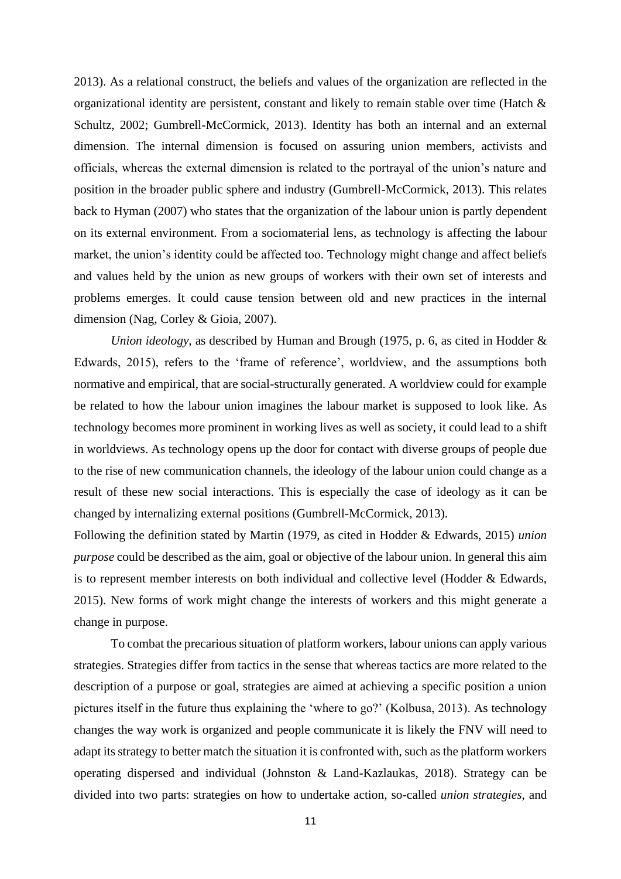2013). As a relational construct, the beliefs and values of the organization are reflected in the organizational identity are persistent, constant and likely to remain stable over time (Hatch & Schultz, 2002; Gumbrell-McCormick, 2013). Identity has both an internal and an external dimension. The internal dimension is focused on assuring union members, activists and officials, whereas the external dimension is related to the portrayal of the union's nature and position in the broader public sphere and industry (Gumbrell-McCormick, 2013). This relates back to Hyman (2007) who states that the organization of the labour union is partly dependent on its external environment. From a sociomaterial lens, as technology is affecting the labour market, the union's identity could be affected too. Technology might change and affect beliefs and values held by the union as new groups of workers with their own set of interests and problems emerges. It could cause tension between old and new practices in the internal dimension (Nag, Corley & Gioia, 2007).

*Union ideology*, as described by Human and Brough (1975, p. 6, as cited in Hodder & Edwards, 2015), refers to the 'frame of reference', worldview, and the assumptions both normative and empirical, that are social-structurally generated. A worldview could for example be related to how the labour union imagines the labour market is supposed to look like. As technology becomes more prominent in working lives as well as society, it could lead to a shift in worldviews. As technology opens up the door for contact with diverse groups of people due to the rise of new communication channels, the ideology of the labour union could change as a result of these new social interactions. This is especially the case of ideology as it can be changed by internalizing external positions (Gumbrell-McCormick, 2013).

Following the definition stated by Martin (1979, as cited in Hodder & Edwards, 2015) *union purpose* could be described as the aim, goal or objective of the labour union. In general this aim is to represent member interests on both individual and collective level (Hodder & Edwards, 2015). New forms of work might change the interests of workers and this might generate a change in purpose.

To combat the precarious situation of platform workers, labour unions can apply various strategies. Strategies differ from tactics in the sense that whereas tactics are more related to the description of a purpose or goal, strategies are aimed at achieving a specific position a union pictures itself in the future thus explaining the 'where to go?' (Kolbusa, 2013). As technology changes the way work is organized and people communicate it is likely the FNV will need to adapt its strategy to better match the situation it is confronted with, such as the platform workers operating dispersed and individual (Johnston & Land-Kazlaukas, 2018). Strategy can be divided into two parts: strategies on how to undertake action, so-called *union strategies*, and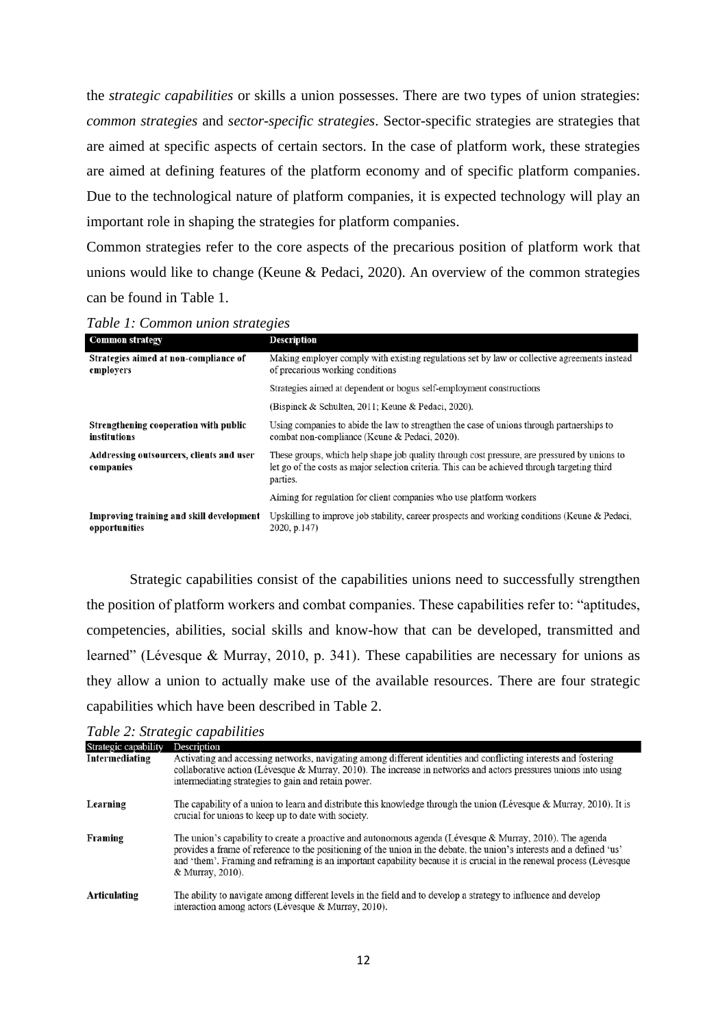the *strategic capabilities* or skills a union possesses. There are two types of union strategies: *common strategies* and *sector-specific strategies*. Sector-specific strategies are strategies that are aimed at specific aspects of certain sectors. In the case of platform work, these strategies are aimed at defining features of the platform economy and of specific platform companies. Due to the technological nature of platform companies, it is expected technology will play an important role in shaping the strategies for platform companies.

Common strategies refer to the core aspects of the precarious position of platform work that unions would like to change (Keune & Pedaci, 2020). An overview of the common strategies can be found in Table 1.

*Table 1: Common union strategies*

| Common strategy | Description |
|---|---|
| **Strategies aimed at non-compliance of employers** | Making employer comply with existing regulations set by law or collective agreements instead of precarious working conditions |
| | Strategies aimed at dependent or bogus self-employment constructions |
| | (Bispinck & Schulten, 2011; Keune & Pedaci, 2020). |
| **Strengthening cooperation with public institutions** | Using companies to abide the law to strengthen the case of unions through partnerships to combat non-compliance (Keune & Pedaci, 2020). |
| **Addressing outsourcers, clients and user companies** | These groups, which help shape job quality through cost pressure, are pressured by unions to let go of the costs as major selection criteria. This can be achieved through targeting third parties. |
| | Aiming for regulation for client companies who use platform workers |
| **Improving training and skill development opportunities** | Upskilling to improve job stability, career prospects and working conditions (Keune & Pedaci, 2020, p.147) |

Strategic capabilities consist of the capabilities unions need to successfully strengthen the position of platform workers and combat companies. These capabilities refer to: "aptitudes, competencies, abilities, social skills and know-how that can be developed, transmitted and learned" (Lévesque & Murray, 2010, p. 341). These capabilities are necessary for unions as they allow a union to actually make use of the available resources. There are four strategic capabilities which have been described in Table 2.

*Table 2: Strategic capabilities*

| Strategic capability | Description |
|---|---|
| **Intermediating** | Activating and accessing networks, navigating among different identities and conflicting interests and fostering collaborative action (Lévesque & Murray, 2010). The increase in networks and actors pressures unions into using intermediating strategies to gain and retain power. |
| **Learning** | The capability of a union to learn and distribute this knowledge through the union (Lévesque & Murray, 2010). It is crucial for unions to keep up to date with society. |
| **Framing** | The union's capability to create a proactive and autonomous agenda (Lévesque & Murray, 2010). The agenda provides a frame of reference to the positioning of the union in the debate, the union's interests and a defined 'us' and 'them'. Framing and reframing is an important capability because it is crucial in the renewal process (Lévesque & Murray, 2010). |
| **Articulating** | The ability to navigate among different levels in the field and to develop a strategy to influence and develop interaction among actors (Lévesque & Murray, 2010). |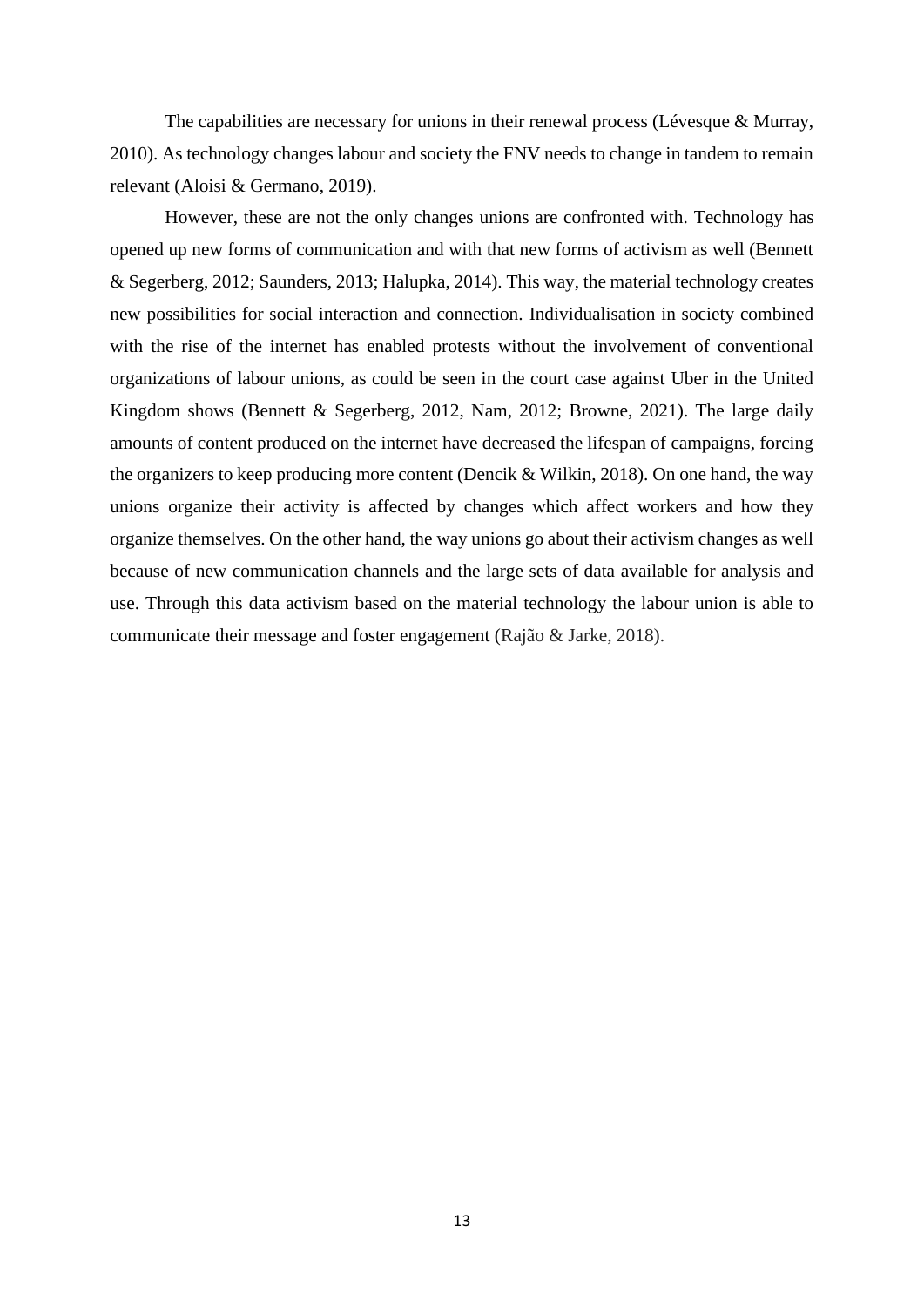The capabilities are necessary for unions in their renewal process (Lévesque & Murray, 2010). As technology changes labour and society the FNV needs to change in tandem to remain relevant (Aloisi & Germano, 2019).

However, these are not the only changes unions are confronted with. Technology has opened up new forms of communication and with that new forms of activism as well (Bennett & Segerberg, 2012; Saunders, 2013; Halupka, 2014). This way, the material technology creates new possibilities for social interaction and connection. Individualisation in society combined with the rise of the internet has enabled protests without the involvement of conventional organizations of labour unions, as could be seen in the court case against Uber in the United Kingdom shows (Bennett & Segerberg, 2012, Nam, 2012; Browne, 2021). The large daily amounts of content produced on the internet have decreased the lifespan of campaigns, forcing the organizers to keep producing more content (Dencik & Wilkin, 2018). On one hand, the way unions organize their activity is affected by changes which affect workers and how they organize themselves. On the other hand, the way unions go about their activism changes as well because of new communication channels and the large sets of data available for analysis and use. Through this data activism based on the material technology the labour union is able to communicate their message and foster engagement (Rajão & Jarke, 2018).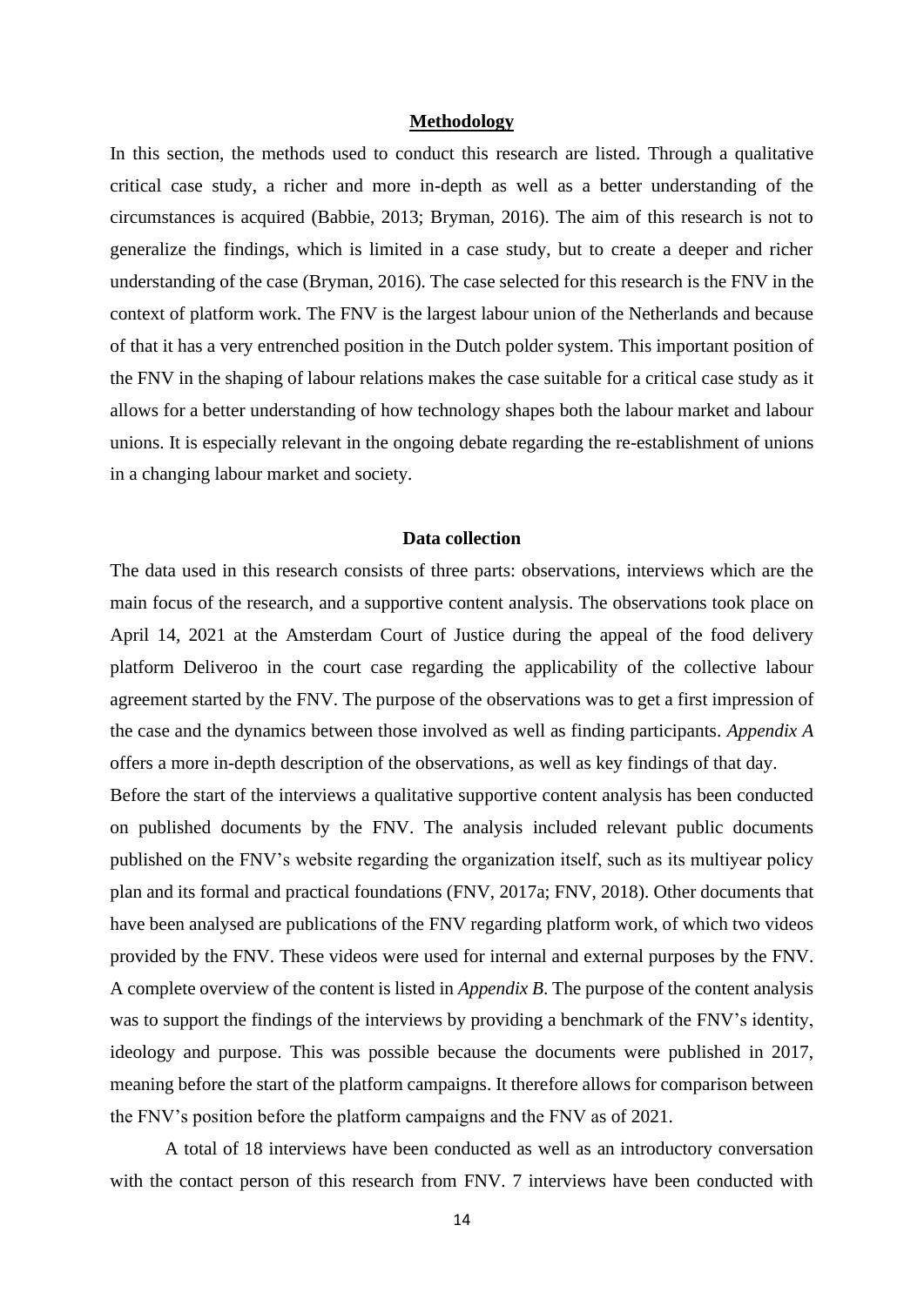## Methodology

In this section, the methods used to conduct this research are listed. Through a qualitative critical case study, a richer and more in-depth as well as a better understanding of the circumstances is acquired (Babbie, 2013; Bryman, 2016). The aim of this research is not to generalize the findings, which is limited in a case study, but to create a deeper and richer understanding of the case (Bryman, 2016). The case selected for this research is the FNV in the context of platform work. The FNV is the largest labour union of the Netherlands and because of that it has a very entrenched position in the Dutch polder system. This important position of the FNV in the shaping of labour relations makes the case suitable for a critical case study as it allows for a better understanding of how technology shapes both the labour market and labour unions. It is especially relevant in the ongoing debate regarding the re-establishment of unions in a changing labour market and society.

### Data collection

The data used in this research consists of three parts: observations, interviews which are the main focus of the research, and a supportive content analysis. The observations took place on April 14, 2021 at the Amsterdam Court of Justice during the appeal of the food delivery platform Deliveroo in the court case regarding the applicability of the collective labour agreement started by the FNV. The purpose of the observations was to get a first impression of the case and the dynamics between those involved as well as finding participants. *Appendix A* offers a more in-depth description of the observations, as well as key findings of that day.

Before the start of the interviews a qualitative supportive content analysis has been conducted on published documents by the FNV. The analysis included relevant public documents published on the FNV's website regarding the organization itself, such as its multiyear policy plan and its formal and practical foundations (FNV, 2017a; FNV, 2018). Other documents that have been analysed are publications of the FNV regarding platform work, of which two videos provided by the FNV. These videos were used for internal and external purposes by the FNV. A complete overview of the content is listed in *Appendix B*. The purpose of the content analysis was to support the findings of the interviews by providing a benchmark of the FNV's identity, ideology and purpose. This was possible because the documents were published in 2017, meaning before the start of the platform campaigns. It therefore allows for comparison between the FNV's position before the platform campaigns and the FNV as of 2021.

A total of 18 interviews have been conducted as well as an introductory conversation with the contact person of this research from FNV. 7 interviews have been conducted with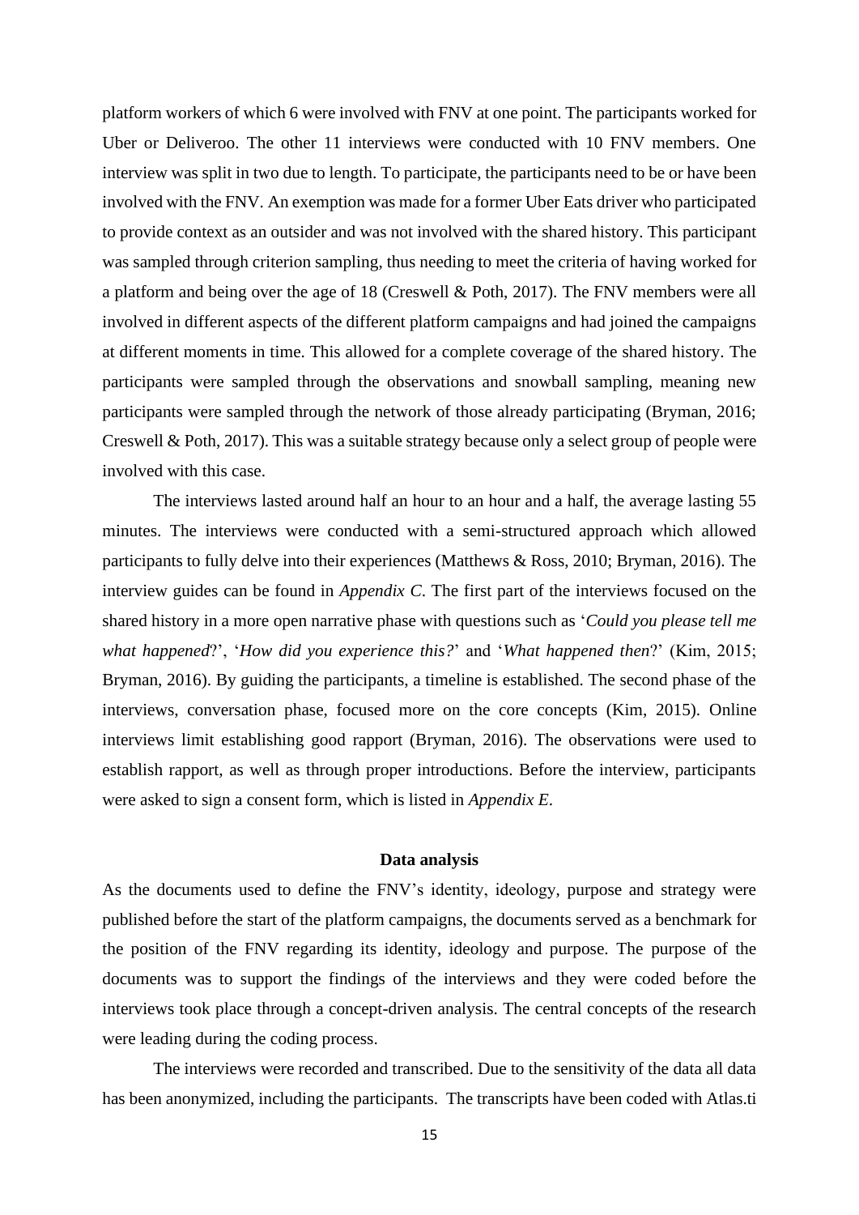platform workers of which 6 were involved with FNV at one point. The participants worked for Uber or Deliveroo. The other 11 interviews were conducted with 10 FNV members. One interview was split in two due to length. To participate, the participants need to be or have been involved with the FNV. An exemption was made for a former Uber Eats driver who participated to provide context as an outsider and was not involved with the shared history. This participant was sampled through criterion sampling, thus needing to meet the criteria of having worked for a platform and being over the age of 18 (Creswell & Poth, 2017). The FNV members were all involved in different aspects of the different platform campaigns and had joined the campaigns at different moments in time. This allowed for a complete coverage of the shared history. The participants were sampled through the observations and snowball sampling, meaning new participants were sampled through the network of those already participating (Bryman, 2016; Creswell & Poth, 2017). This was a suitable strategy because only a select group of people were involved with this case.

The interviews lasted around half an hour to an hour and a half, the average lasting 55 minutes. The interviews were conducted with a semi-structured approach which allowed participants to fully delve into their experiences (Matthews & Ross, 2010; Bryman, 2016). The interview guides can be found in *Appendix C*. The first part of the interviews focused on the shared history in a more open narrative phase with questions such as '*Could you please tell me what happened*?', '*How did you experience this?*' and '*What happened then*?' (Kim, 2015; Bryman, 2016). By guiding the participants, a timeline is established. The second phase of the interviews, conversation phase, focused more on the core concepts (Kim, 2015). Online interviews limit establishing good rapport (Bryman, 2016). The observations were used to establish rapport, as well as through proper introductions. Before the interview, participants were asked to sign a consent form, which is listed in *Appendix E*.

## Data analysis

As the documents used to define the FNV's identity, ideology, purpose and strategy were published before the start of the platform campaigns, the documents served as a benchmark for the position of the FNV regarding its identity, ideology and purpose. The purpose of the documents was to support the findings of the interviews and they were coded before the interviews took place through a concept-driven analysis. The central concepts of the research were leading during the coding process.

The interviews were recorded and transcribed. Due to the sensitivity of the data all data has been anonymized, including the participants. The transcripts have been coded with Atlas.ti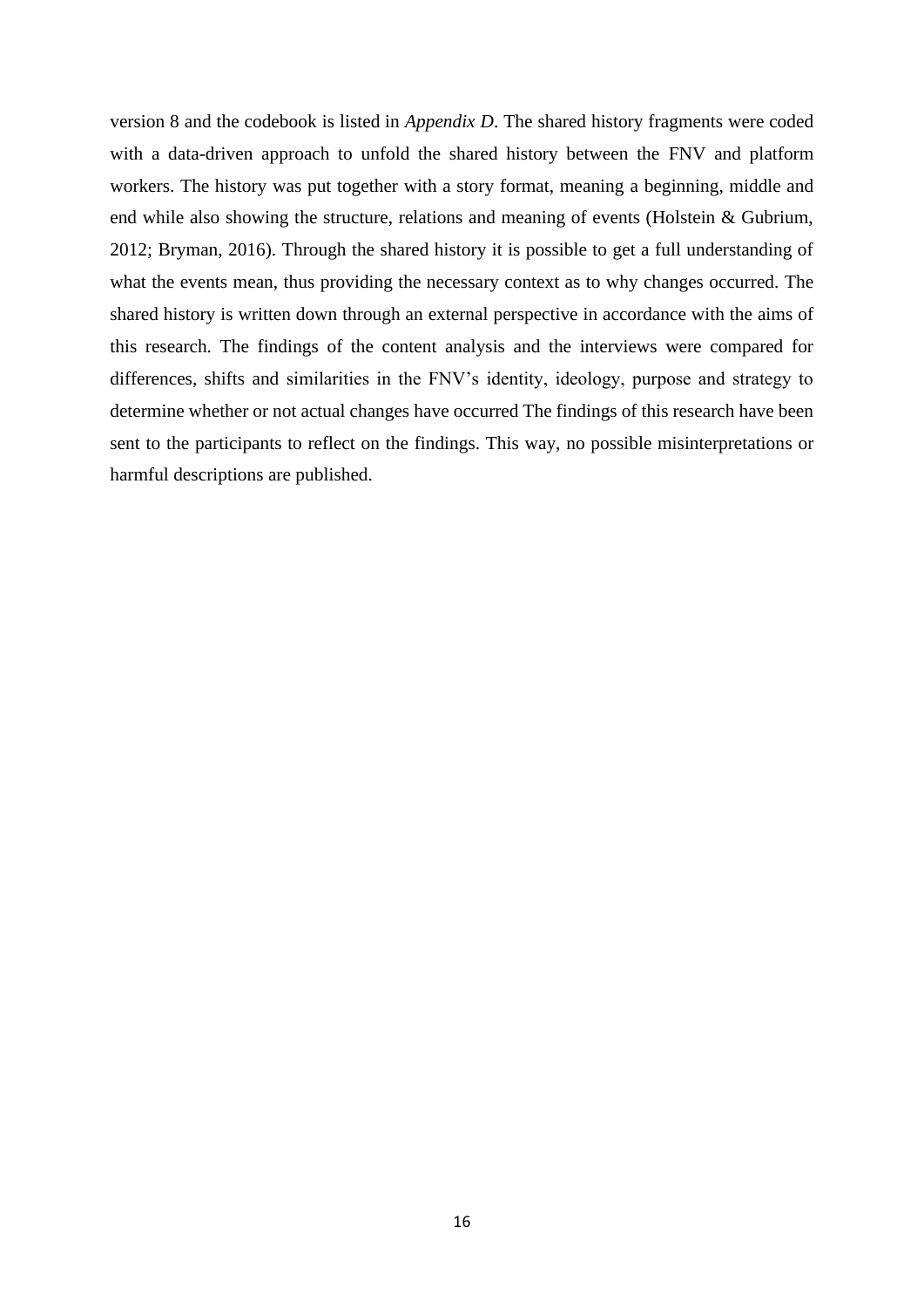version 8 and the codebook is listed in *Appendix D*. The shared history fragments were coded with a data-driven approach to unfold the shared history between the FNV and platform workers. The history was put together with a story format, meaning a beginning, middle and end while also showing the structure, relations and meaning of events (Holstein & Gubrium, 2012; Bryman, 2016). Through the shared history it is possible to get a full understanding of what the events mean, thus providing the necessary context as to why changes occurred. The shared history is written down through an external perspective in accordance with the aims of this research. The findings of the content analysis and the interviews were compared for differences, shifts and similarities in the FNV's identity, ideology, purpose and strategy to determine whether or not actual changes have occurred The findings of this research have been sent to the participants to reflect on the findings. This way, no possible misinterpretations or harmful descriptions are published.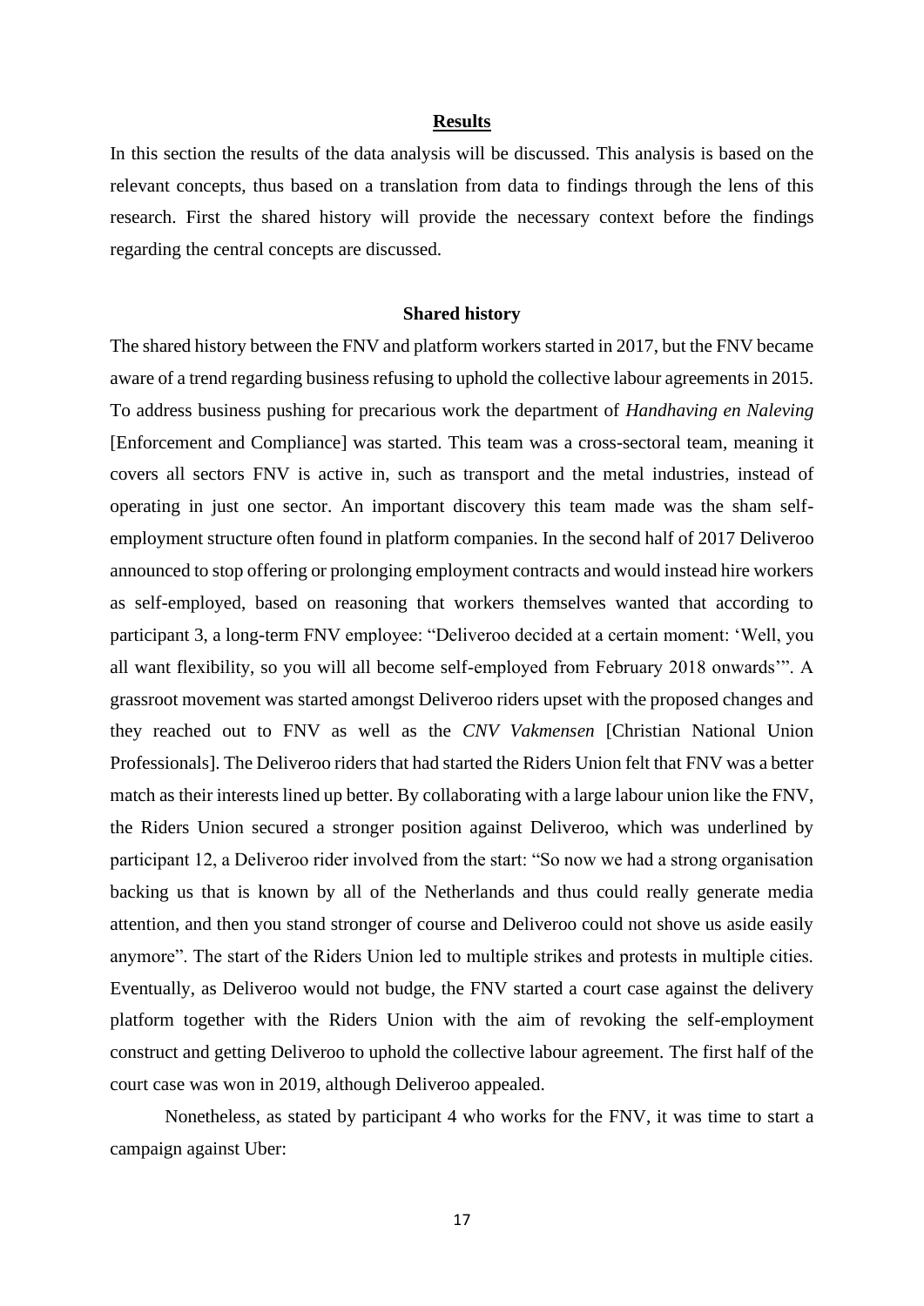## Results

In this section the results of the data analysis will be discussed. This analysis is based on the relevant concepts, thus based on a translation from data to findings through the lens of this research. First the shared history will provide the necessary context before the findings regarding the central concepts are discussed.

### Shared history

The shared history between the FNV and platform workers started in 2017, but the FNV became aware of a trend regarding business refusing to uphold the collective labour agreements in 2015. To address business pushing for precarious work the department of *Handhaving en Naleving* [Enforcement and Compliance] was started. This team was a cross-sectoral team, meaning it covers all sectors FNV is active in, such as transport and the metal industries, instead of operating in just one sector. An important discovery this team made was the sham self-employment structure often found in platform companies. In the second half of 2017 Deliveroo announced to stop offering or prolonging employment contracts and would instead hire workers as self-employed, based on reasoning that workers themselves wanted that according to participant 3, a long-term FNV employee: "Deliveroo decided at a certain moment: 'Well, you all want flexibility, so you will all become self-employed from February 2018 onwards'". A grassroot movement was started amongst Deliveroo riders upset with the proposed changes and they reached out to FNV as well as the *CNV Vakmensen* [Christian National Union Professionals]. The Deliveroo riders that had started the Riders Union felt that FNV was a better match as their interests lined up better. By collaborating with a large labour union like the FNV, the Riders Union secured a stronger position against Deliveroo, which was underlined by participant 12, a Deliveroo rider involved from the start: "So now we had a strong organisation backing us that is known by all of the Netherlands and thus could really generate media attention, and then you stand stronger of course and Deliveroo could not shove us aside easily anymore". The start of the Riders Union led to multiple strikes and protests in multiple cities. Eventually, as Deliveroo would not budge, the FNV started a court case against the delivery platform together with the Riders Union with the aim of revoking the self-employment construct and getting Deliveroo to uphold the collective labour agreement. The first half of the court case was won in 2019, although Deliveroo appealed.

Nonetheless, as stated by participant 4 who works for the FNV, it was time to start a campaign against Uber: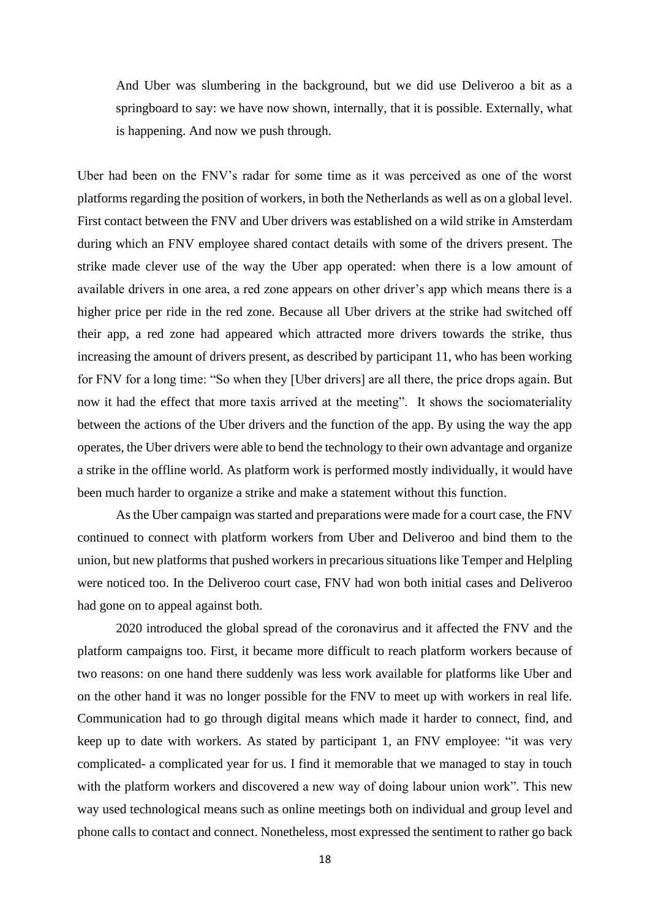> And Uber was slumbering in the background, but we did use Deliveroo a bit as a springboard to say: we have now shown, internally, that it is possible. Externally, what is happening. And now we push through.

Uber had been on the FNV's radar for some time as it was perceived as one of the worst platforms regarding the position of workers, in both the Netherlands as well as on a global level. First contact between the FNV and Uber drivers was established on a wild strike in Amsterdam during which an FNV employee shared contact details with some of the drivers present. The strike made clever use of the way the Uber app operated: when there is a low amount of available drivers in one area, a red zone appears on other driver's app which means there is a higher price per ride in the red zone. Because all Uber drivers at the strike had switched off their app, a red zone had appeared which attracted more drivers towards the strike, thus increasing the amount of drivers present, as described by participant 11, who has been working for FNV for a long time: "So when they [Uber drivers] are all there, the price drops again. But now it had the effect that more taxis arrived at the meeting". It shows the sociomateriality between the actions of the Uber drivers and the function of the app. By using the way the app operates, the Uber drivers were able to bend the technology to their own advantage and organize a strike in the offline world. As platform work is performed mostly individually, it would have been much harder to organize a strike and make a statement without this function.

As the Uber campaign was started and preparations were made for a court case, the FNV continued to connect with platform workers from Uber and Deliveroo and bind them to the union, but new platforms that pushed workers in precarious situations like Temper and Helpling were noticed too. In the Deliveroo court case, FNV had won both initial cases and Deliveroo had gone on to appeal against both.

2020 introduced the global spread of the coronavirus and it affected the FNV and the platform campaigns too. First, it became more difficult to reach platform workers because of two reasons: on one hand there suddenly was less work available for platforms like Uber and on the other hand it was no longer possible for the FNV to meet up with workers in real life. Communication had to go through digital means which made it harder to connect, find, and keep up to date with workers. As stated by participant 1, an FNV employee: "it was very complicated- a complicated year for us. I find it memorable that we managed to stay in touch with the platform workers and discovered a new way of doing labour union work". This new way used technological means such as online meetings both on individual and group level and phone calls to contact and connect. Nonetheless, most expressed the sentiment to rather go back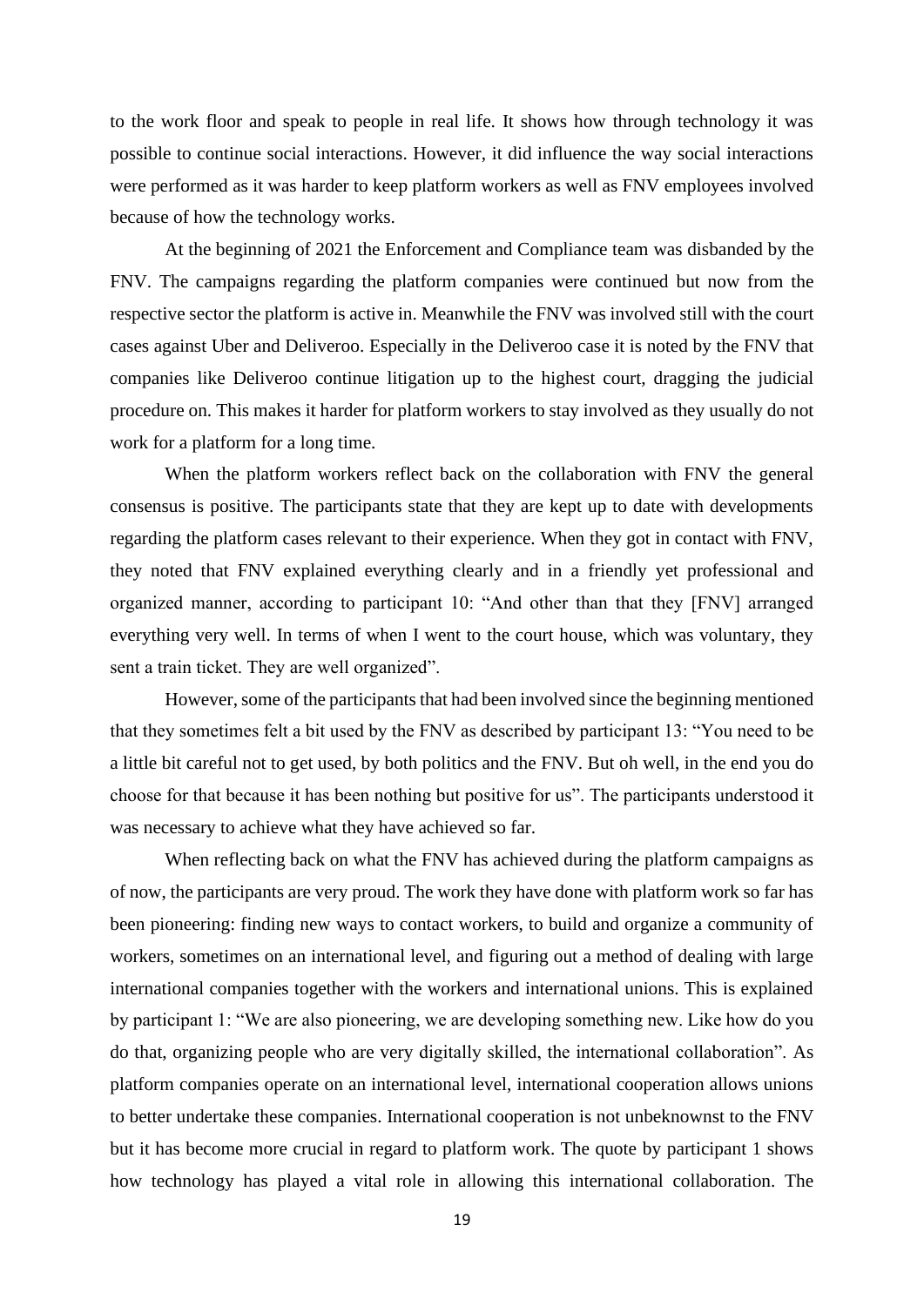to the work floor and speak to people in real life. It shows how through technology it was possible to continue social interactions. However, it did influence the way social interactions were performed as it was harder to keep platform workers as well as FNV employees involved because of how the technology works.

At the beginning of 2021 the Enforcement and Compliance team was disbanded by the FNV. The campaigns regarding the platform companies were continued but now from the respective sector the platform is active in. Meanwhile the FNV was involved still with the court cases against Uber and Deliveroo. Especially in the Deliveroo case it is noted by the FNV that companies like Deliveroo continue litigation up to the highest court, dragging the judicial procedure on. This makes it harder for platform workers to stay involved as they usually do not work for a platform for a long time.

When the platform workers reflect back on the collaboration with FNV the general consensus is positive. The participants state that they are kept up to date with developments regarding the platform cases relevant to their experience. When they got in contact with FNV, they noted that FNV explained everything clearly and in a friendly yet professional and organized manner, according to participant 10: "And other than that they [FNV] arranged everything very well. In terms of when I went to the court house, which was voluntary, they sent a train ticket. They are well organized".

However, some of the participants that had been involved since the beginning mentioned that they sometimes felt a bit used by the FNV as described by participant 13: "You need to be a little bit careful not to get used, by both politics and the FNV. But oh well, in the end you do choose for that because it has been nothing but positive for us". The participants understood it was necessary to achieve what they have achieved so far.

When reflecting back on what the FNV has achieved during the platform campaigns as of now, the participants are very proud. The work they have done with platform work so far has been pioneering: finding new ways to contact workers, to build and organize a community of workers, sometimes on an international level, and figuring out a method of dealing with large international companies together with the workers and international unions. This is explained by participant 1: "We are also pioneering, we are developing something new. Like how do you do that, organizing people who are very digitally skilled, the international collaboration". As platform companies operate on an international level, international cooperation allows unions to better undertake these companies. International cooperation is not unbeknownst to the FNV but it has become more crucial in regard to platform work. The quote by participant 1 shows how technology has played a vital role in allowing this international collaboration. The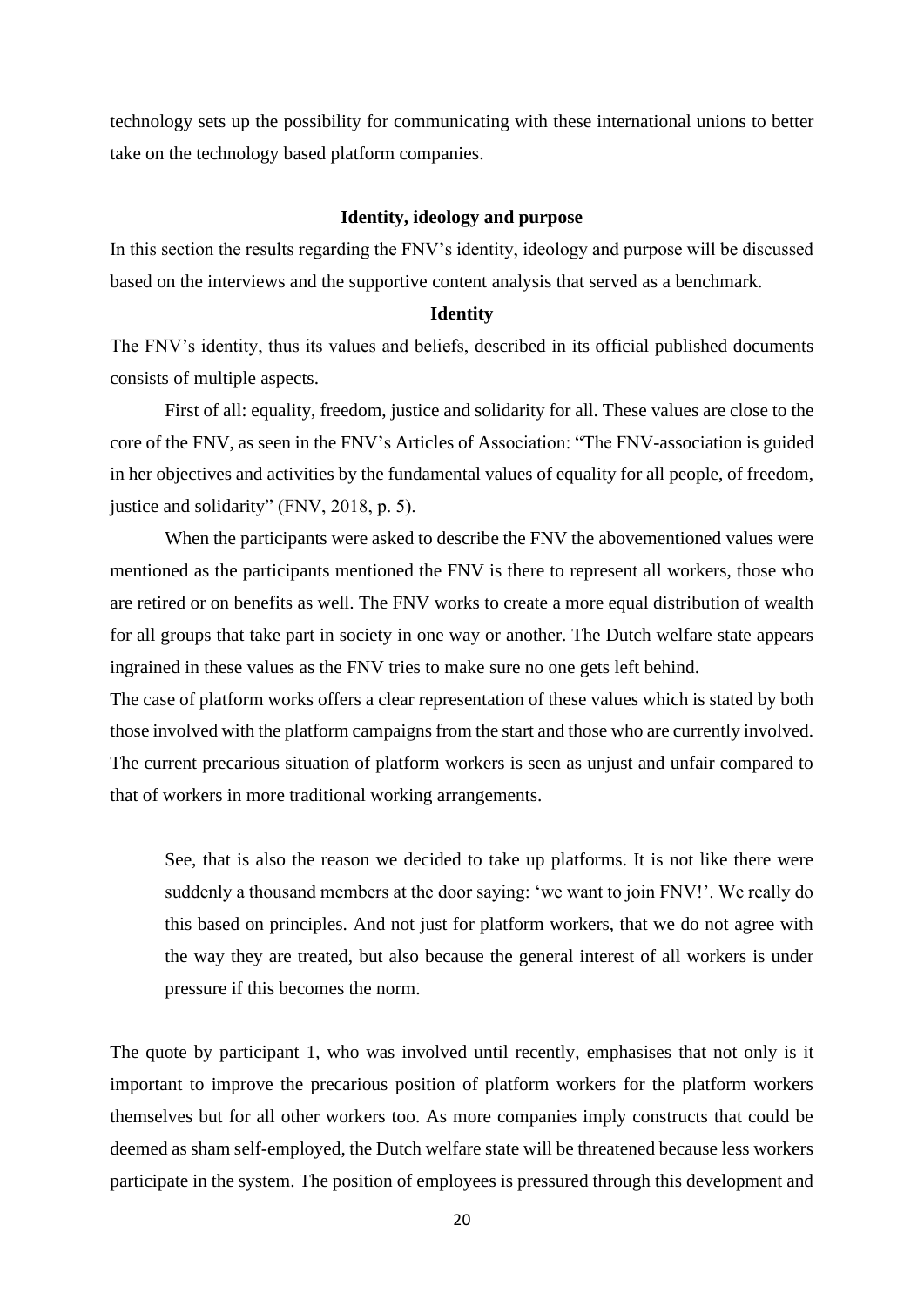technology sets up the possibility for communicating with these international unions to better take on the technology based platform companies.

## Identity, ideology and purpose

In this section the results regarding the FNV's identity, ideology and purpose will be discussed based on the interviews and the supportive content analysis that served as a benchmark.

### Identity

The FNV's identity, thus its values and beliefs, described in its official published documents consists of multiple aspects.

First of all: equality, freedom, justice and solidarity for all. These values are close to the core of the FNV, as seen in the FNV's Articles of Association: "The FNV-association is guided in her objectives and activities by the fundamental values of equality for all people, of freedom, justice and solidarity" (FNV, 2018, p. 5).

When the participants were asked to describe the FNV the abovementioned values were mentioned as the participants mentioned the FNV is there to represent all workers, those who are retired or on benefits as well. The FNV works to create a more equal distribution of wealth for all groups that take part in society in one way or another. The Dutch welfare state appears ingrained in these values as the FNV tries to make sure no one gets left behind.

The case of platform works offers a clear representation of these values which is stated by both those involved with the platform campaigns from the start and those who are currently involved. The current precarious situation of platform workers is seen as unjust and unfair compared to that of workers in more traditional working arrangements.

> See, that is also the reason we decided to take up platforms. It is not like there were suddenly a thousand members at the door saying: 'we want to join FNV!'. We really do this based on principles. And not just for platform workers, that we do not agree with the way they are treated, but also because the general interest of all workers is under pressure if this becomes the norm.

The quote by participant 1, who was involved until recently, emphasises that not only is it important to improve the precarious position of platform workers for the platform workers themselves but for all other workers too. As more companies imply constructs that could be deemed as sham self-employed, the Dutch welfare state will be threatened because less workers participate in the system. The position of employees is pressured through this development and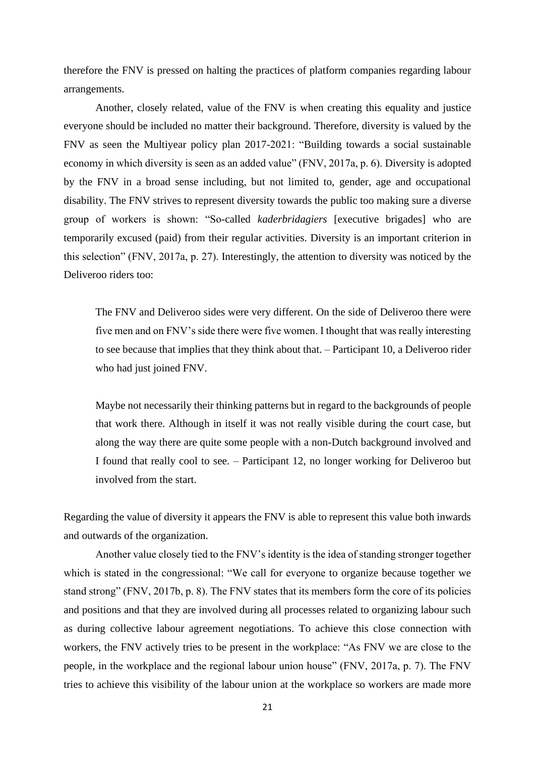therefore the FNV is pressed on halting the practices of platform companies regarding labour arrangements.

Another, closely related, value of the FNV is when creating this equality and justice everyone should be included no matter their background. Therefore, diversity is valued by the FNV as seen the Multiyear policy plan 2017-2021: "Building towards a social sustainable economy in which diversity is seen as an added value" (FNV, 2017a, p. 6). Diversity is adopted by the FNV in a broad sense including, but not limited to, gender, age and occupational disability. The FNV strives to represent diversity towards the public too making sure a diverse group of workers is shown: "So-called *kaderbridagiers* [executive brigades] who are temporarily excused (paid) from their regular activities. Diversity is an important criterion in this selection" (FNV, 2017a, p. 27). Interestingly, the attention to diversity was noticed by the Deliveroo riders too:

> The FNV and Deliveroo sides were very different. On the side of Deliveroo there were five men and on FNV's side there were five women. I thought that was really interesting to see because that implies that they think about that. – Participant 10, a Deliveroo rider who had just joined FNV.

> Maybe not necessarily their thinking patterns but in regard to the backgrounds of people that work there. Although in itself it was not really visible during the court case, but along the way there are quite some people with a non-Dutch background involved and I found that really cool to see. – Participant 12, no longer working for Deliveroo but involved from the start.

Regarding the value of diversity it appears the FNV is able to represent this value both inwards and outwards of the organization.

Another value closely tied to the FNV's identity is the idea of standing stronger together which is stated in the congressional: "We call for everyone to organize because together we stand strong" (FNV, 2017b, p. 8). The FNV states that its members form the core of its policies and positions and that they are involved during all processes related to organizing labour such as during collective labour agreement negotiations. To achieve this close connection with workers, the FNV actively tries to be present in the workplace: "As FNV we are close to the people, in the workplace and the regional labour union house" (FNV, 2017a, p. 7). The FNV tries to achieve this visibility of the labour union at the workplace so workers are made more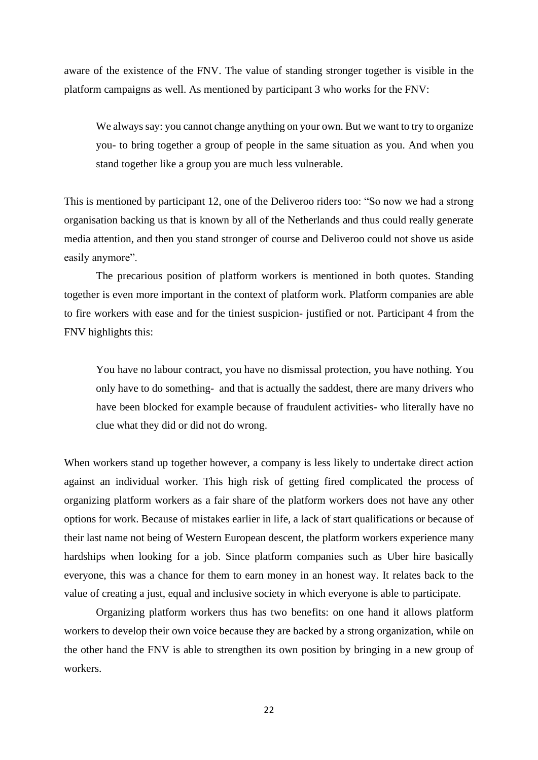aware of the existence of the FNV. The value of standing stronger together is visible in the platform campaigns as well. As mentioned by participant 3 who works for the FNV:

> We always say: you cannot change anything on your own. But we want to try to organize you- to bring together a group of people in the same situation as you. And when you stand together like a group you are much less vulnerable.

This is mentioned by participant 12, one of the Deliveroo riders too: "So now we had a strong organisation backing us that is known by all of the Netherlands and thus could really generate media attention, and then you stand stronger of course and Deliveroo could not shove us aside easily anymore".

The precarious position of platform workers is mentioned in both quotes. Standing together is even more important in the context of platform work. Platform companies are able to fire workers with ease and for the tiniest suspicion- justified or not. Participant 4 from the FNV highlights this:

> You have no labour contract, you have no dismissal protection, you have nothing. You only have to do something- and that is actually the saddest, there are many drivers who have been blocked for example because of fraudulent activities- who literally have no clue what they did or did not do wrong.

When workers stand up together however, a company is less likely to undertake direct action against an individual worker. This high risk of getting fired complicated the process of organizing platform workers as a fair share of the platform workers does not have any other options for work. Because of mistakes earlier in life, a lack of start qualifications or because of their last name not being of Western European descent, the platform workers experience many hardships when looking for a job. Since platform companies such as Uber hire basically everyone, this was a chance for them to earn money in an honest way. It relates back to the value of creating a just, equal and inclusive society in which everyone is able to participate.

Organizing platform workers thus has two benefits: on one hand it allows platform workers to develop their own voice because they are backed by a strong organization, while on the other hand the FNV is able to strengthen its own position by bringing in a new group of workers.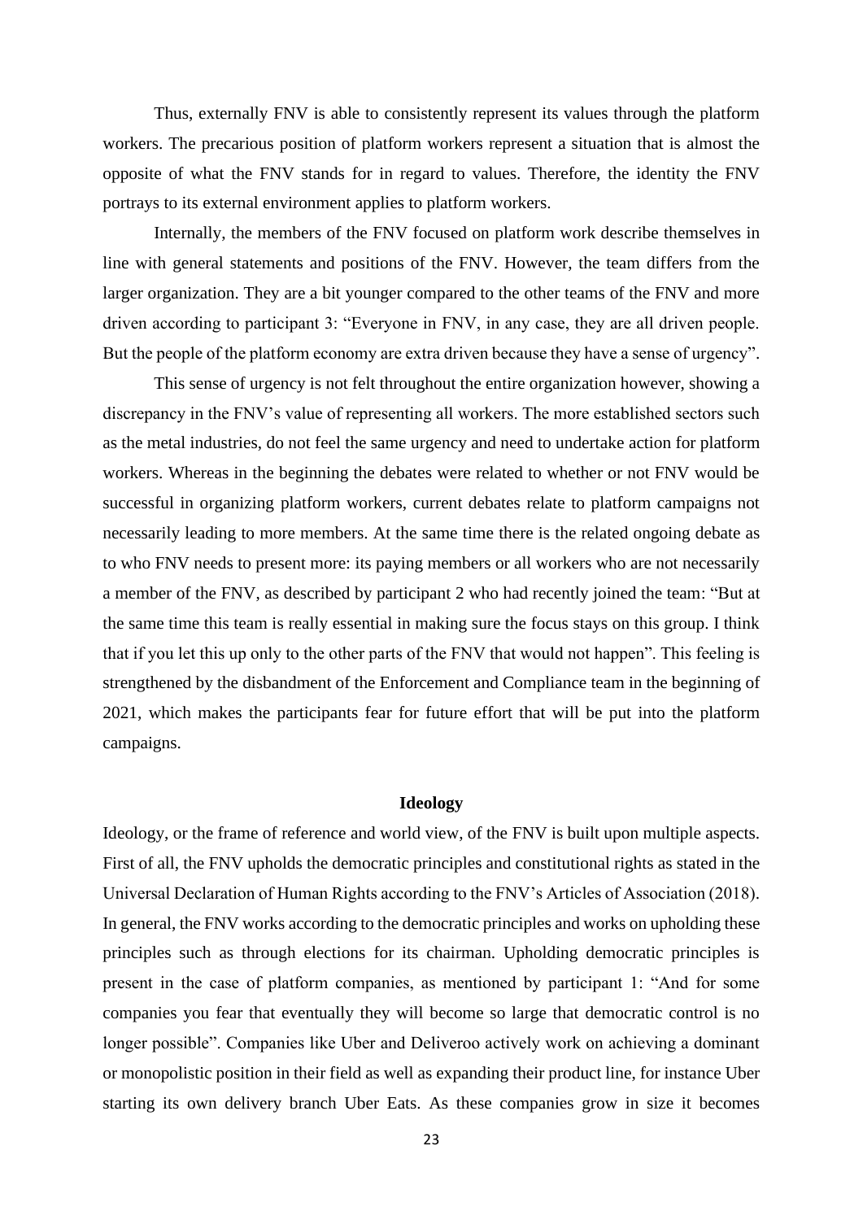Thus, externally FNV is able to consistently represent its values through the platform workers. The precarious position of platform workers represent a situation that is almost the opposite of what the FNV stands for in regard to values. Therefore, the identity the FNV portrays to its external environment applies to platform workers.

Internally, the members of the FNV focused on platform work describe themselves in line with general statements and positions of the FNV. However, the team differs from the larger organization. They are a bit younger compared to the other teams of the FNV and more driven according to participant 3: "Everyone in FNV, in any case, they are all driven people. But the people of the platform economy are extra driven because they have a sense of urgency".

This sense of urgency is not felt throughout the entire organization however, showing a discrepancy in the FNV's value of representing all workers. The more established sectors such as the metal industries, do not feel the same urgency and need to undertake action for platform workers. Whereas in the beginning the debates were related to whether or not FNV would be successful in organizing platform workers, current debates relate to platform campaigns not necessarily leading to more members. At the same time there is the related ongoing debate as to who FNV needs to present more: its paying members or all workers who are not necessarily a member of the FNV, as described by participant 2 who had recently joined the team: "But at the same time this team is really essential in making sure the focus stays on this group. I think that if you let this up only to the other parts of the FNV that would not happen". This feeling is strengthened by the disbandment of the Enforcement and Compliance team in the beginning of 2021, which makes the participants fear for future effort that will be put into the platform campaigns.

## Ideology

Ideology, or the frame of reference and world view, of the FNV is built upon multiple aspects. First of all, the FNV upholds the democratic principles and constitutional rights as stated in the Universal Declaration of Human Rights according to the FNV's Articles of Association (2018). In general, the FNV works according to the democratic principles and works on upholding these principles such as through elections for its chairman. Upholding democratic principles is present in the case of platform companies, as mentioned by participant 1: "And for some companies you fear that eventually they will become so large that democratic control is no longer possible". Companies like Uber and Deliveroo actively work on achieving a dominant or monopolistic position in their field as well as expanding their product line, for instance Uber starting its own delivery branch Uber Eats. As these companies grow in size it becomes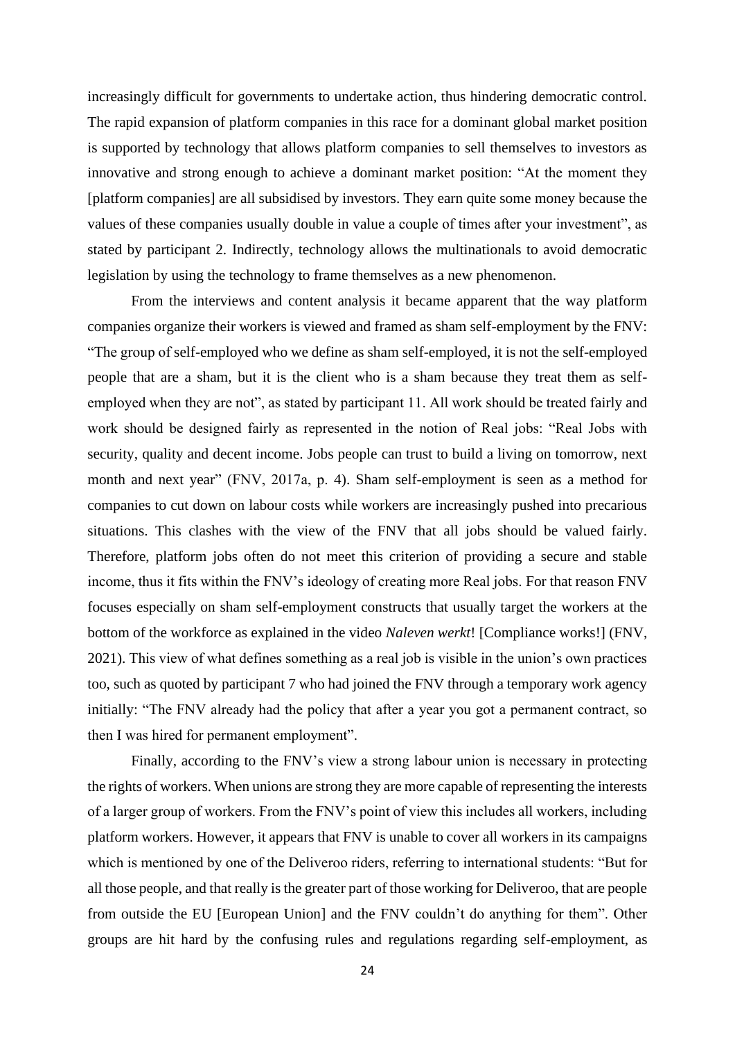increasingly difficult for governments to undertake action, thus hindering democratic control. The rapid expansion of platform companies in this race for a dominant global market position is supported by technology that allows platform companies to sell themselves to investors as innovative and strong enough to achieve a dominant market position: "At the moment they [platform companies] are all subsidised by investors. They earn quite some money because the values of these companies usually double in value a couple of times after your investment", as stated by participant 2. Indirectly, technology allows the multinationals to avoid democratic legislation by using the technology to frame themselves as a new phenomenon.

From the interviews and content analysis it became apparent that the way platform companies organize their workers is viewed and framed as sham self-employment by the FNV: "The group of self-employed who we define as sham self-employed, it is not the self-employed people that are a sham, but it is the client who is a sham because they treat them as self-employed when they are not", as stated by participant 11. All work should be treated fairly and work should be designed fairly as represented in the notion of Real jobs: "Real Jobs with security, quality and decent income. Jobs people can trust to build a living on tomorrow, next month and next year" (FNV, 2017a, p. 4). Sham self-employment is seen as a method for companies to cut down on labour costs while workers are increasingly pushed into precarious situations. This clashes with the view of the FNV that all jobs should be valued fairly. Therefore, platform jobs often do not meet this criterion of providing a secure and stable income, thus it fits within the FNV's ideology of creating more Real jobs. For that reason FNV focuses especially on sham self-employment constructs that usually target the workers at the bottom of the workforce as explained in the video *Naleven werkt*! [Compliance works!] (FNV, 2021). This view of what defines something as a real job is visible in the union's own practices too, such as quoted by participant 7 who had joined the FNV through a temporary work agency initially: "The FNV already had the policy that after a year you got a permanent contract, so then I was hired for permanent employment".

Finally, according to the FNV's view a strong labour union is necessary in protecting the rights of workers. When unions are strong they are more capable of representing the interests of a larger group of workers. From the FNV's point of view this includes all workers, including platform workers. However, it appears that FNV is unable to cover all workers in its campaigns which is mentioned by one of the Deliveroo riders, referring to international students: "But for all those people, and that really is the greater part of those working for Deliveroo, that are people from outside the EU [European Union] and the FNV couldn't do anything for them". Other groups are hit hard by the confusing rules and regulations regarding self-employment, as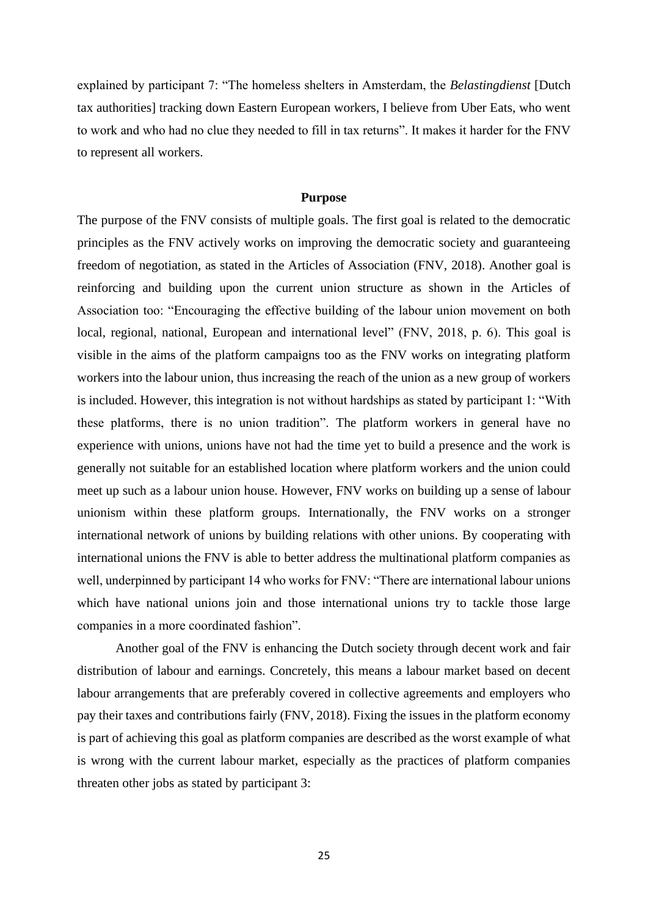explained by participant 7: “The homeless shelters in Amsterdam, the *Belastingdienst* [Dutch tax authorities] tracking down Eastern European workers, I believe from Uber Eats, who went to work and who had no clue they needed to fill in tax returns”. It makes it harder for the FNV to represent all workers.

## Purpose

The purpose of the FNV consists of multiple goals. The first goal is related to the democratic principles as the FNV actively works on improving the democratic society and guaranteeing freedom of negotiation, as stated in the Articles of Association (FNV, 2018). Another goal is reinforcing and building upon the current union structure as shown in the Articles of Association too: “Encouraging the effective building of the labour union movement on both local, regional, national, European and international level” (FNV, 2018, p. 6). This goal is visible in the aims of the platform campaigns too as the FNV works on integrating platform workers into the labour union, thus increasing the reach of the union as a new group of workers is included. However, this integration is not without hardships as stated by participant 1: “With these platforms, there is no union tradition”. The platform workers in general have no experience with unions, unions have not had the time yet to build a presence and the work is generally not suitable for an established location where platform workers and the union could meet up such as a labour union house. However, FNV works on building up a sense of labour unionism within these platform groups. Internationally, the FNV works on a stronger international network of unions by building relations with other unions. By cooperating with international unions the FNV is able to better address the multinational platform companies as well, underpinned by participant 14 who works for FNV: “There are international labour unions which have national unions join and those international unions try to tackle those large companies in a more coordinated fashion”.

Another goal of the FNV is enhancing the Dutch society through decent work and fair distribution of labour and earnings. Concretely, this means a labour market based on decent labour arrangements that are preferably covered in collective agreements and employers who pay their taxes and contributions fairly (FNV, 2018). Fixing the issues in the platform economy is part of achieving this goal as platform companies are described as the worst example of what is wrong with the current labour market, especially as the practices of platform companies threaten other jobs as stated by participant 3: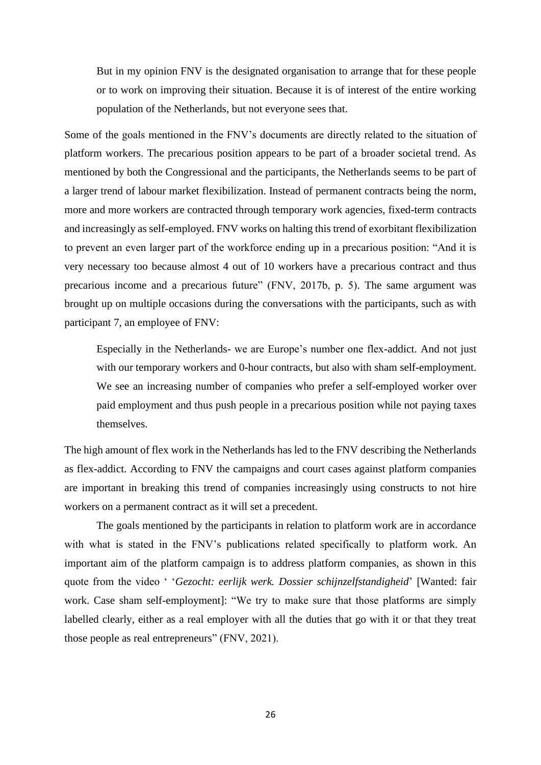> But in my opinion FNV is the designated organisation to arrange that for these people or to work on improving their situation. Because it is of interest of the entire working population of the Netherlands, but not everyone sees that.

Some of the goals mentioned in the FNV's documents are directly related to the situation of platform workers. The precarious position appears to be part of a broader societal trend. As mentioned by both the Congressional and the participants, the Netherlands seems to be part of a larger trend of labour market flexibilization. Instead of permanent contracts being the norm, more and more workers are contracted through temporary work agencies, fixed-term contracts and increasingly as self-employed. FNV works on halting this trend of exorbitant flexibilization to prevent an even larger part of the workforce ending up in a precarious position: "And it is very necessary too because almost 4 out of 10 workers have a precarious contract and thus precarious income and a precarious future" (FNV, 2017b, p. 5). The same argument was brought up on multiple occasions during the conversations with the participants, such as with participant 7, an employee of FNV:

> Especially in the Netherlands- we are Europe's number one flex-addict. And not just with our temporary workers and 0-hour contracts, but also with sham self-employment. We see an increasing number of companies who prefer a self-employed worker over paid employment and thus push people in a precarious position while not paying taxes themselves.

The high amount of flex work in the Netherlands has led to the FNV describing the Netherlands as flex-addict. According to FNV the campaigns and court cases against platform companies are important in breaking this trend of companies increasingly using constructs to not hire workers on a permanent contract as it will set a precedent.

The goals mentioned by the participants in relation to platform work are in accordance with what is stated in the FNV's publications related specifically to platform work. An important aim of the platform campaign is to address platform companies, as shown in this quote from the video ' '*Gezocht: eerlijk werk. Dossier schijnzelfstandigheid*' [Wanted: fair work. Case sham self-employment]: "We try to make sure that those platforms are simply labelled clearly, either as a real employer with all the duties that go with it or that they treat those people as real entrepreneurs" (FNV, 2021).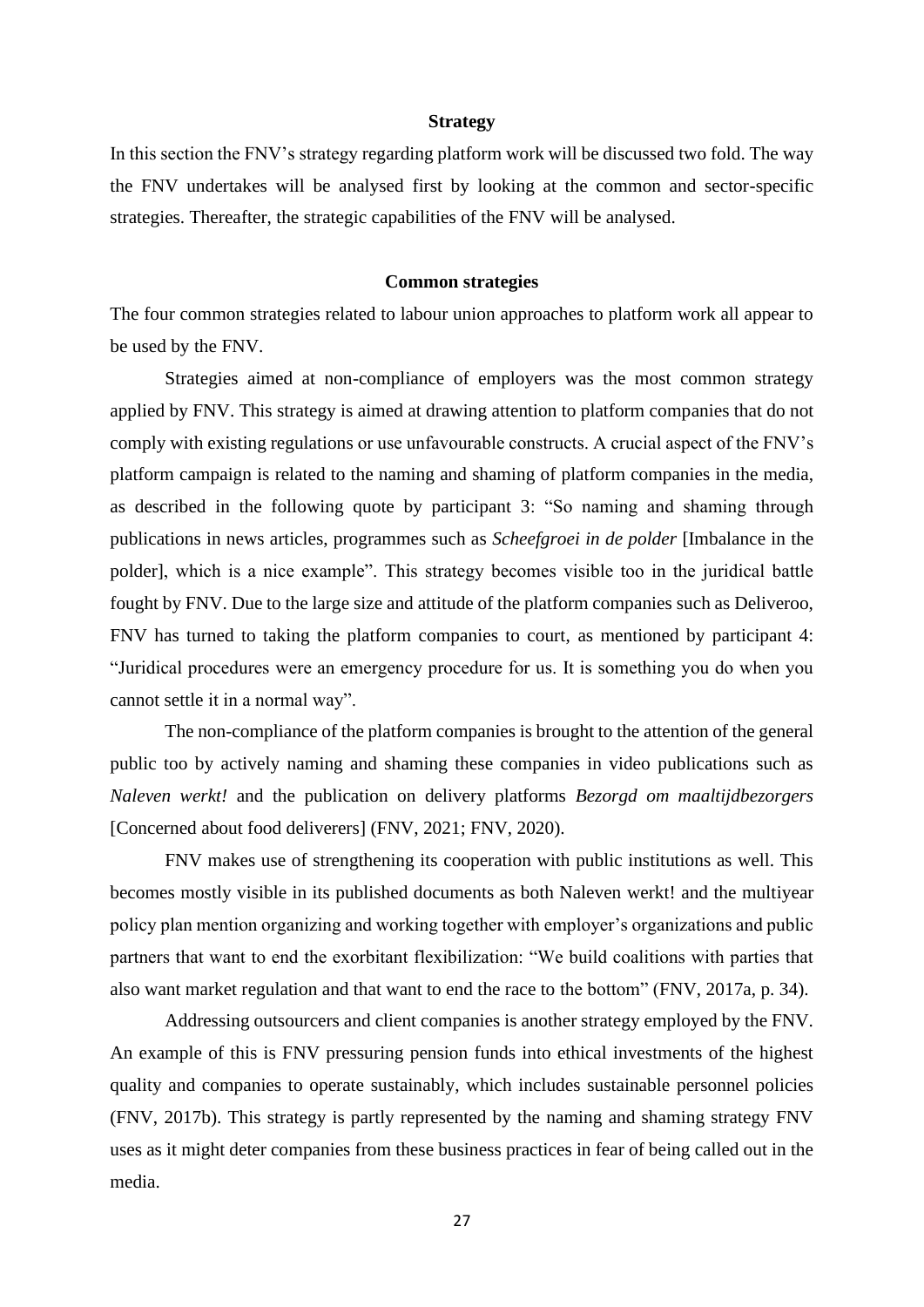## Strategy

In this section the FNV's strategy regarding platform work will be discussed two fold. The way the FNV undertakes will be analysed first by looking at the common and sector-specific strategies. Thereafter, the strategic capabilities of the FNV will be analysed.

### Common strategies

The four common strategies related to labour union approaches to platform work all appear to be used by the FNV.

Strategies aimed at non-compliance of employers was the most common strategy applied by FNV. This strategy is aimed at drawing attention to platform companies that do not comply with existing regulations or use unfavourable constructs. A crucial aspect of the FNV's platform campaign is related to the naming and shaming of platform companies in the media, as described in the following quote by participant 3: "So naming and shaming through publications in news articles, programmes such as *Scheefgroei in de polder* [Imbalance in the polder], which is a nice example". This strategy becomes visible too in the juridical battle fought by FNV. Due to the large size and attitude of the platform companies such as Deliveroo, FNV has turned to taking the platform companies to court, as mentioned by participant 4: "Juridical procedures were an emergency procedure for us. It is something you do when you cannot settle it in a normal way".

The non-compliance of the platform companies is brought to the attention of the general public too by actively naming and shaming these companies in video publications such as *Naleven werkt!* and the publication on delivery platforms *Bezorgd om maaltijdbezorgers* [Concerned about food deliverers] (FNV, 2021; FNV, 2020).

FNV makes use of strengthening its cooperation with public institutions as well. This becomes mostly visible in its published documents as both Naleven werkt! and the multiyear policy plan mention organizing and working together with employer's organizations and public partners that want to end the exorbitant flexibilization: "We build coalitions with parties that also want market regulation and that want to end the race to the bottom" (FNV, 2017a, p. 34).

Addressing outsourcers and client companies is another strategy employed by the FNV. An example of this is FNV pressuring pension funds into ethical investments of the highest quality and companies to operate sustainably, which includes sustainable personnel policies (FNV, 2017b). This strategy is partly represented by the naming and shaming strategy FNV uses as it might deter companies from these business practices in fear of being called out in the media.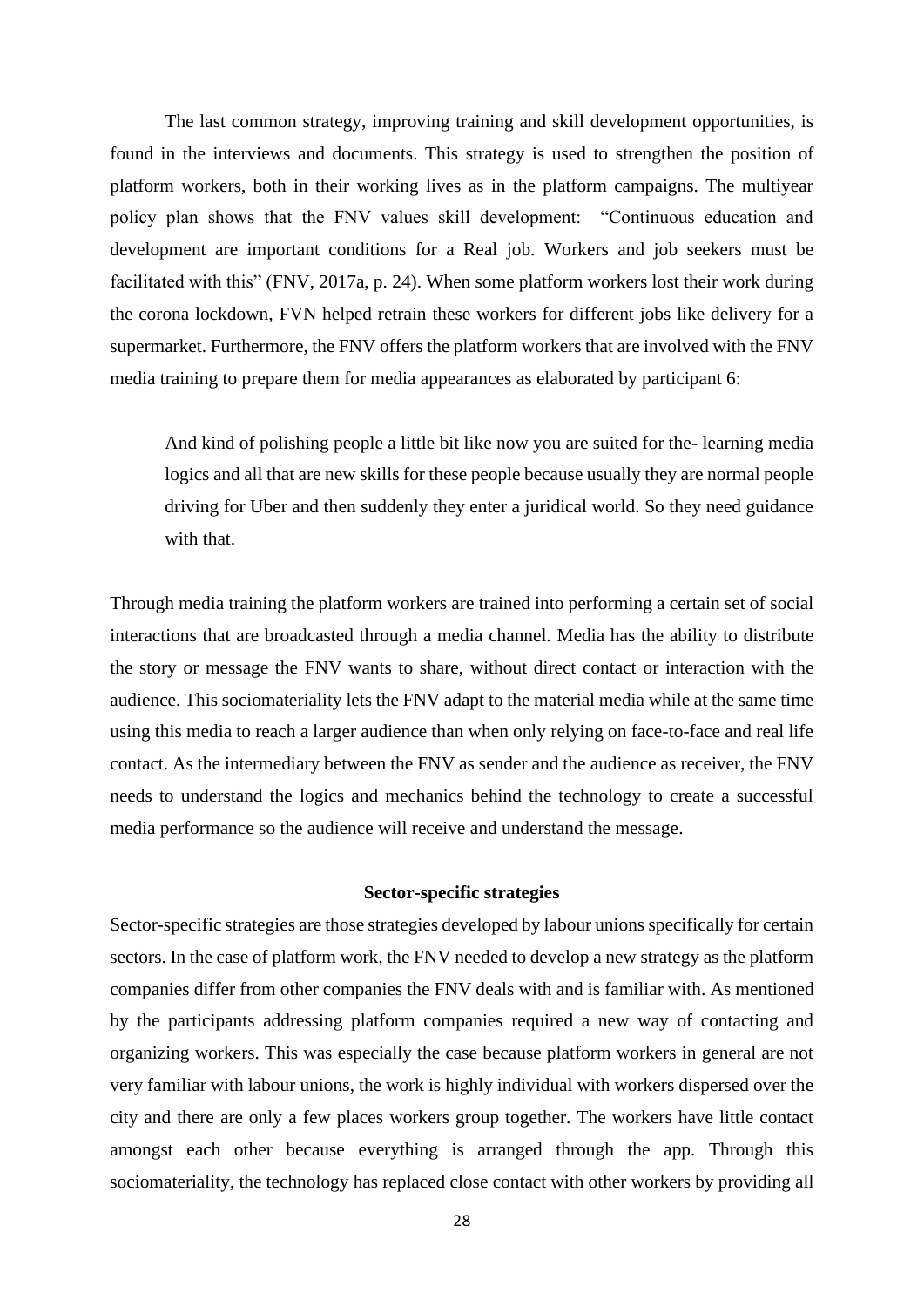The last common strategy, improving training and skill development opportunities, is found in the interviews and documents. This strategy is used to strengthen the position of platform workers, both in their working lives as in the platform campaigns. The multiyear policy plan shows that the FNV values skill development: "Continuous education and development are important conditions for a Real job. Workers and job seekers must be facilitated with this" (FNV, 2017a, p. 24). When some platform workers lost their work during the corona lockdown, FVN helped retrain these workers for different jobs like delivery for a supermarket. Furthermore, the FNV offers the platform workers that are involved with the FNV media training to prepare them for media appearances as elaborated by participant 6:

> And kind of polishing people a little bit like now you are suited for the- learning media logics and all that are new skills for these people because usually they are normal people driving for Uber and then suddenly they enter a juridical world. So they need guidance with that.

Through media training the platform workers are trained into performing a certain set of social interactions that are broadcasted through a media channel. Media has the ability to distribute the story or message the FNV wants to share, without direct contact or interaction with the audience. This sociomateriality lets the FNV adapt to the material media while at the same time using this media to reach a larger audience than when only relying on face-to-face and real life contact. As the intermediary between the FNV as sender and the audience as receiver, the FNV needs to understand the logics and mechanics behind the technology to create a successful media performance so the audience will receive and understand the message.

### Sector-specific strategies

Sector-specific strategies are those strategies developed by labour unions specifically for certain sectors. In the case of platform work, the FNV needed to develop a new strategy as the platform companies differ from other companies the FNV deals with and is familiar with. As mentioned by the participants addressing platform companies required a new way of contacting and organizing workers. This was especially the case because platform workers in general are not very familiar with labour unions, the work is highly individual with workers dispersed over the city and there are only a few places workers group together. The workers have little contact amongst each other because everything is arranged through the app. Through this sociomateriality, the technology has replaced close contact with other workers by providing all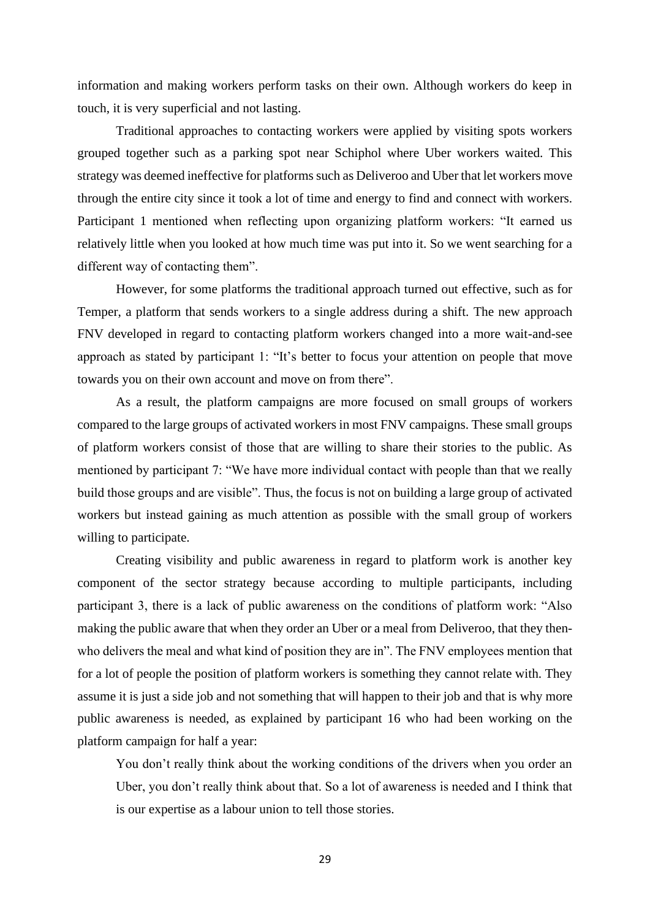information and making workers perform tasks on their own. Although workers do keep in touch, it is very superficial and not lasting.

Traditional approaches to contacting workers were applied by visiting spots workers grouped together such as a parking spot near Schiphol where Uber workers waited. This strategy was deemed ineffective for platforms such as Deliveroo and Uber that let workers move through the entire city since it took a lot of time and energy to find and connect with workers. Participant 1 mentioned when reflecting upon organizing platform workers: "It earned us relatively little when you looked at how much time was put into it. So we went searching for a different way of contacting them".

However, for some platforms the traditional approach turned out effective, such as for Temper, a platform that sends workers to a single address during a shift. The new approach FNV developed in regard to contacting platform workers changed into a more wait-and-see approach as stated by participant 1: "It's better to focus your attention on people that move towards you on their own account and move on from there".

As a result, the platform campaigns are more focused on small groups of workers compared to the large groups of activated workers in most FNV campaigns. These small groups of platform workers consist of those that are willing to share their stories to the public. As mentioned by participant 7: "We have more individual contact with people than that we really build those groups and are visible". Thus, the focus is not on building a large group of activated workers but instead gaining as much attention as possible with the small group of workers willing to participate.

Creating visibility and public awareness in regard to platform work is another key component of the sector strategy because according to multiple participants, including participant 3, there is a lack of public awareness on the conditions of platform work: "Also making the public aware that when they order an Uber or a meal from Deliveroo, that they then-who delivers the meal and what kind of position they are in". The FNV employees mention that for a lot of people the position of platform workers is something they cannot relate with. They assume it is just a side job and not something that will happen to their job and that is why more public awareness is needed, as explained by participant 16 who had been working on the platform campaign for half a year:

> You don't really think about the working conditions of the drivers when you order an Uber, you don't really think about that. So a lot of awareness is needed and I think that is our expertise as a labour union to tell those stories.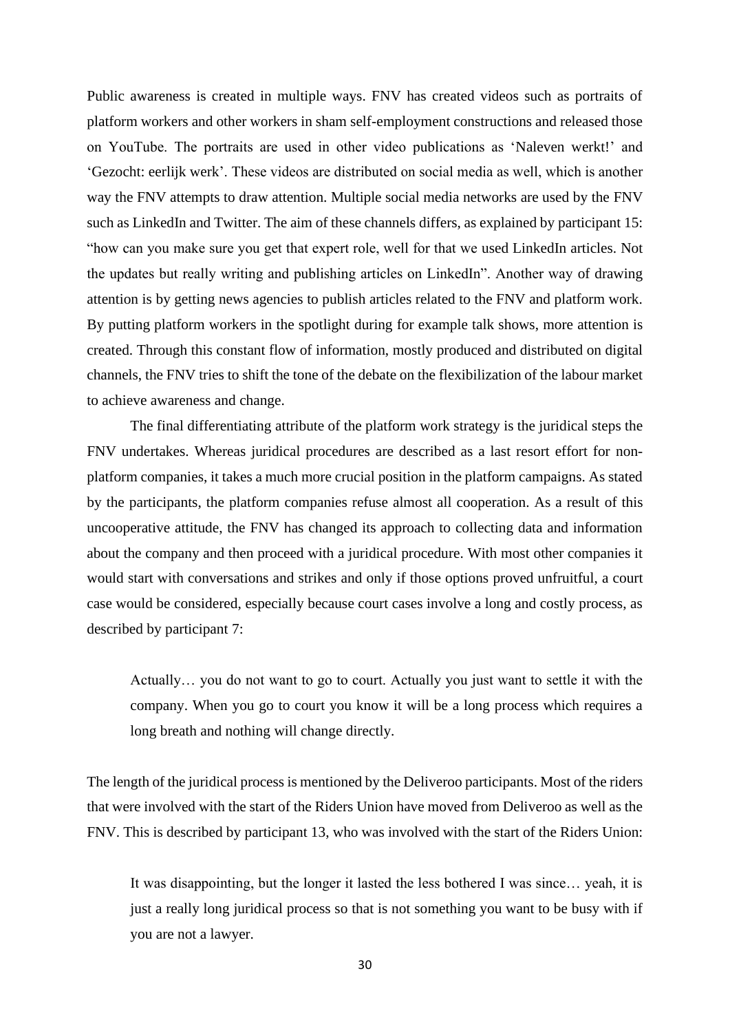Public awareness is created in multiple ways. FNV has created videos such as portraits of platform workers and other workers in sham self-employment constructions and released those on YouTube. The portraits are used in other video publications as 'Naleven werkt!' and 'Gezocht: eerlijk werk'. These videos are distributed on social media as well, which is another way the FNV attempts to draw attention. Multiple social media networks are used by the FNV such as LinkedIn and Twitter. The aim of these channels differs, as explained by participant 15: "how can you make sure you get that expert role, well for that we used LinkedIn articles. Not the updates but really writing and publishing articles on LinkedIn". Another way of drawing attention is by getting news agencies to publish articles related to the FNV and platform work. By putting platform workers in the spotlight during for example talk shows, more attention is created. Through this constant flow of information, mostly produced and distributed on digital channels, the FNV tries to shift the tone of the debate on the flexibilization of the labour market to achieve awareness and change.

The final differentiating attribute of the platform work strategy is the juridical steps the FNV undertakes. Whereas juridical procedures are described as a last resort effort for non-platform companies, it takes a much more crucial position in the platform campaigns. As stated by the participants, the platform companies refuse almost all cooperation. As a result of this uncooperative attitude, the FNV has changed its approach to collecting data and information about the company and then proceed with a juridical procedure. With most other companies it would start with conversations and strikes and only if those options proved unfruitful, a court case would be considered, especially because court cases involve a long and costly process, as described by participant 7:

> Actually… you do not want to go to court. Actually you just want to settle it with the company. When you go to court you know it will be a long process which requires a long breath and nothing will change directly.

The length of the juridical process is mentioned by the Deliveroo participants. Most of the riders that were involved with the start of the Riders Union have moved from Deliveroo as well as the FNV. This is described by participant 13, who was involved with the start of the Riders Union:

> It was disappointing, but the longer it lasted the less bothered I was since… yeah, it is just a really long juridical process so that is not something you want to be busy with if you are not a lawyer.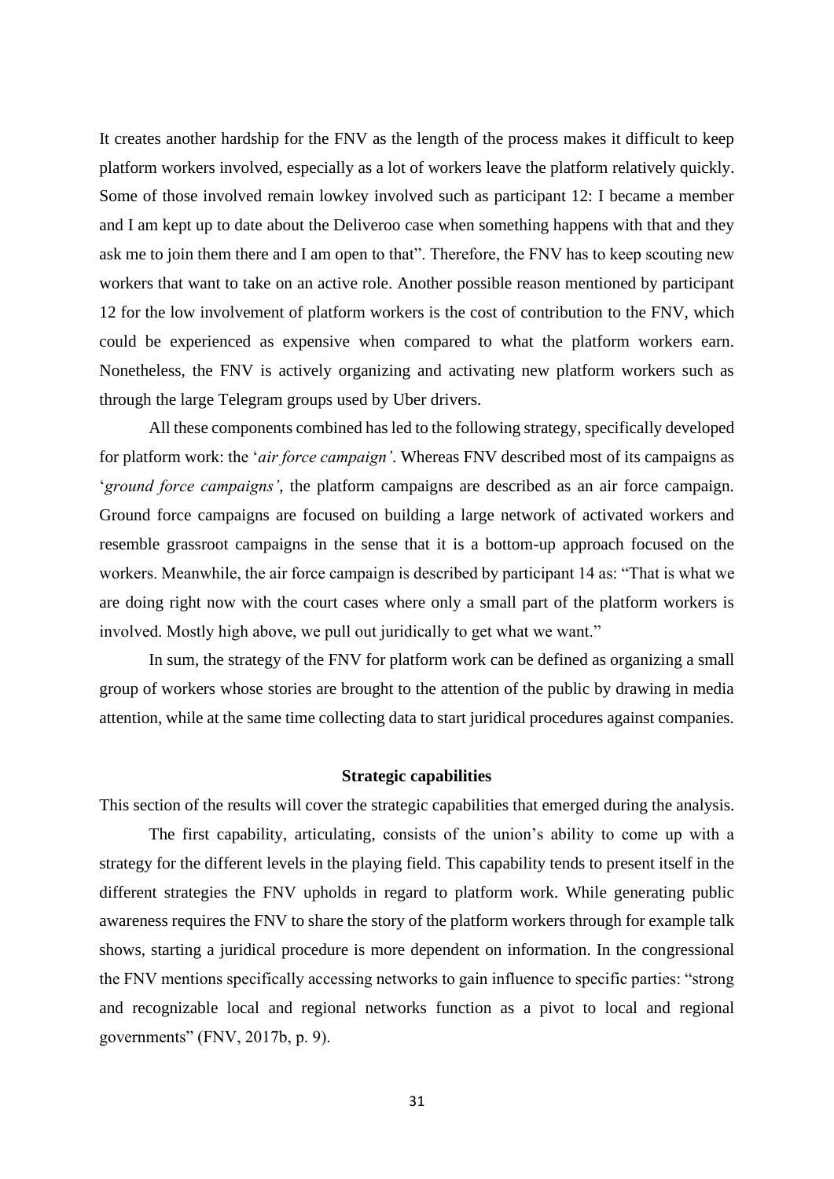It creates another hardship for the FNV as the length of the process makes it difficult to keep platform workers involved, especially as a lot of workers leave the platform relatively quickly. Some of those involved remain lowkey involved such as participant 12: I became a member and I am kept up to date about the Deliveroo case when something happens with that and they ask me to join them there and I am open to that". Therefore, the FNV has to keep scouting new workers that want to take on an active role. Another possible reason mentioned by participant 12 for the low involvement of platform workers is the cost of contribution to the FNV, which could be experienced as expensive when compared to what the platform workers earn. Nonetheless, the FNV is actively organizing and activating new platform workers such as through the large Telegram groups used by Uber drivers.

All these components combined has led to the following strategy, specifically developed for platform work: the '*air force campaign'*. Whereas FNV described most of its campaigns as '*ground force campaigns'*, the platform campaigns are described as an air force campaign. Ground force campaigns are focused on building a large network of activated workers and resemble grassroot campaigns in the sense that it is a bottom-up approach focused on the workers. Meanwhile, the air force campaign is described by participant 14 as: "That is what we are doing right now with the court cases where only a small part of the platform workers is involved. Mostly high above, we pull out juridically to get what we want."

In sum, the strategy of the FNV for platform work can be defined as organizing a small group of workers whose stories are brought to the attention of the public by drawing in media attention, while at the same time collecting data to start juridical procedures against companies.

## Strategic capabilities

This section of the results will cover the strategic capabilities that emerged during the analysis.

The first capability, articulating, consists of the union's ability to come up with a strategy for the different levels in the playing field. This capability tends to present itself in the different strategies the FNV upholds in regard to platform work. While generating public awareness requires the FNV to share the story of the platform workers through for example talk shows, starting a juridical procedure is more dependent on information. In the congressional the FNV mentions specifically accessing networks to gain influence to specific parties: "strong and recognizable local and regional networks function as a pivot to local and regional governments" (FNV, 2017b, p. 9).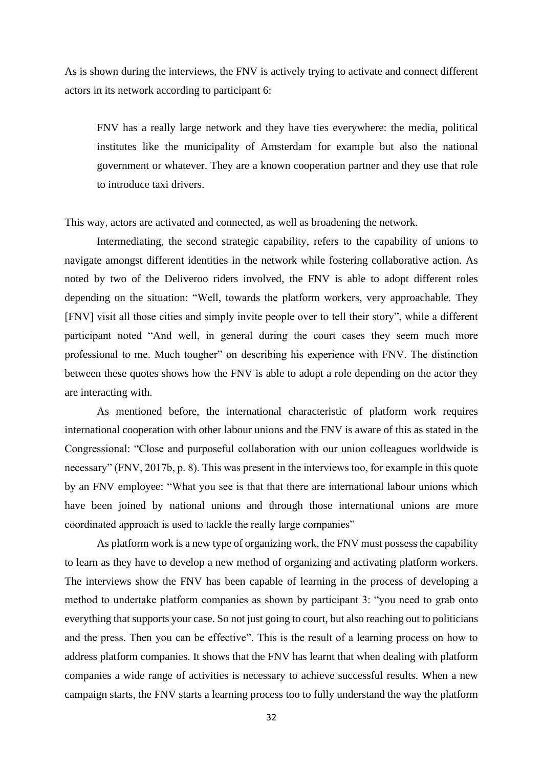As is shown during the interviews, the FNV is actively trying to activate and connect different actors in its network according to participant 6:

> FNV has a really large network and they have ties everywhere: the media, political institutes like the municipality of Amsterdam for example but also the national government or whatever. They are a known cooperation partner and they use that role to introduce taxi drivers.

This way, actors are activated and connected, as well as broadening the network.

Intermediating, the second strategic capability, refers to the capability of unions to navigate amongst different identities in the network while fostering collaborative action. As noted by two of the Deliveroo riders involved, the FNV is able to adopt different roles depending on the situation: "Well, towards the platform workers, very approachable. They [FNV] visit all those cities and simply invite people over to tell their story", while a different participant noted "And well, in general during the court cases they seem much more professional to me. Much tougher" on describing his experience with FNV. The distinction between these quotes shows how the FNV is able to adopt a role depending on the actor they are interacting with.

As mentioned before, the international characteristic of platform work requires international cooperation with other labour unions and the FNV is aware of this as stated in the Congressional: "Close and purposeful collaboration with our union colleagues worldwide is necessary" (FNV, 2017b, p. 8). This was present in the interviews too, for example in this quote by an FNV employee: "What you see is that that there are international labour unions which have been joined by national unions and through those international unions are more coordinated approach is used to tackle the really large companies"

As platform work is a new type of organizing work, the FNV must possess the capability to learn as they have to develop a new method of organizing and activating platform workers. The interviews show the FNV has been capable of learning in the process of developing a method to undertake platform companies as shown by participant 3: "you need to grab onto everything that supports your case. So not just going to court, but also reaching out to politicians and the press. Then you can be effective". This is the result of a learning process on how to address platform companies. It shows that the FNV has learnt that when dealing with platform companies a wide range of activities is necessary to achieve successful results. When a new campaign starts, the FNV starts a learning process too to fully understand the way the platform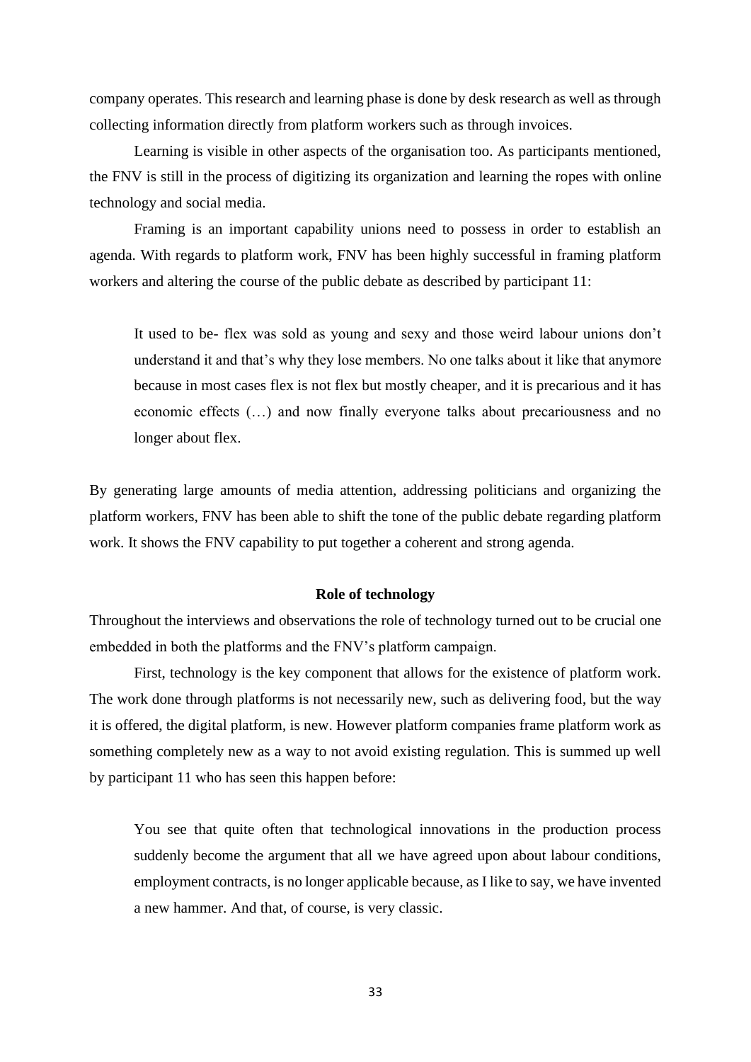company operates. This research and learning phase is done by desk research as well as through collecting information directly from platform workers such as through invoices.

Learning is visible in other aspects of the organisation too. As participants mentioned, the FNV is still in the process of digitizing its organization and learning the ropes with online technology and social media.

Framing is an important capability unions need to possess in order to establish an agenda. With regards to platform work, FNV has been highly successful in framing platform workers and altering the course of the public debate as described by participant 11:

> It used to be- flex was sold as young and sexy and those weird labour unions don't understand it and that's why they lose members. No one talks about it like that anymore because in most cases flex is not flex but mostly cheaper, and it is precarious and it has economic effects (…) and now finally everyone talks about precariousness and no longer about flex.

By generating large amounts of media attention, addressing politicians and organizing the platform workers, FNV has been able to shift the tone of the public debate regarding platform work. It shows the FNV capability to put together a coherent and strong agenda.

### Role of technology

Throughout the interviews and observations the role of technology turned out to be crucial one embedded in both the platforms and the FNV's platform campaign.

First, technology is the key component that allows for the existence of platform work. The work done through platforms is not necessarily new, such as delivering food, but the way it is offered, the digital platform, is new. However platform companies frame platform work as something completely new as a way to not avoid existing regulation. This is summed up well by participant 11 who has seen this happen before:

> You see that quite often that technological innovations in the production process suddenly become the argument that all we have agreed upon about labour conditions, employment contracts, is no longer applicable because, as I like to say, we have invented a new hammer. And that, of course, is very classic.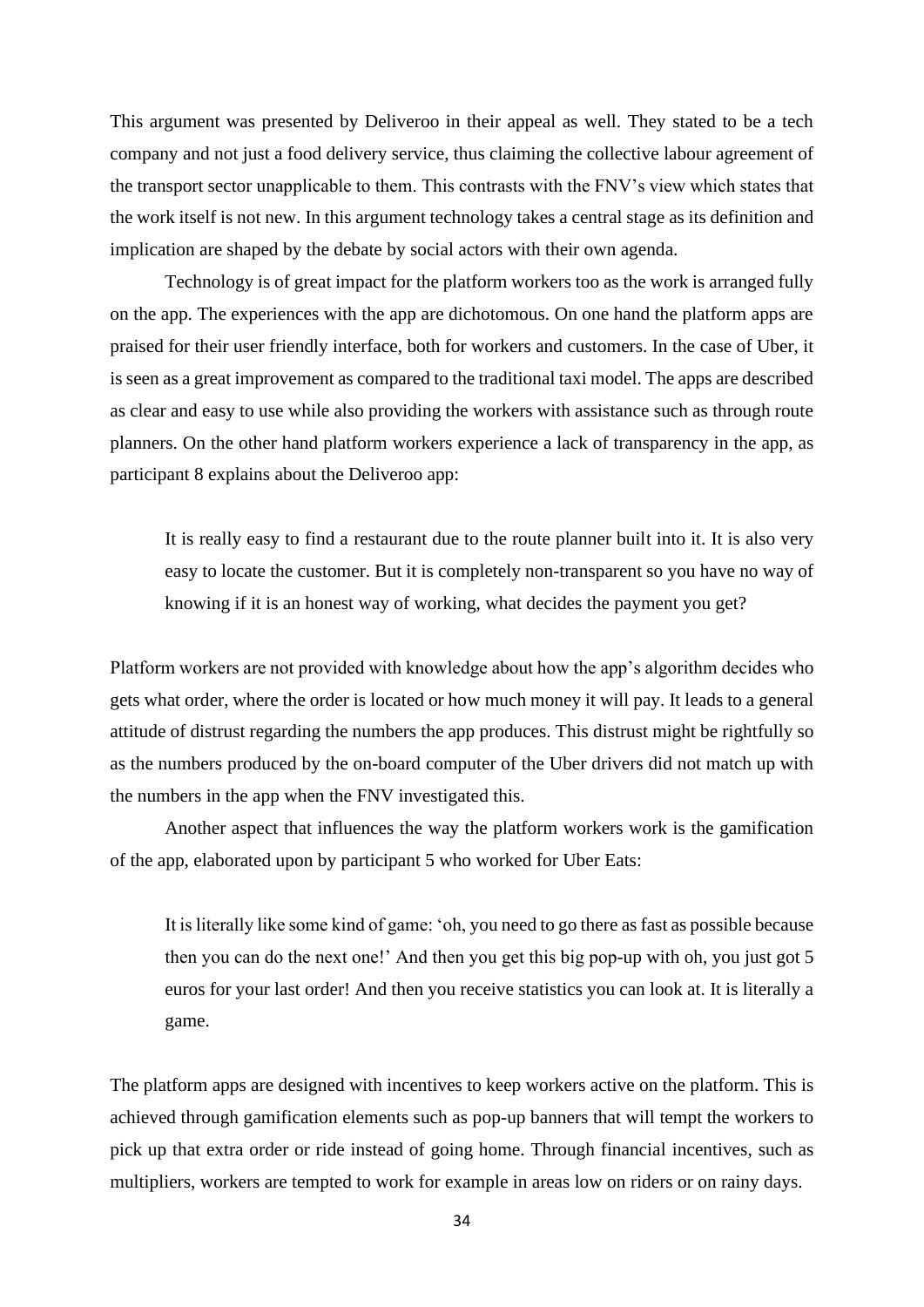This argument was presented by Deliveroo in their appeal as well. They stated to be a tech company and not just a food delivery service, thus claiming the collective labour agreement of the transport sector unapplicable to them. This contrasts with the FNV's view which states that the work itself is not new. In this argument technology takes a central stage as its definition and implication are shaped by the debate by social actors with their own agenda.

Technology is of great impact for the platform workers too as the work is arranged fully on the app. The experiences with the app are dichotomous. On one hand the platform apps are praised for their user friendly interface, both for workers and customers. In the case of Uber, it is seen as a great improvement as compared to the traditional taxi model. The apps are described as clear and easy to use while also providing the workers with assistance such as through route planners. On the other hand platform workers experience a lack of transparency in the app, as participant 8 explains about the Deliveroo app:

> It is really easy to find a restaurant due to the route planner built into it. It is also very easy to locate the customer. But it is completely non-transparent so you have no way of knowing if it is an honest way of working, what decides the payment you get?

Platform workers are not provided with knowledge about how the app's algorithm decides who gets what order, where the order is located or how much money it will pay. It leads to a general attitude of distrust regarding the numbers the app produces. This distrust might be rightfully so as the numbers produced by the on-board computer of the Uber drivers did not match up with the numbers in the app when the FNV investigated this.

Another aspect that influences the way the platform workers work is the gamification of the app, elaborated upon by participant 5 who worked for Uber Eats:

> It is literally like some kind of game: 'oh, you need to go there as fast as possible because then you can do the next one!' And then you get this big pop-up with oh, you just got 5 euros for your last order! And then you receive statistics you can look at. It is literally a game.

The platform apps are designed with incentives to keep workers active on the platform. This is achieved through gamification elements such as pop-up banners that will tempt the workers to pick up that extra order or ride instead of going home. Through financial incentives, such as multipliers, workers are tempted to work for example in areas low on riders or on rainy days.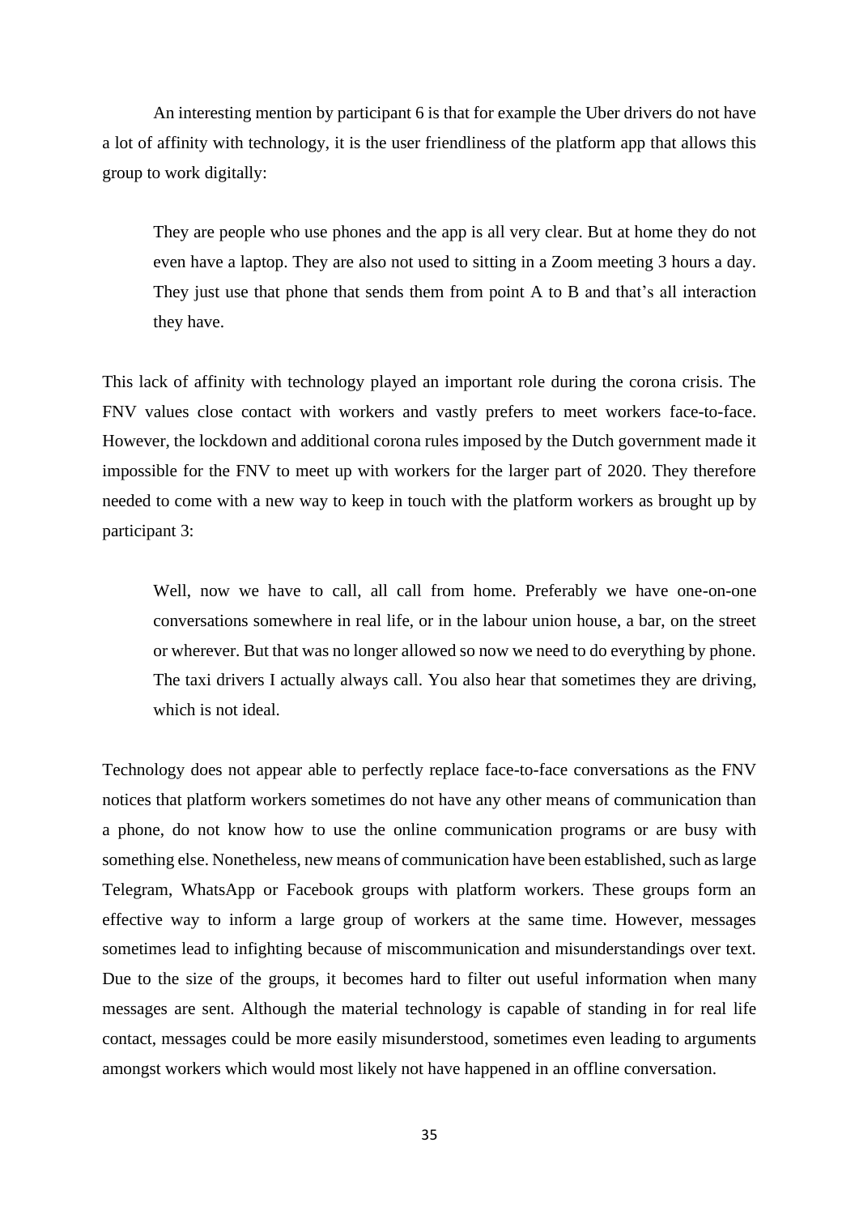An interesting mention by participant 6 is that for example the Uber drivers do not have a lot of affinity with technology, it is the user friendliness of the platform app that allows this group to work digitally:

> They are people who use phones and the app is all very clear. But at home they do not even have a laptop. They are also not used to sitting in a Zoom meeting 3 hours a day. They just use that phone that sends them from point A to B and that's all interaction they have.

This lack of affinity with technology played an important role during the corona crisis. The FNV values close contact with workers and vastly prefers to meet workers face-to-face. However, the lockdown and additional corona rules imposed by the Dutch government made it impossible for the FNV to meet up with workers for the larger part of 2020. They therefore needed to come with a new way to keep in touch with the platform workers as brought up by participant 3:

> Well, now we have to call, all call from home. Preferably we have one-on-one conversations somewhere in real life, or in the labour union house, a bar, on the street or wherever. But that was no longer allowed so now we need to do everything by phone. The taxi drivers I actually always call. You also hear that sometimes they are driving, which is not ideal.

Technology does not appear able to perfectly replace face-to-face conversations as the FNV notices that platform workers sometimes do not have any other means of communication than a phone, do not know how to use the online communication programs or are busy with something else. Nonetheless, new means of communication have been established, such as large Telegram, WhatsApp or Facebook groups with platform workers. These groups form an effective way to inform a large group of workers at the same time. However, messages sometimes lead to infighting because of miscommunication and misunderstandings over text. Due to the size of the groups, it becomes hard to filter out useful information when many messages are sent. Although the material technology is capable of standing in for real life contact, messages could be more easily misunderstood, sometimes even leading to arguments amongst workers which would most likely not have happened in an offline conversation.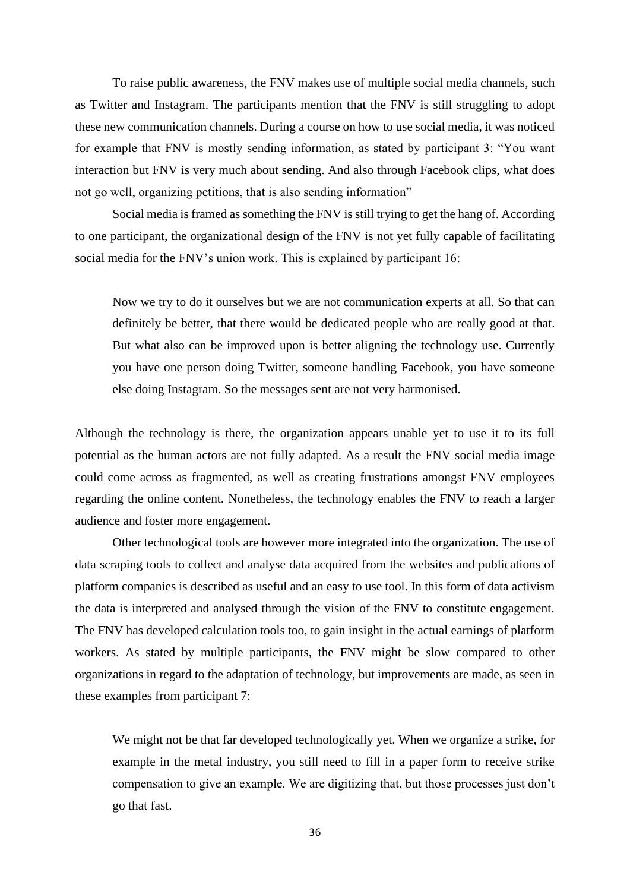To raise public awareness, the FNV makes use of multiple social media channels, such as Twitter and Instagram. The participants mention that the FNV is still struggling to adopt these new communication channels. During a course on how to use social media, it was noticed for example that FNV is mostly sending information, as stated by participant 3: "You want interaction but FNV is very much about sending. And also through Facebook clips, what does not go well, organizing petitions, that is also sending information"

Social media is framed as something the FNV is still trying to get the hang of. According to one participant, the organizational design of the FNV is not yet fully capable of facilitating social media for the FNV's union work. This is explained by participant 16:

> Now we try to do it ourselves but we are not communication experts at all. So that can definitely be better, that there would be dedicated people who are really good at that. But what also can be improved upon is better aligning the technology use. Currently you have one person doing Twitter, someone handling Facebook, you have someone else doing Instagram. So the messages sent are not very harmonised.

Although the technology is there, the organization appears unable yet to use it to its full potential as the human actors are not fully adapted. As a result the FNV social media image could come across as fragmented, as well as creating frustrations amongst FNV employees regarding the online content. Nonetheless, the technology enables the FNV to reach a larger audience and foster more engagement.

Other technological tools are however more integrated into the organization. The use of data scraping tools to collect and analyse data acquired from the websites and publications of platform companies is described as useful and an easy to use tool. In this form of data activism the data is interpreted and analysed through the vision of the FNV to constitute engagement. The FNV has developed calculation tools too, to gain insight in the actual earnings of platform workers. As stated by multiple participants, the FNV might be slow compared to other organizations in regard to the adaptation of technology, but improvements are made, as seen in these examples from participant 7:

> We might not be that far developed technologically yet. When we organize a strike, for example in the metal industry, you still need to fill in a paper form to receive strike compensation to give an example. We are digitizing that, but those processes just don't go that fast.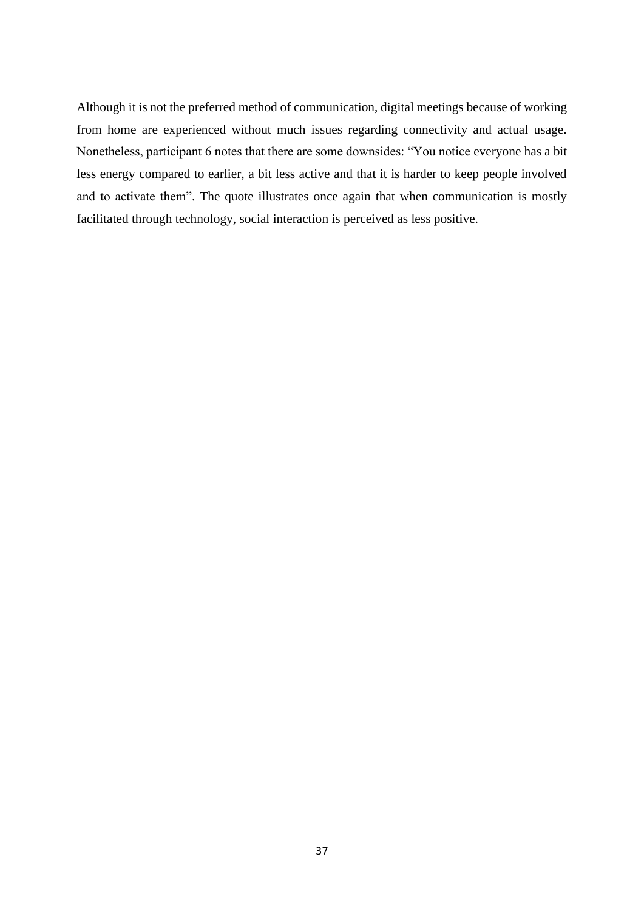Although it is not the preferred method of communication, digital meetings because of working from home are experienced without much issues regarding connectivity and actual usage. Nonetheless, participant 6 notes that there are some downsides: "You notice everyone has a bit less energy compared to earlier, a bit less active and that it is harder to keep people involved and to activate them". The quote illustrates once again that when communication is mostly facilitated through technology, social interaction is perceived as less positive.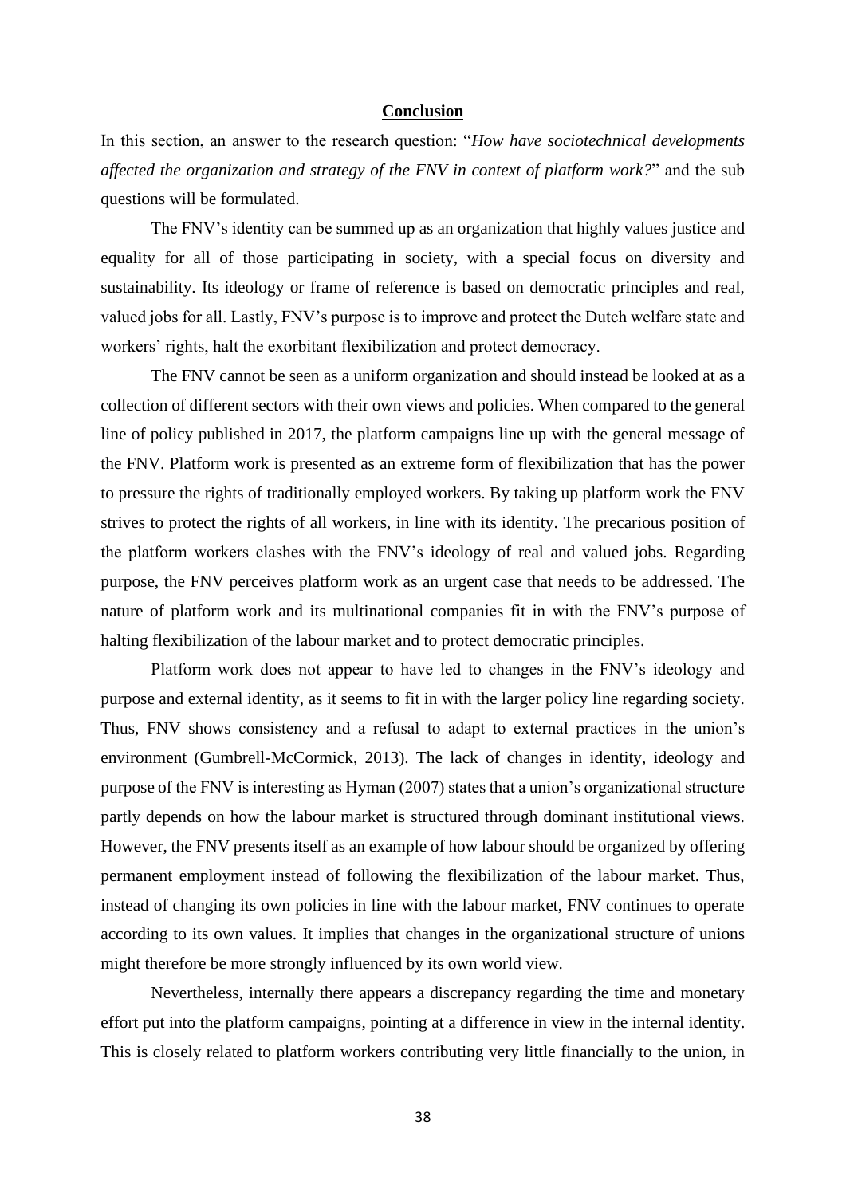## Conclusion

In this section, an answer to the research question: "*How have sociotechnical developments affected the organization and strategy of the FNV in context of platform work?*" and the sub questions will be formulated.

The FNV's identity can be summed up as an organization that highly values justice and equality for all of those participating in society, with a special focus on diversity and sustainability. Its ideology or frame of reference is based on democratic principles and real, valued jobs for all. Lastly, FNV's purpose is to improve and protect the Dutch welfare state and workers' rights, halt the exorbitant flexibilization and protect democracy.

The FNV cannot be seen as a uniform organization and should instead be looked at as a collection of different sectors with their own views and policies. When compared to the general line of policy published in 2017, the platform campaigns line up with the general message of the FNV. Platform work is presented as an extreme form of flexibilization that has the power to pressure the rights of traditionally employed workers. By taking up platform work the FNV strives to protect the rights of all workers, in line with its identity. The precarious position of the platform workers clashes with the FNV's ideology of real and valued jobs. Regarding purpose, the FNV perceives platform work as an urgent case that needs to be addressed. The nature of platform work and its multinational companies fit in with the FNV's purpose of halting flexibilization of the labour market and to protect democratic principles.

Platform work does not appear to have led to changes in the FNV's ideology and purpose and external identity, as it seems to fit in with the larger policy line regarding society. Thus, FNV shows consistency and a refusal to adapt to external practices in the union's environment (Gumbrell-McCormick, 2013). The lack of changes in identity, ideology and purpose of the FNV is interesting as Hyman (2007) states that a union's organizational structure partly depends on how the labour market is structured through dominant institutional views. However, the FNV presents itself as an example of how labour should be organized by offering permanent employment instead of following the flexibilization of the labour market. Thus, instead of changing its own policies in line with the labour market, FNV continues to operate according to its own values. It implies that changes in the organizational structure of unions might therefore be more strongly influenced by its own world view.

Nevertheless, internally there appears a discrepancy regarding the time and monetary effort put into the platform campaigns, pointing at a difference in view in the internal identity. This is closely related to platform workers contributing very little financially to the union, in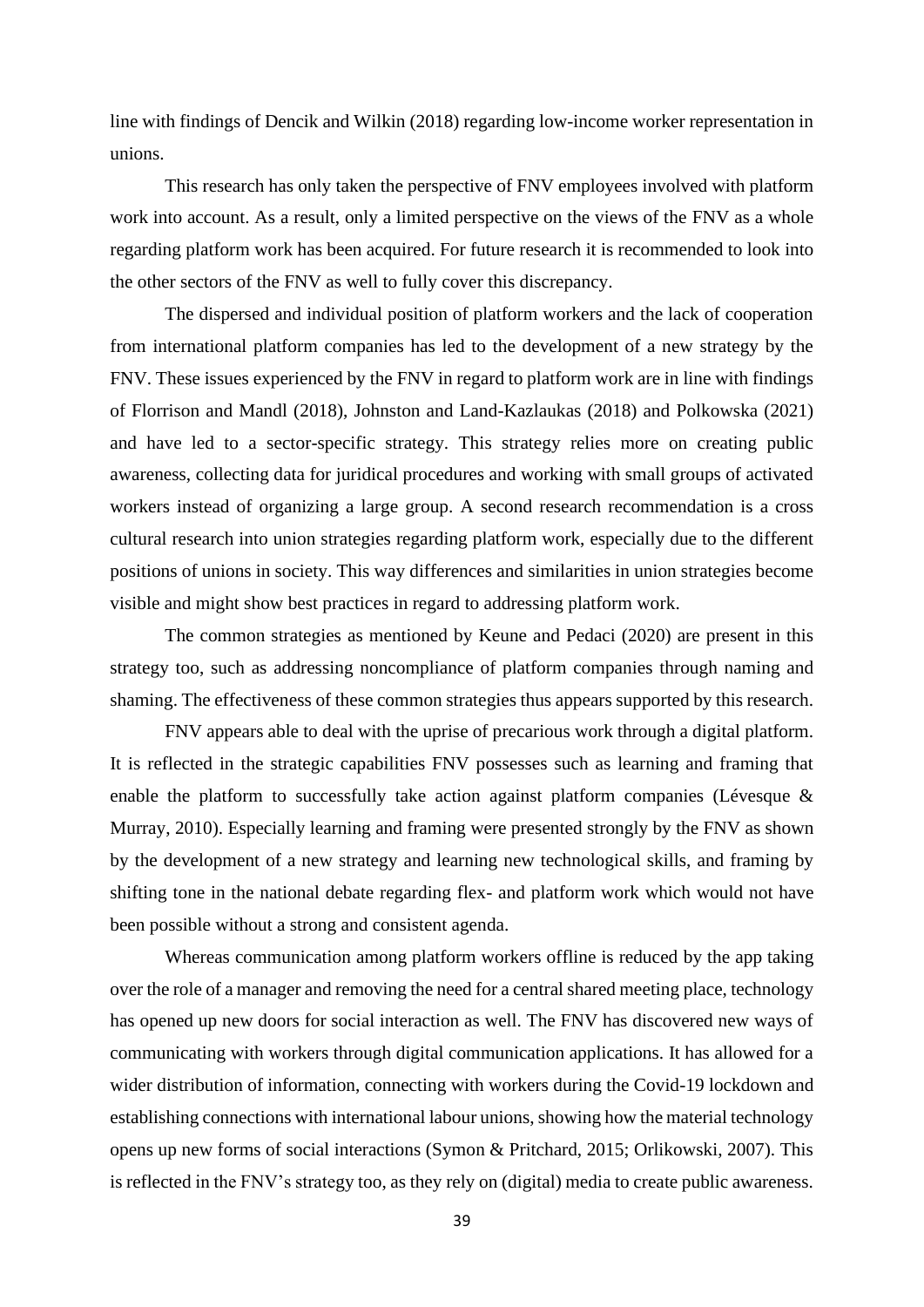line with findings of Dencik and Wilkin (2018) regarding low-income worker representation in unions.

This research has only taken the perspective of FNV employees involved with platform work into account. As a result, only a limited perspective on the views of the FNV as a whole regarding platform work has been acquired. For future research it is recommended to look into the other sectors of the FNV as well to fully cover this discrepancy.

The dispersed and individual position of platform workers and the lack of cooperation from international platform companies has led to the development of a new strategy by the FNV. These issues experienced by the FNV in regard to platform work are in line with findings of Florrison and Mandl (2018), Johnston and Land-Kazlaukas (2018) and Polkowska (2021) and have led to a sector-specific strategy. This strategy relies more on creating public awareness, collecting data for juridical procedures and working with small groups of activated workers instead of organizing a large group. A second research recommendation is a cross cultural research into union strategies regarding platform work, especially due to the different positions of unions in society. This way differences and similarities in union strategies become visible and might show best practices in regard to addressing platform work.

The common strategies as mentioned by Keune and Pedaci (2020) are present in this strategy too, such as addressing noncompliance of platform companies through naming and shaming. The effectiveness of these common strategies thus appears supported by this research.

FNV appears able to deal with the uprise of precarious work through a digital platform. It is reflected in the strategic capabilities FNV possesses such as learning and framing that enable the platform to successfully take action against platform companies (Lévesque & Murray, 2010). Especially learning and framing were presented strongly by the FNV as shown by the development of a new strategy and learning new technological skills, and framing by shifting tone in the national debate regarding flex- and platform work which would not have been possible without a strong and consistent agenda.

Whereas communication among platform workers offline is reduced by the app taking over the role of a manager and removing the need for a central shared meeting place, technology has opened up new doors for social interaction as well. The FNV has discovered new ways of communicating with workers through digital communication applications. It has allowed for a wider distribution of information, connecting with workers during the Covid-19 lockdown and establishing connections with international labour unions, showing how the material technology opens up new forms of social interactions (Symon & Pritchard, 2015; Orlikowski, 2007). This is reflected in the FNV's strategy too, as they rely on (digital) media to create public awareness.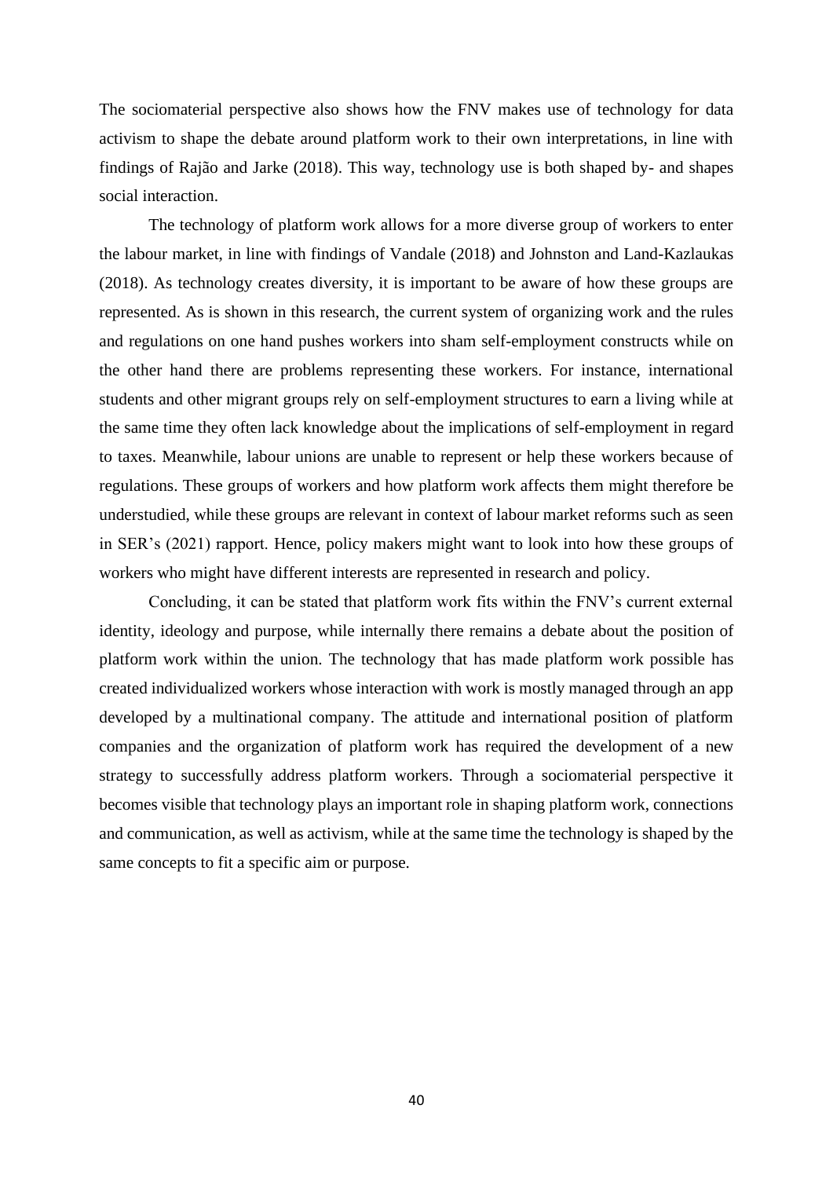The sociomaterial perspective also shows how the FNV makes use of technology for data activism to shape the debate around platform work to their own interpretations, in line with findings of Rajão and Jarke (2018). This way, technology use is both shaped by- and shapes social interaction.

The technology of platform work allows for a more diverse group of workers to enter the labour market, in line with findings of Vandale (2018) and Johnston and Land-Kazlaukas (2018). As technology creates diversity, it is important to be aware of how these groups are represented. As is shown in this research, the current system of organizing work and the rules and regulations on one hand pushes workers into sham self-employment constructs while on the other hand there are problems representing these workers. For instance, international students and other migrant groups rely on self-employment structures to earn a living while at the same time they often lack knowledge about the implications of self-employment in regard to taxes. Meanwhile, labour unions are unable to represent or help these workers because of regulations. These groups of workers and how platform work affects them might therefore be understudied, while these groups are relevant in context of labour market reforms such as seen in SER's (2021) rapport. Hence, policy makers might want to look into how these groups of workers who might have different interests are represented in research and policy.

Concluding, it can be stated that platform work fits within the FNV's current external identity, ideology and purpose, while internally there remains a debate about the position of platform work within the union. The technology that has made platform work possible has created individualized workers whose interaction with work is mostly managed through an app developed by a multinational company. The attitude and international position of platform companies and the organization of platform work has required the development of a new strategy to successfully address platform workers. Through a sociomaterial perspective it becomes visible that technology plays an important role in shaping platform work, connections and communication, as well as activism, while at the same time the technology is shaped by the same concepts to fit a specific aim or purpose.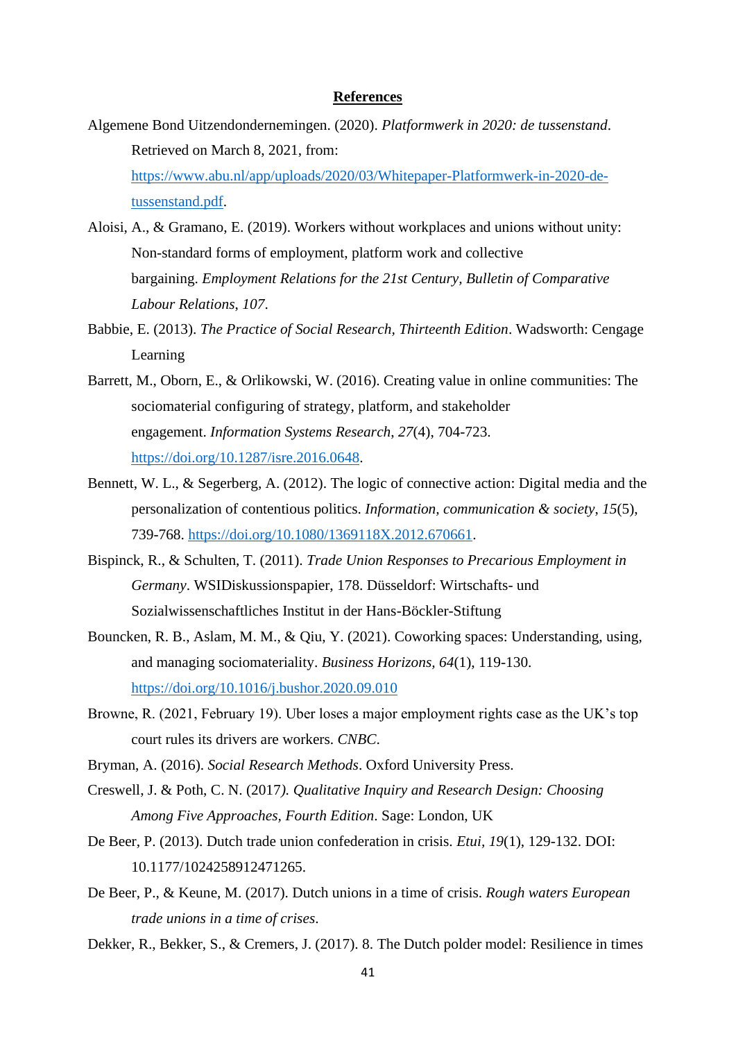**References**

Algemene Bond Uitzendondernemingen. (2020). *Platformwerk in 2020: de tussenstand*. Retrieved on March 8, 2021, from: https://www.abu.nl/app/uploads/2020/03/Whitepaper-Platformwerk-in-2020-de-tussenstand.pdf.

Aloisi, A., & Gramano, E. (2019). Workers without workplaces and unions without unity: Non-standard forms of employment, platform work and collective bargaining. *Employment Relations for the 21st Century, Bulletin of Comparative Labour Relations*, *107*.

Babbie, E. (2013). *The Practice of Social Research, Thirteenth Edition*. Wadsworth: Cengage Learning

Barrett, M., Oborn, E., & Orlikowski, W. (2016). Creating value in online communities: The sociomaterial configuring of strategy, platform, and stakeholder engagement. *Information Systems Research*, *27*(4), 704-723. https://doi.org/10.1287/isre.2016.0648.

Bennett, W. L., & Segerberg, A. (2012). The logic of connective action: Digital media and the personalization of contentious politics. *Information, communication & society*, *15*(5), 739-768. https://doi.org/10.1080/1369118X.2012.670661.

Bispinck, R., & Schulten, T. (2011). *Trade Union Responses to Precarious Employment in Germany*. WSIDiskussionspapier, 178. Düsseldorf: Wirtschafts- und Sozialwissenschaftliches Institut in der Hans-Böckler-Stiftung

Bouncken, R. B., Aslam, M. M., & Qiu, Y. (2021). Coworking spaces: Understanding, using, and managing sociomateriality. *Business Horizons*, *64*(1), 119-130. https://doi.org/10.1016/j.bushor.2020.09.010

Browne, R. (2021, February 19). Uber loses a major employment rights case as the UK's top court rules its drivers are workers. *CNBC*.

Bryman, A. (2016). *Social Research Methods*. Oxford University Press.

Creswell, J. & Poth, C. N. (2017*). Qualitative Inquiry and Research Design: Choosing Among Five Approaches, Fourth Edition*. Sage: London, UK

De Beer, P. (2013). Dutch trade union confederation in crisis. *Etui*, *19*(1), 129-132. DOI: 10.1177/1024258912471265.

De Beer, P., & Keune, M. (2017). Dutch unions in a time of crisis. *Rough waters European trade unions in a time of crises*.

Dekker, R., Bekker, S., & Cremers, J. (2017). 8. The Dutch polder model: Resilience in times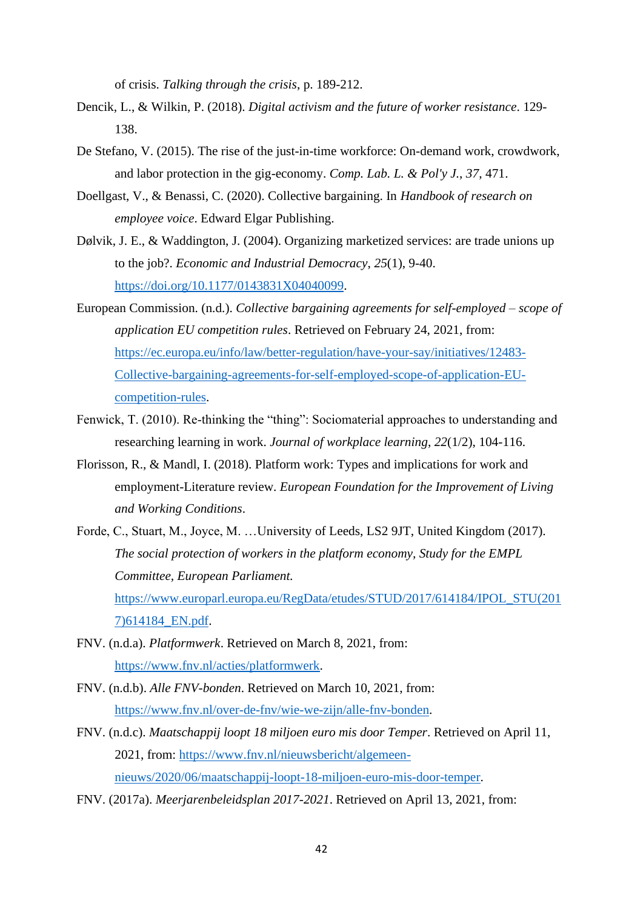of crisis. *Talking through the crisis*, p. 189-212.

Dencik, L., & Wilkin, P. (2018). *Digital activism and the future of worker resistance*. 129-138.

De Stefano, V. (2015). The rise of the just-in-time workforce: On-demand work, crowdwork, and labor protection in the gig-economy. *Comp. Lab. L. & Pol'y J.*, *37*, 471.

Doellgast, V., & Benassi, C. (2020). Collective bargaining. In *Handbook of research on employee voice*. Edward Elgar Publishing.

Dølvik, J. E., & Waddington, J. (2004). Organizing marketized services: are trade unions up to the job?. *Economic and Industrial Democracy*, *25*(1), 9-40. https://doi.org/10.1177/0143831X04040099.

European Commission. (n.d.). *Collective bargaining agreements for self-employed – scope of application EU competition rules*. Retrieved on February 24, 2021, from: https://ec.europa.eu/info/law/better-regulation/have-your-say/initiatives/12483-Collective-bargaining-agreements-for-self-employed-scope-of-application-EU-competition-rules.

Fenwick, T. (2010). Re-thinking the "thing": Sociomaterial approaches to understanding and researching learning in work. *Journal of workplace learning*, *22*(1/2), 104-116.

Florisson, R., & Mandl, I. (2018). Platform work: Types and implications for work and employment-Literature review. *European Foundation for the Improvement of Living and Working Conditions*.

Forde, C., Stuart, M., Joyce, M. …University of Leeds, LS2 9JT, United Kingdom (2017). *The social protection of workers in the platform economy, Study for the EMPL Committee, European Parliament.* https://www.europarl.europa.eu/RegData/etudes/STUD/2017/614184/IPOL_STU(2017)614184_EN.pdf.

FNV. (n.d.a). *Platformwerk*. Retrieved on March 8, 2021, from: https://www.fnv.nl/acties/platformwerk.

FNV. (n.d.b). *Alle FNV-bonden*. Retrieved on March 10, 2021, from: https://www.fnv.nl/over-de-fnv/wie-we-zijn/alle-fnv-bonden.

FNV. (n.d.c). *Maatschappij loopt 18 miljoen euro mis door Temper*. Retrieved on April 11, 2021, from: https://www.fnv.nl/nieuwsbericht/algemeen-nieuws/2020/06/maatschappij-loopt-18-miljoen-euro-mis-door-temper.

FNV. (2017a). *Meerjarenbeleidsplan 2017-2021*. Retrieved on April 13, 2021, from: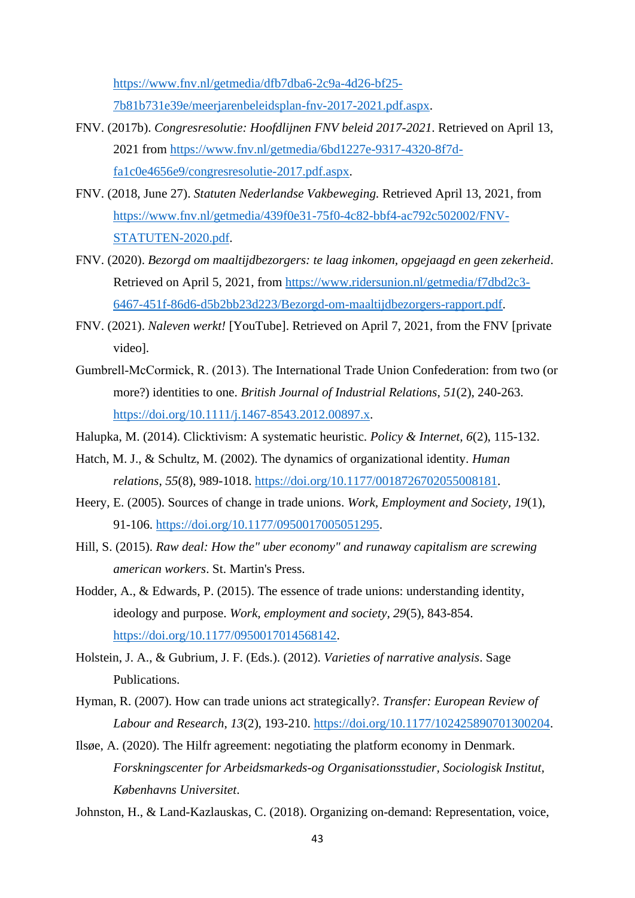https://www.fnv.nl/getmedia/dfb7dba6-2c9a-4d26-bf25-7b81b731e39e/meerjarenbeleidsplan-fnv-2017-2021.pdf.aspx.

FNV. (2017b). *Congresresolutie: Hoofdlijnen FNV beleid 2017-2021*. Retrieved on April 13, 2021 from https://www.fnv.nl/getmedia/6bd1227e-9317-4320-8f7d-fa1c0e4656e9/congresresolutie-2017.pdf.aspx.

FNV. (2018, June 27). *Statuten Nederlandse Vakbeweging.* Retrieved April 13, 2021, from https://www.fnv.nl/getmedia/439f0e31-75f0-4c82-bbf4-ac792c502002/FNV-STATUTEN-2020.pdf.

FNV. (2020). *Bezorgd om maaltijdbezorgers: te laag inkomen, opgejaagd en geen zekerheid*. Retrieved on April 5, 2021, from https://www.ridersunion.nl/getmedia/f7dbd2c3-6467-451f-86d6-d5b2bb23d223/Bezorgd-om-maaltijdbezorgers-rapport.pdf.

FNV. (2021). *Naleven werkt!* [YouTube]. Retrieved on April 7, 2021, from the FNV [private video].

Gumbrell-McCormick, R. (2013). The International Trade Union Confederation: from two (or more?) identities to one. *British Journal of Industrial Relations*, *51*(2), 240-263. https://doi.org/10.1111/j.1467-8543.2012.00897.x.

Halupka, M. (2014). Clicktivism: A systematic heuristic. *Policy & Internet*, *6*(2), 115-132.

Hatch, M. J., & Schultz, M. (2002). The dynamics of organizational identity. *Human relations*, *55*(8), 989-1018. https://doi.org/10.1177/0018726702055008181.

Heery, E. (2005). Sources of change in trade unions. *Work, Employment and Society*, *19*(1), 91-106. https://doi.org/10.1177/0950017005051295.

Hill, S. (2015). *Raw deal: How the" uber economy" and runaway capitalism are screwing american workers*. St. Martin's Press.

Hodder, A., & Edwards, P. (2015). The essence of trade unions: understanding identity, ideology and purpose. *Work, employment and society*, *29*(5), 843-854. https://doi.org/10.1177/0950017014568142.

Holstein, J. A., & Gubrium, J. F. (Eds.). (2012). *Varieties of narrative analysis*. Sage Publications.

Hyman, R. (2007). How can trade unions act strategically?. *Transfer: European Review of Labour and Research*, *13*(2), 193-210. https://doi.org/10.1177/102425890701300204.

Ilsøe, A. (2020). The Hilfr agreement: negotiating the platform economy in Denmark. *Forskningscenter for Arbeidsmarkeds-og Organisationsstudier, Sociologisk Institut, Københavns Universitet*.

Johnston, H., & Land-Kazlauskas, C. (2018). Organizing on-demand: Representation, voice,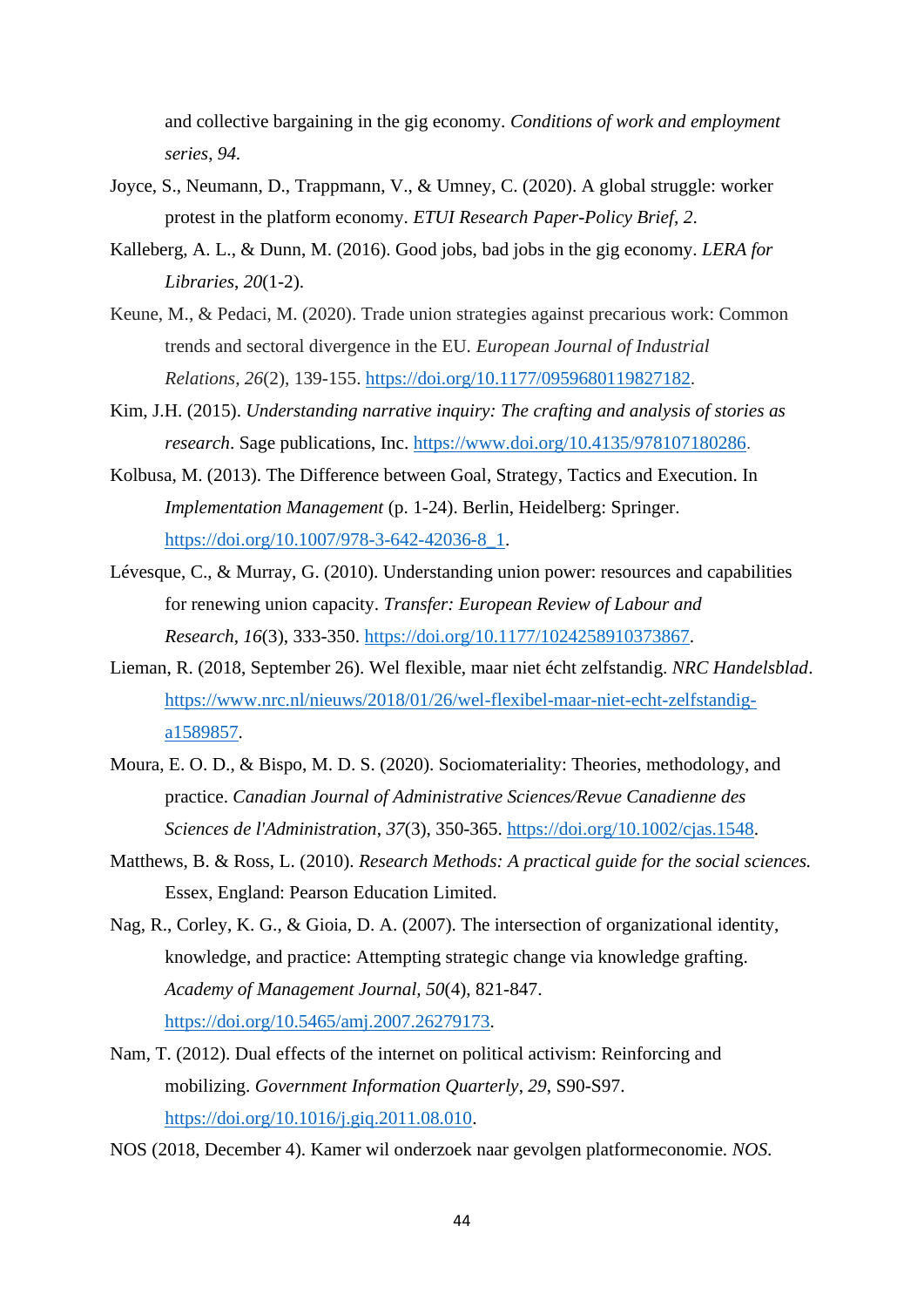and collective bargaining in the gig economy. *Conditions of work and employment series*, *94*.

Joyce, S., Neumann, D., Trappmann, V., & Umney, C. (2020). A global struggle: worker protest in the platform economy. *ETUI Research Paper-Policy Brief*, *2*.

Kalleberg, A. L., & Dunn, M. (2016). Good jobs, bad jobs in the gig economy. *LERA for Libraries*, *20*(1-2).

Keune, M., & Pedaci, M. (2020). Trade union strategies against precarious work: Common trends and sectoral divergence in the EU. *European Journal of Industrial Relations*, *26*(2), 139-155. https://doi.org/10.1177/0959680119827182.

Kim, J.H. (2015). *Understanding narrative inquiry: The crafting and analysis of stories as research*. Sage publications, Inc. https://www.doi.org/10.4135/978107180286.

Kolbusa, M. (2013). The Difference between Goal, Strategy, Tactics and Execution. In *Implementation Management* (p. 1-24). Berlin, Heidelberg: Springer. https://doi.org/10.1007/978-3-642-42036-8_1.

Lévesque, C., & Murray, G. (2010). Understanding union power: resources and capabilities for renewing union capacity. *Transfer: European Review of Labour and Research*, *16*(3), 333-350. https://doi.org/10.1177/1024258910373867.

Lieman, R. (2018, September 26). Wel flexible, maar niet écht zelfstandig. *NRC Handelsblad*. https://www.nrc.nl/nieuws/2018/01/26/wel-flexibel-maar-niet-echt-zelfstandig-a1589857.

Moura, E. O. D., & Bispo, M. D. S. (2020). Sociomateriality: Theories, methodology, and practice. *Canadian Journal of Administrative Sciences/Revue Canadienne des Sciences de l'Administration*, *37*(3), 350-365. https://doi.org/10.1002/cjas.1548.

Matthews, B. & Ross, L. (2010). *Research Methods: A practical guide for the social sciences.* Essex, England: Pearson Education Limited.

Nag, R., Corley, K. G., & Gioia, D. A. (2007). The intersection of organizational identity, knowledge, and practice: Attempting strategic change via knowledge grafting. *Academy of Management Journal, 50*(4), 821-847. https://doi.org/10.5465/amj.2007.26279173.

Nam, T. (2012). Dual effects of the internet on political activism: Reinforcing and mobilizing. *Government Information Quarterly*, *29*, S90-S97. https://doi.org/10.1016/j.giq.2011.08.010.

NOS (2018, December 4). Kamer wil onderzoek naar gevolgen platformeconomie. *NOS.*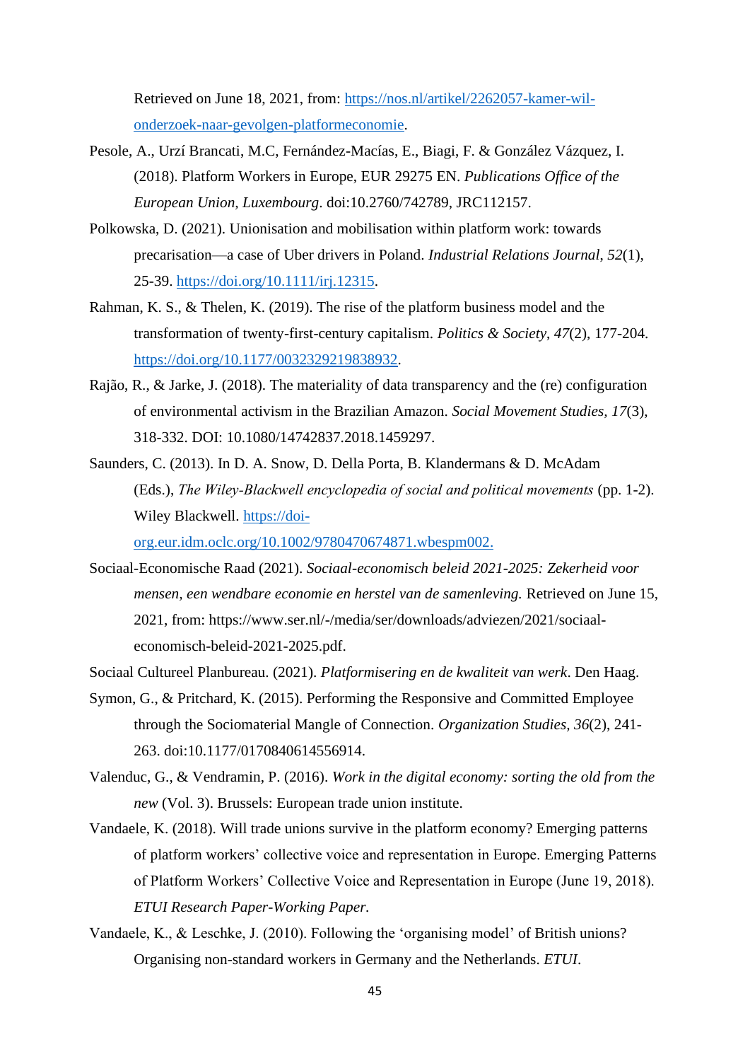Retrieved on June 18, 2021, from: https://nos.nl/artikel/2262057-kamer-wil-onderzoek-naar-gevolgen-platformeconomie.

Pesole, A., Urzí Brancati, M.C, Fernández-Macías, E., Biagi, F. & González Vázquez, I. (2018). Platform Workers in Europe, EUR 29275 EN. *Publications Office of the European Union, Luxembourg*. doi:10.2760/742789, JRC112157.

Polkowska, D. (2021). Unionisation and mobilisation within platform work: towards precarisation—a case of Uber drivers in Poland. *Industrial Relations Journal*, *52*(1), 25-39. https://doi.org/10.1111/irj.12315.

Rahman, K. S., & Thelen, K. (2019). The rise of the platform business model and the transformation of twenty-first-century capitalism. *Politics & Society*, *47*(2), 177-204. https://doi.org/10.1177/0032329219838932.

Rajão, R., & Jarke, J. (2018). The materiality of data transparency and the (re) configuration of environmental activism in the Brazilian Amazon. *Social Movement Studies, 17*(3), 318-332. DOI: 10.1080/14742837.2018.1459297.

Saunders, C. (2013). In D. A. Snow, D. Della Porta, B. Klandermans & D. McAdam (Eds.), *The Wiley-Blackwell encyclopedia of social and political movements* (pp. 1-2). Wiley Blackwell. https://doi-org.eur.idm.oclc.org/10.1002/9780470674871.wbespm002.

Sociaal-Economische Raad (2021). *Sociaal-economisch beleid 2021-2025: Zekerheid voor mensen, een wendbare economie en herstel van de samenleving.* Retrieved on June 15, 2021, from: https://www.ser.nl/-/media/ser/downloads/adviezen/2021/sociaal-economisch-beleid-2021-2025.pdf.

Sociaal Cultureel Planbureau. (2021). *Platformisering en de kwaliteit van werk*. Den Haag.

Symon, G., & Pritchard, K. (2015). Performing the Responsive and Committed Employee through the Sociomaterial Mangle of Connection. *Organization Studies, 36*(2), 241-263. doi:10.1177/0170840614556914.

Valenduc, G., & Vendramin, P. (2016). *Work in the digital economy: sorting the old from the new* (Vol. 3). Brussels: European trade union institute.

Vandaele, K. (2018). Will trade unions survive in the platform economy? Emerging patterns of platform workers' collective voice and representation in Europe. Emerging Patterns of Platform Workers' Collective Voice and Representation in Europe (June 19, 2018). *ETUI Research Paper-Working Paper.*

Vandaele, K., & Leschke, J. (2010). Following the 'organising model' of British unions? Organising non-standard workers in Germany and the Netherlands. *ETUI*.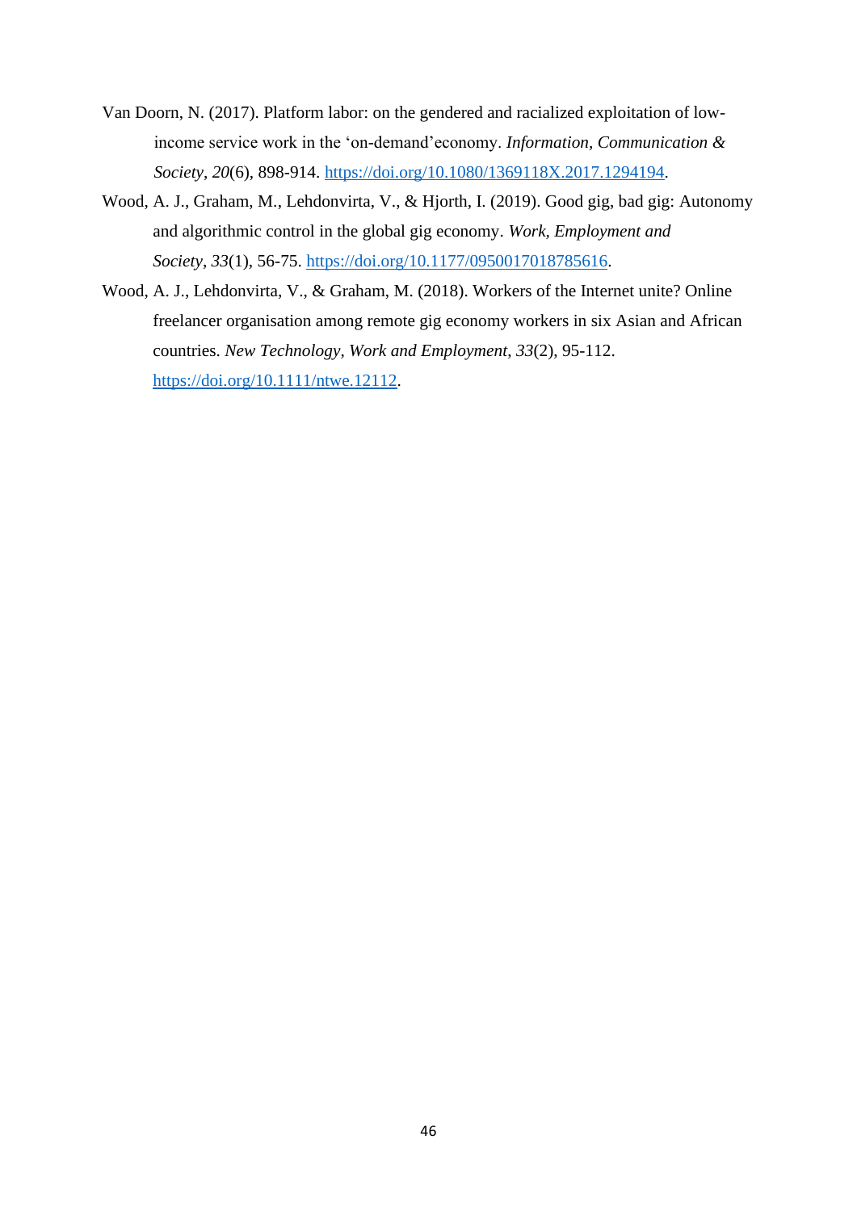Van Doorn, N. (2017). Platform labor: on the gendered and racialized exploitation of low-income service work in the 'on-demand' economy. *Information, Communication & Society*, *20*(6), 898-914. https://doi.org/10.1080/1369118X.2017.1294194.

Wood, A. J., Graham, M., Lehdonvirta, V., & Hjorth, I. (2019). Good gig, bad gig: Autonomy and algorithmic control in the global gig economy. *Work, Employment and Society*, *33*(1), 56-75. https://doi.org/10.1177/0950017018785616.

Wood, A. J., Lehdonvirta, V., & Graham, M. (2018). Workers of the Internet unite? Online freelancer organisation among remote gig economy workers in six Asian and African countries. *New Technology, Work and Employment*, *33*(2), 95-112. https://doi.org/10.1111/ntwe.12112.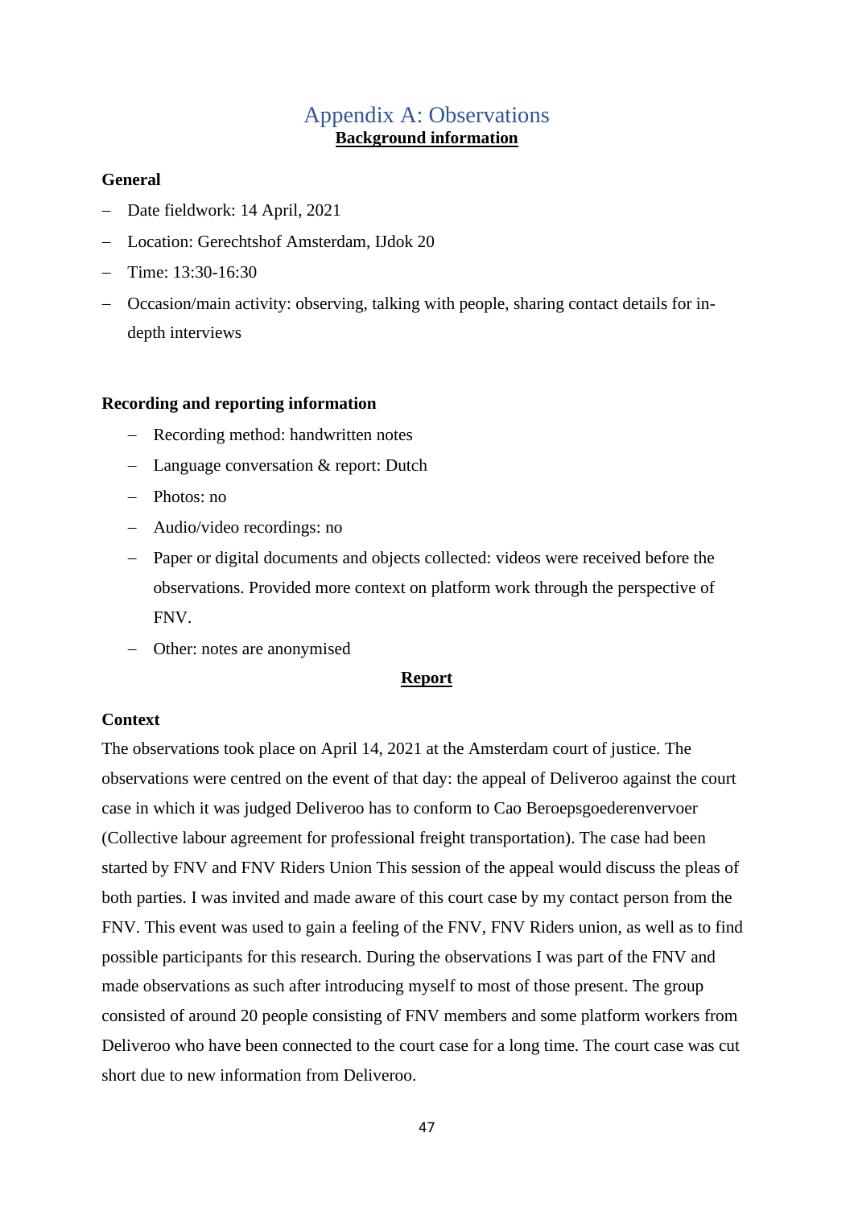# Appendix A: Observations

**Background information**

**General**

- Date fieldwork: 14 April, 2021
- Location: Gerechtshof Amsterdam, IJdok 20
- Time: 13:30-16:30
- Occasion/main activity: observing, talking with people, sharing contact details for in-depth interviews

**Recording and reporting information**

- Recording method: handwritten notes
- Language conversation & report: Dutch
- Photos: no
- Audio/video recordings: no
- Paper or digital documents and objects collected: videos were received before the observations. Provided more context on platform work through the perspective of FNV.
- Other: notes are anonymised

**Report**

**Context**

The observations took place on April 14, 2021 at the Amsterdam court of justice. The observations were centred on the event of that day: the appeal of Deliveroo against the court case in which it was judged Deliveroo has to conform to Cao Beroepsgoederenvervoer (Collective labour agreement for professional freight transportation). The case had been started by FNV and FNV Riders Union This session of the appeal would discuss the pleas of both parties. I was invited and made aware of this court case by my contact person from the FNV. This event was used to gain a feeling of the FNV, FNV Riders union, as well as to find possible participants for this research. During the observations I was part of the FNV and made observations as such after introducing myself to most of those present. The group consisted of around 20 people consisting of FNV members and some platform workers from Deliveroo who have been connected to the court case for a long time. The court case was cut short due to new information from Deliveroo.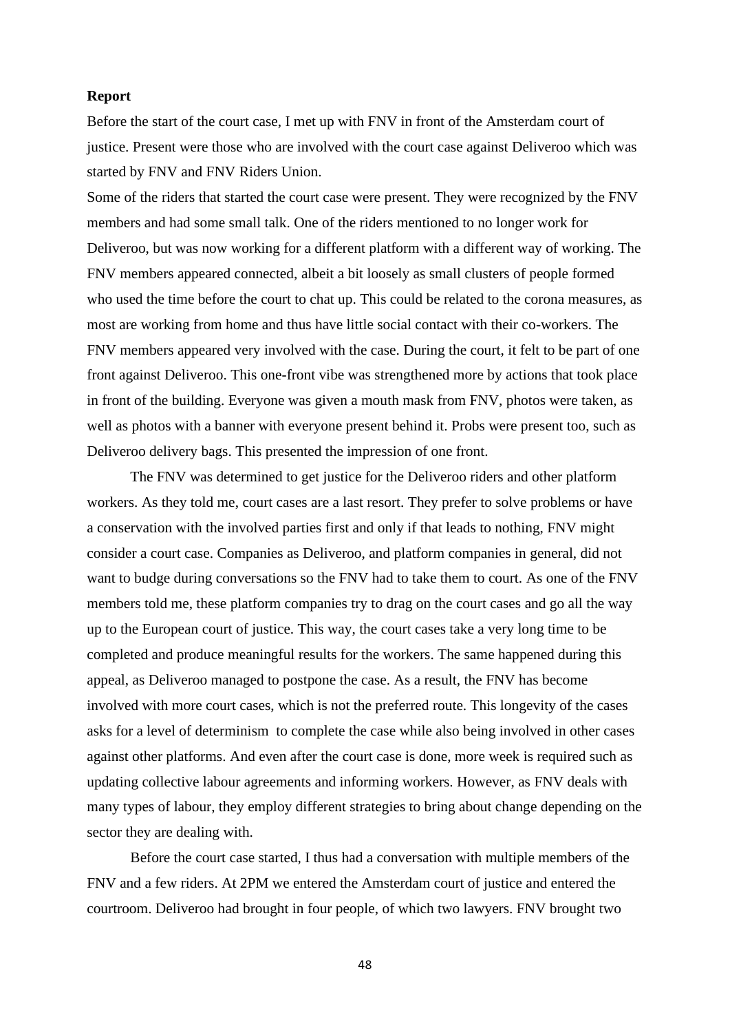**Report**

Before the start of the court case, I met up with FNV in front of the Amsterdam court of justice. Present were those who are involved with the court case against Deliveroo which was started by FNV and FNV Riders Union.

Some of the riders that started the court case were present. They were recognized by the FNV members and had some small talk. One of the riders mentioned to no longer work for Deliveroo, but was now working for a different platform with a different way of working. The FNV members appeared connected, albeit a bit loosely as small clusters of people formed who used the time before the court to chat up. This could be related to the corona measures, as most are working from home and thus have little social contact with their co-workers. The FNV members appeared very involved with the case. During the court, it felt to be part of one front against Deliveroo. This one-front vibe was strengthened more by actions that took place in front of the building. Everyone was given a mouth mask from FNV, photos were taken, as well as photos with a banner with everyone present behind it. Probs were present too, such as Deliveroo delivery bags. This presented the impression of one front.

The FNV was determined to get justice for the Deliveroo riders and other platform workers. As they told me, court cases are a last resort. They prefer to solve problems or have a conservation with the involved parties first and only if that leads to nothing, FNV might consider a court case. Companies as Deliveroo, and platform companies in general, did not want to budge during conversations so the FNV had to take them to court. As one of the FNV members told me, these platform companies try to drag on the court cases and go all the way up to the European court of justice. This way, the court cases take a very long time to be completed and produce meaningful results for the workers. The same happened during this appeal, as Deliveroo managed to postpone the case. As a result, the FNV has become involved with more court cases, which is not the preferred route. This longevity of the cases asks for a level of determinism to complete the case while also being involved in other cases against other platforms. And even after the court case is done, more week is required such as updating collective labour agreements and informing workers. However, as FNV deals with many types of labour, they employ different strategies to bring about change depending on the sector they are dealing with.

Before the court case started, I thus had a conversation with multiple members of the FNV and a few riders. At 2PM we entered the Amsterdam court of justice and entered the courtroom. Deliveroo had brought in four people, of which two lawyers. FNV brought two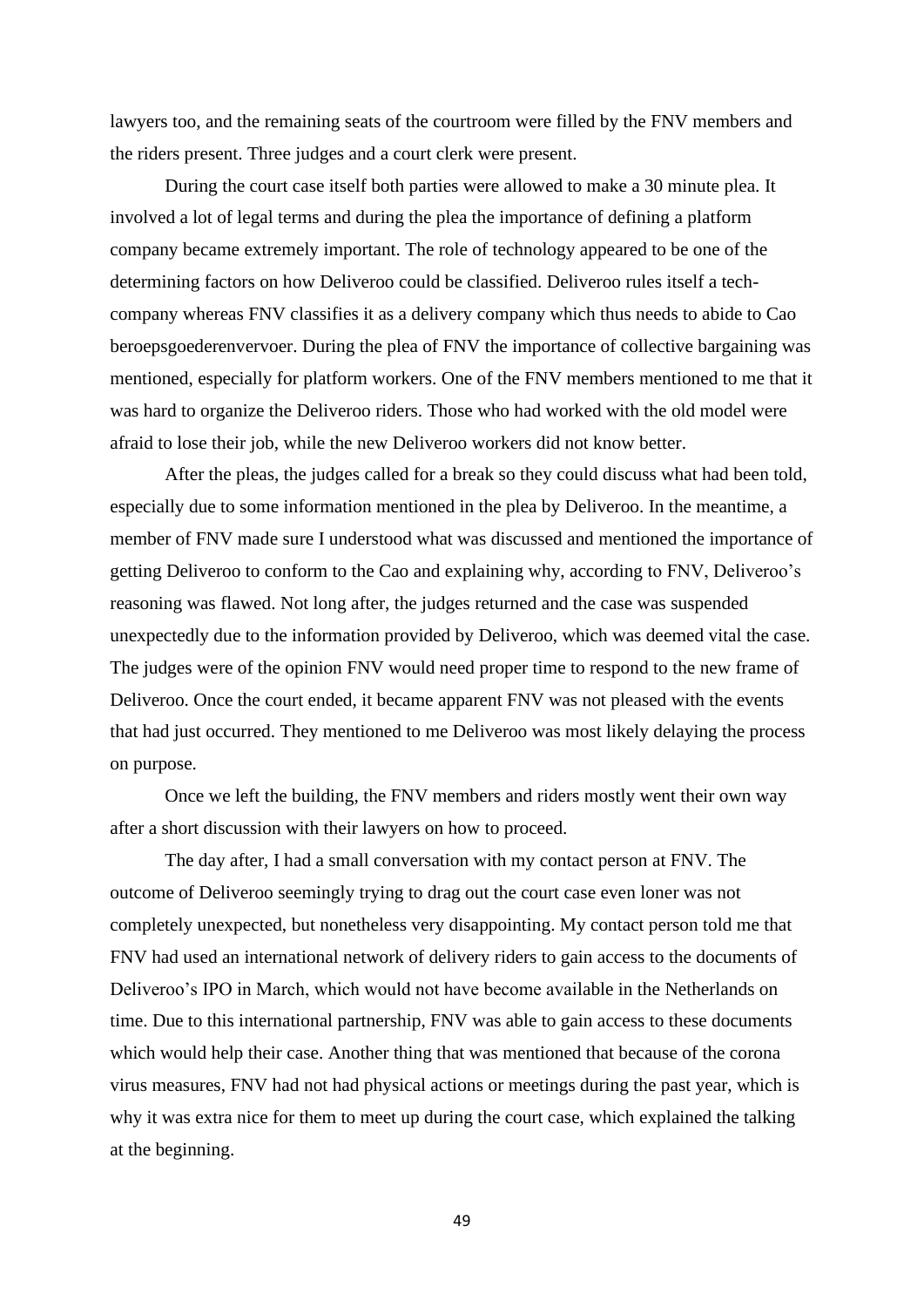lawyers too, and the remaining seats of the courtroom were filled by the FNV members and the riders present. Three judges and a court clerk were present.

During the court case itself both parties were allowed to make a 30 minute plea. It involved a lot of legal terms and during the plea the importance of defining a platform company became extremely important. The role of technology appeared to be one of the determining factors on how Deliveroo could be classified. Deliveroo rules itself a tech-company whereas FNV classifies it as a delivery company which thus needs to abide to Cao beroepsgoederenvervoer. During the plea of FNV the importance of collective bargaining was mentioned, especially for platform workers. One of the FNV members mentioned to me that it was hard to organize the Deliveroo riders. Those who had worked with the old model were afraid to lose their job, while the new Deliveroo workers did not know better.

After the pleas, the judges called for a break so they could discuss what had been told, especially due to some information mentioned in the plea by Deliveroo. In the meantime, a member of FNV made sure I understood what was discussed and mentioned the importance of getting Deliveroo to conform to the Cao and explaining why, according to FNV, Deliveroo's reasoning was flawed. Not long after, the judges returned and the case was suspended unexpectedly due to the information provided by Deliveroo, which was deemed vital the case. The judges were of the opinion FNV would need proper time to respond to the new frame of Deliveroo. Once the court ended, it became apparent FNV was not pleased with the events that had just occurred. They mentioned to me Deliveroo was most likely delaying the process on purpose.

Once we left the building, the FNV members and riders mostly went their own way after a short discussion with their lawyers on how to proceed.

The day after, I had a small conversation with my contact person at FNV. The outcome of Deliveroo seemingly trying to drag out the court case even loner was not completely unexpected, but nonetheless very disappointing. My contact person told me that FNV had used an international network of delivery riders to gain access to the documents of Deliveroo's IPO in March, which would not have become available in the Netherlands on time. Due to this international partnership, FNV was able to gain access to these documents which would help their case. Another thing that was mentioned that because of the corona virus measures, FNV had not had physical actions or meetings during the past year, which is why it was extra nice for them to meet up during the court case, which explained the talking at the beginning.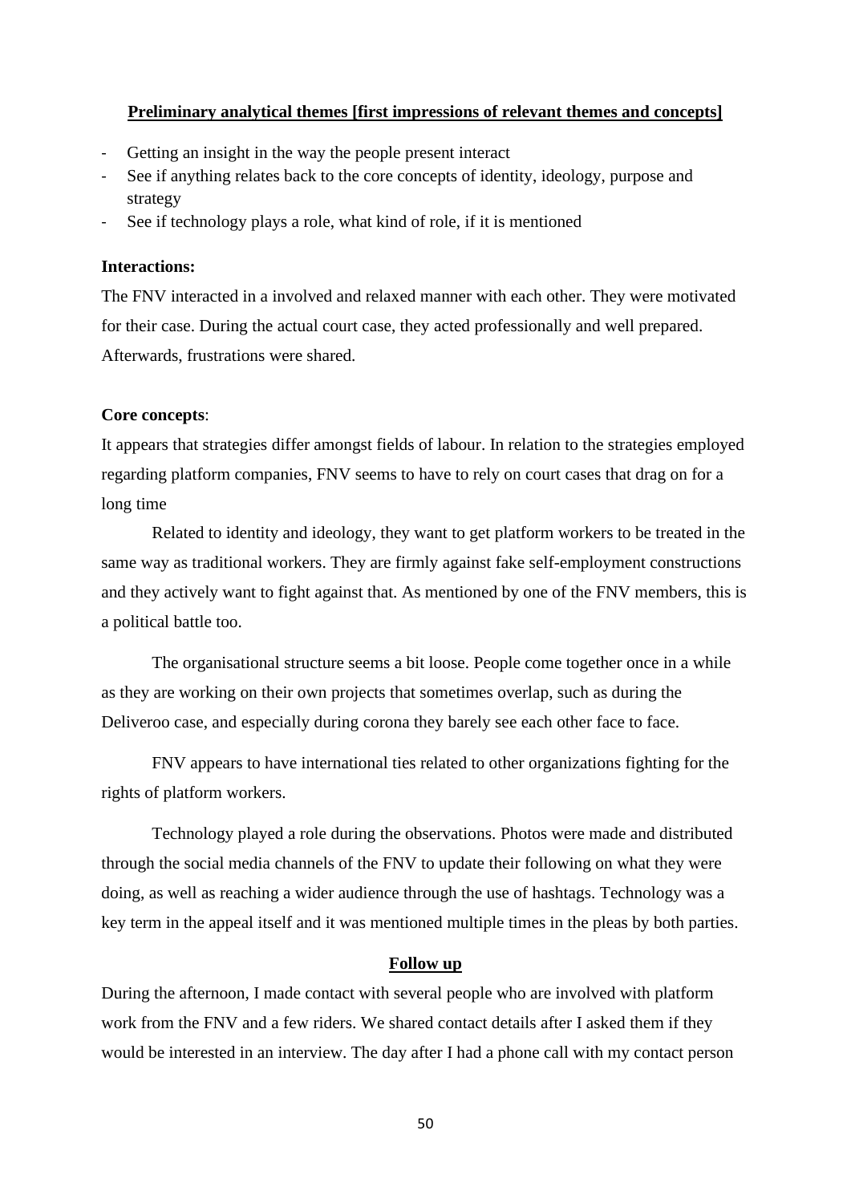**Preliminary analytical themes [first impressions of relevant themes and concepts]**

- Getting an insight in the way the people present interact
- See if anything relates back to the core concepts of identity, ideology, purpose and strategy
- See if technology plays a role, what kind of role, if it is mentioned

**Interactions:**

The FNV interacted in a involved and relaxed manner with each other. They were motivated for their case. During the actual court case, they acted professionally and well prepared. Afterwards, frustrations were shared.

**Core concepts**:

It appears that strategies differ amongst fields of labour. In relation to the strategies employed regarding platform companies, FNV seems to have to rely on court cases that drag on for a long time

Related to identity and ideology, they want to get platform workers to be treated in the same way as traditional workers. They are firmly against fake self-employment constructions and they actively want to fight against that. As mentioned by one of the FNV members, this is a political battle too.

The organisational structure seems a bit loose. People come together once in a while as they are working on their own projects that sometimes overlap, such as during the Deliveroo case, and especially during corona they barely see each other face to face.

FNV appears to have international ties related to other organizations fighting for the rights of platform workers.

Technology played a role during the observations. Photos were made and distributed through the social media channels of the FNV to update their following on what they were doing, as well as reaching a wider audience through the use of hashtags. Technology was a key term in the appeal itself and it was mentioned multiple times in the pleas by both parties.

**Follow up**

During the afternoon, I made contact with several people who are involved with platform work from the FNV and a few riders. We shared contact details after I asked them if they would be interested in an interview. The day after I had a phone call with my contact person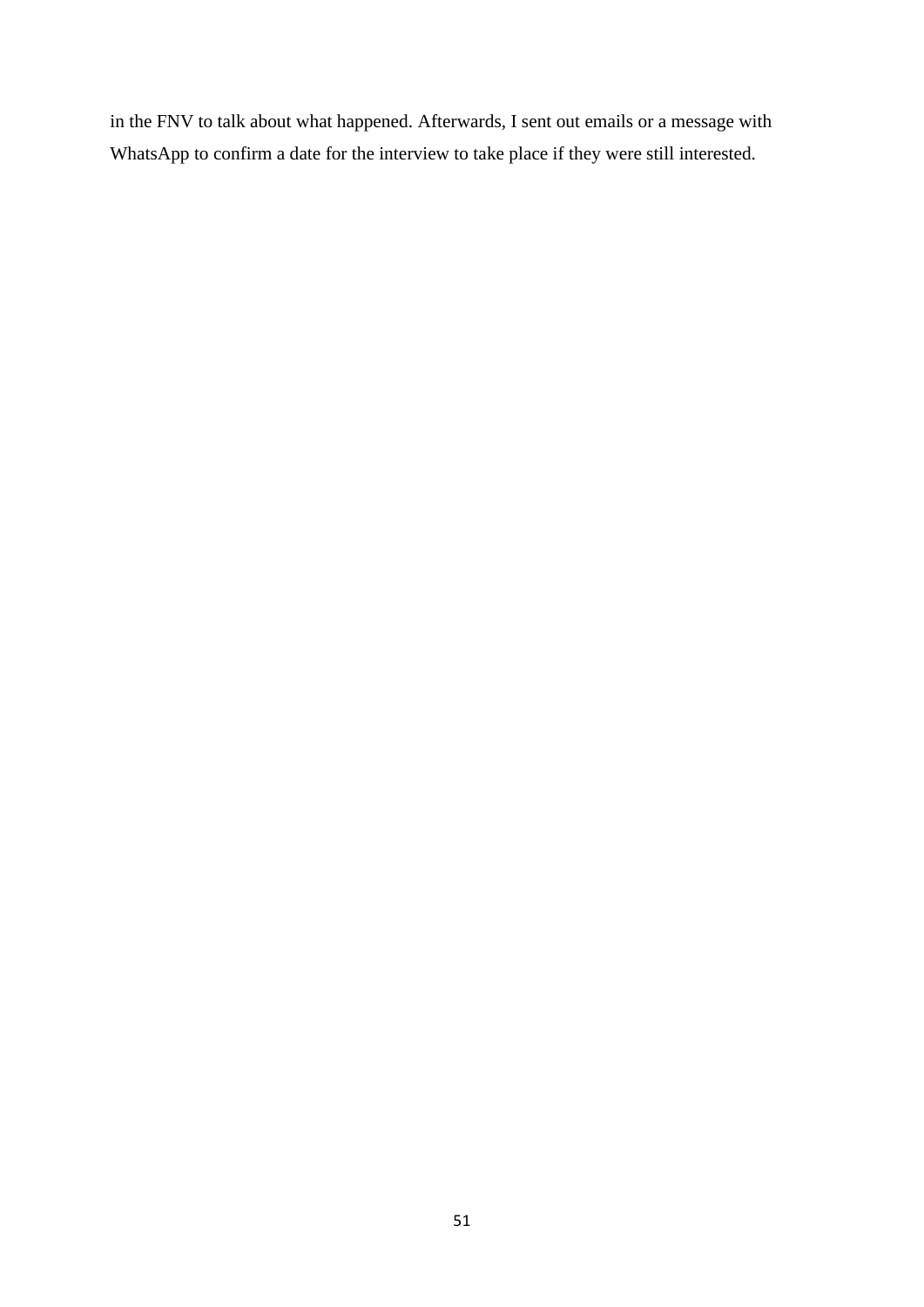in the FNV to talk about what happened. Afterwards, I sent out emails or a message with WhatsApp to confirm a date for the interview to take place if they were still interested.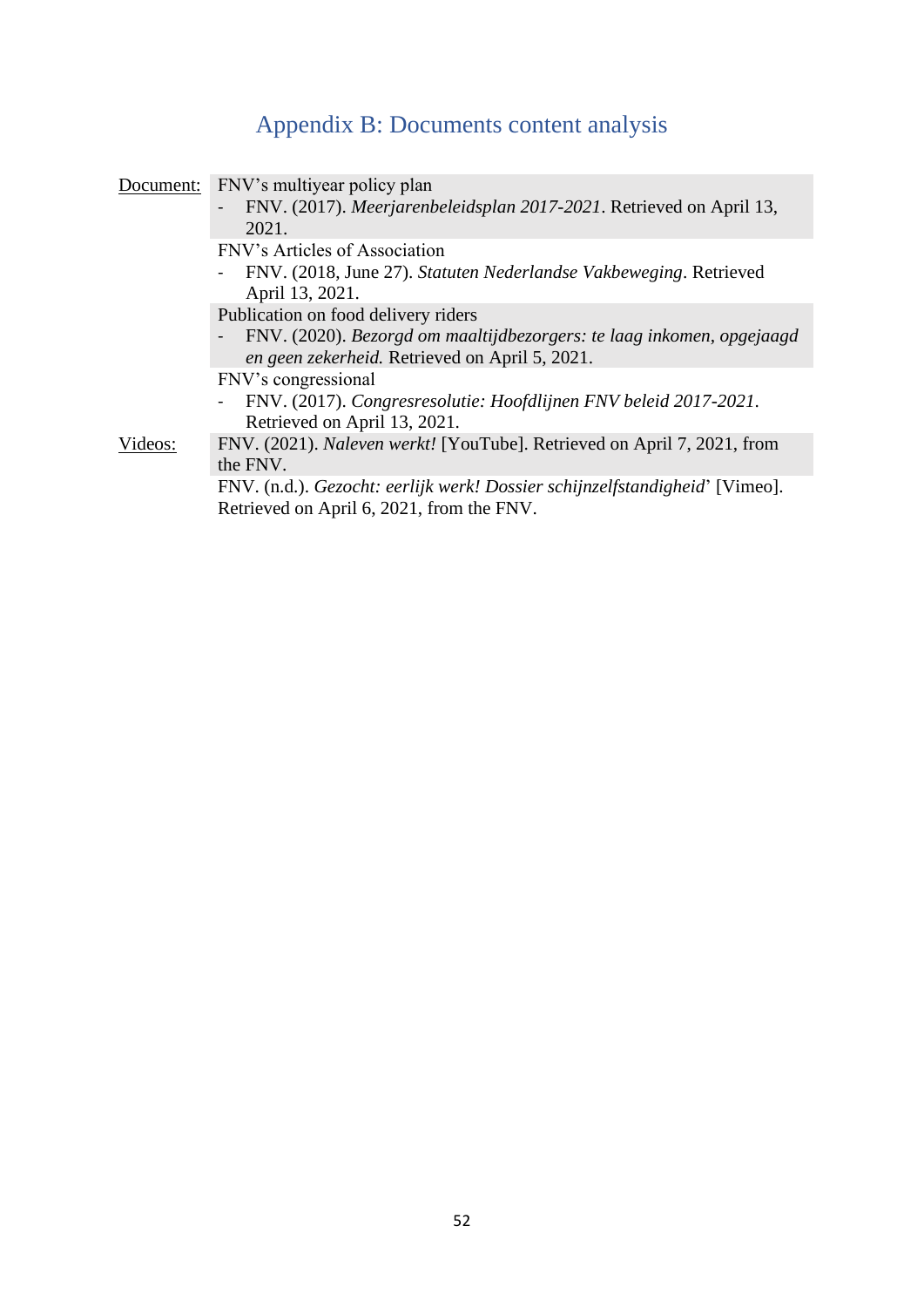# Appendix B: Documents content analysis

| | |
|---|---|
| Document: | FNV's multiyear policy plan<br>- FNV. (2017). *Meerjarenbeleidsplan 2017-2021*. Retrieved on April 13, 2021. |
| | FNV's Articles of Association<br>- FNV. (2018, June 27). *Statuten Nederlandse Vakbeweging*. Retrieved April 13, 2021. |
| | Publication on food delivery riders<br>- FNV. (2020). *Bezorgd om maaltijdbezorgers: te laag inkomen, opgejaagd en geen zekerheid.* Retrieved on April 5, 2021. |
| | FNV's congressional<br>- FNV. (2017). *Congresresolutie: Hoofdlijnen FNV beleid 2017-2021*. Retrieved on April 13, 2021. |
| Videos: | FNV. (2021). *Naleven werkt!* [YouTube]. Retrieved on April 7, 2021, from the FNV. |
| | FNV. (n.d.). *Gezocht: eerlijk werk! Dossier schijnzelfstandigheid*' [Vimeo]. Retrieved on April 6, 2021, from the FNV. |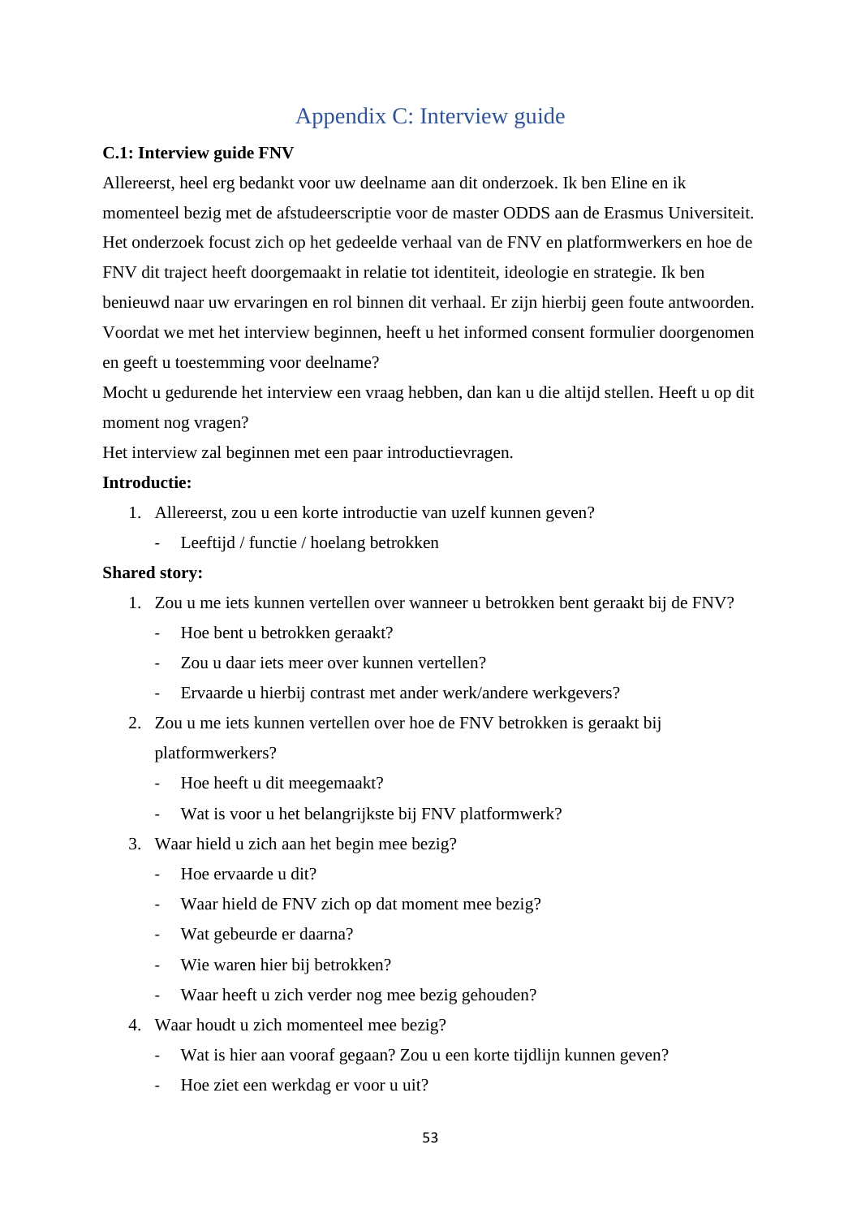# Appendix C: Interview guide

**C.1: Interview guide FNV**

Allereerst, heel erg bedankt voor uw deelname aan dit onderzoek. Ik ben Eline en ik momenteel bezig met de afstudeerscriptie voor de master ODDS aan de Erasmus Universiteit. Het onderzoek focust zich op het gedeelde verhaal van de FNV en platformwerkers en hoe de FNV dit traject heeft doorgemaakt in relatie tot identiteit, ideologie en strategie. Ik ben benieuwd naar uw ervaringen en rol binnen dit verhaal. Er zijn hierbij geen foute antwoorden. Voordat we met het interview beginnen, heeft u het informed consent formulier doorgenomen en geeft u toestemming voor deelname?

Mocht u gedurende het interview een vraag hebben, dan kan u die altijd stellen. Heeft u op dit moment nog vragen?

Het interview zal beginnen met een paar introductievragen.

**Introductie:**

1. Allereerst, zou u een korte introductie van uzelf kunnen geven?
   - Leeftijd / functie / hoelang betrokken

**Shared story:**

1. Zou u me iets kunnen vertellen over wanneer u betrokken bent geraakt bij de FNV?
   - Hoe bent u betrokken geraakt?
   - Zou u daar iets meer over kunnen vertellen?
   - Ervaarde u hierbij contrast met ander werk/andere werkgevers?
2. Zou u me iets kunnen vertellen over hoe de FNV betrokken is geraakt bij platformwerkers?
   - Hoe heeft u dit meegemaakt?
   - Wat is voor u het belangrijkste bij FNV platformwerk?
3. Waar hield u zich aan het begin mee bezig?
   - Hoe ervaarde u dit?
   - Waar hield de FNV zich op dat moment mee bezig?
   - Wat gebeurde er daarna?
   - Wie waren hier bij betrokken?
   - Waar heeft u zich verder nog mee bezig gehouden?
4. Waar houdt u zich momenteel mee bezig?
   - Wat is hier aan vooraf gegaan? Zou u een korte tijdlijn kunnen geven?
   - Hoe ziet een werkdag er voor u uit?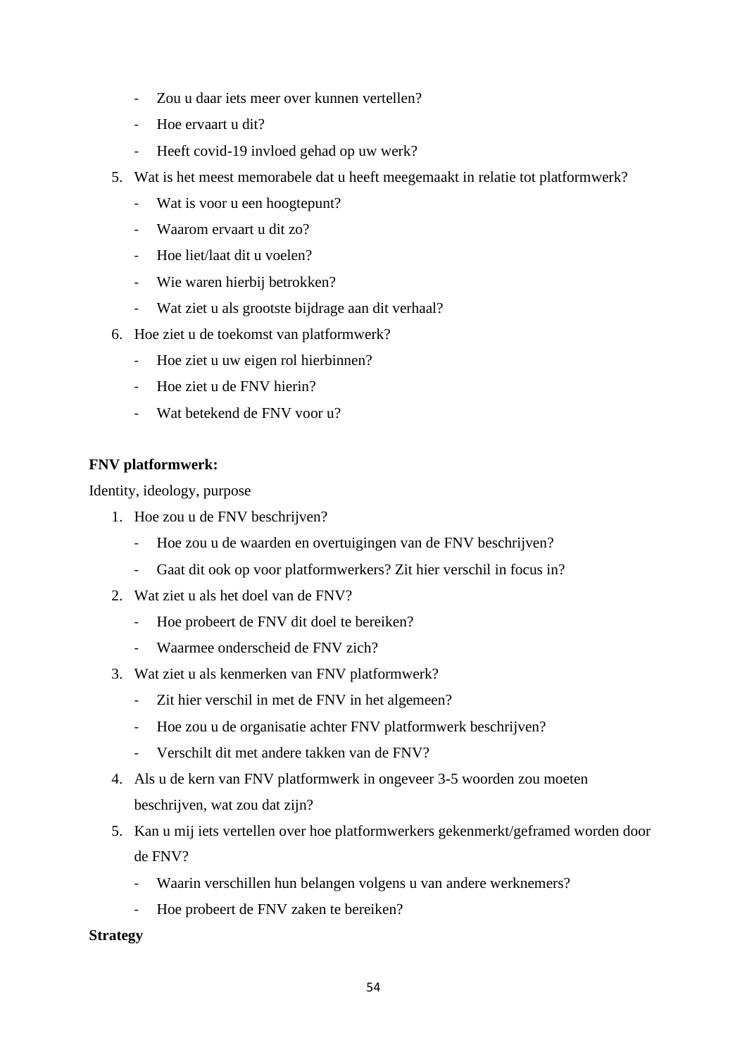- Zou u daar iets meer over kunnen vertellen?
- Hoe ervaart u dit?
- Heeft covid-19 invloed gehad op uw werk?

5. Wat is het meest memorabele dat u heeft meegemaakt in relatie tot platformwerk?
   - Wat is voor u een hoogtepunt?
   - Waarom ervaart u dit zo?
   - Hoe liet/laat dit u voelen?
   - Wie waren hierbij betrokken?
   - Wat ziet u als grootste bijdrage aan dit verhaal?
6. Hoe ziet u de toekomst van platformwerk?
   - Hoe ziet u uw eigen rol hierbinnen?
   - Hoe ziet u de FNV hierin?
   - Wat betekend de FNV voor u?

**FNV platformwerk:**

Identity, ideology, purpose

1. Hoe zou u de FNV beschrijven?
   - Hoe zou u de waarden en overtuigingen van de FNV beschrijven?
   - Gaat dit ook op voor platformwerkers? Zit hier verschil in focus in?
2. Wat ziet u als het doel van de FNV?
   - Hoe probeert de FNV dit doel te bereiken?
   - Waarmee onderscheid de FNV zich?
3. Wat ziet u als kenmerken van FNV platformwerk?
   - Zit hier verschil in met de FNV in het algemeen?
   - Hoe zou u de organisatie achter FNV platformwerk beschrijven?
   - Verschilt dit met andere takken van de FNV?
4. Als u de kern van FNV platformwerk in ongeveer 3-5 woorden zou moeten beschrijven, wat zou dat zijn?
5. Kan u mij iets vertellen over hoe platformwerkers gekenmerkt/geframed worden door de FNV?
   - Waarin verschillen hun belangen volgens u van andere werknemers?
   - Hoe probeert de FNV zaken te bereiken?

**Strategy**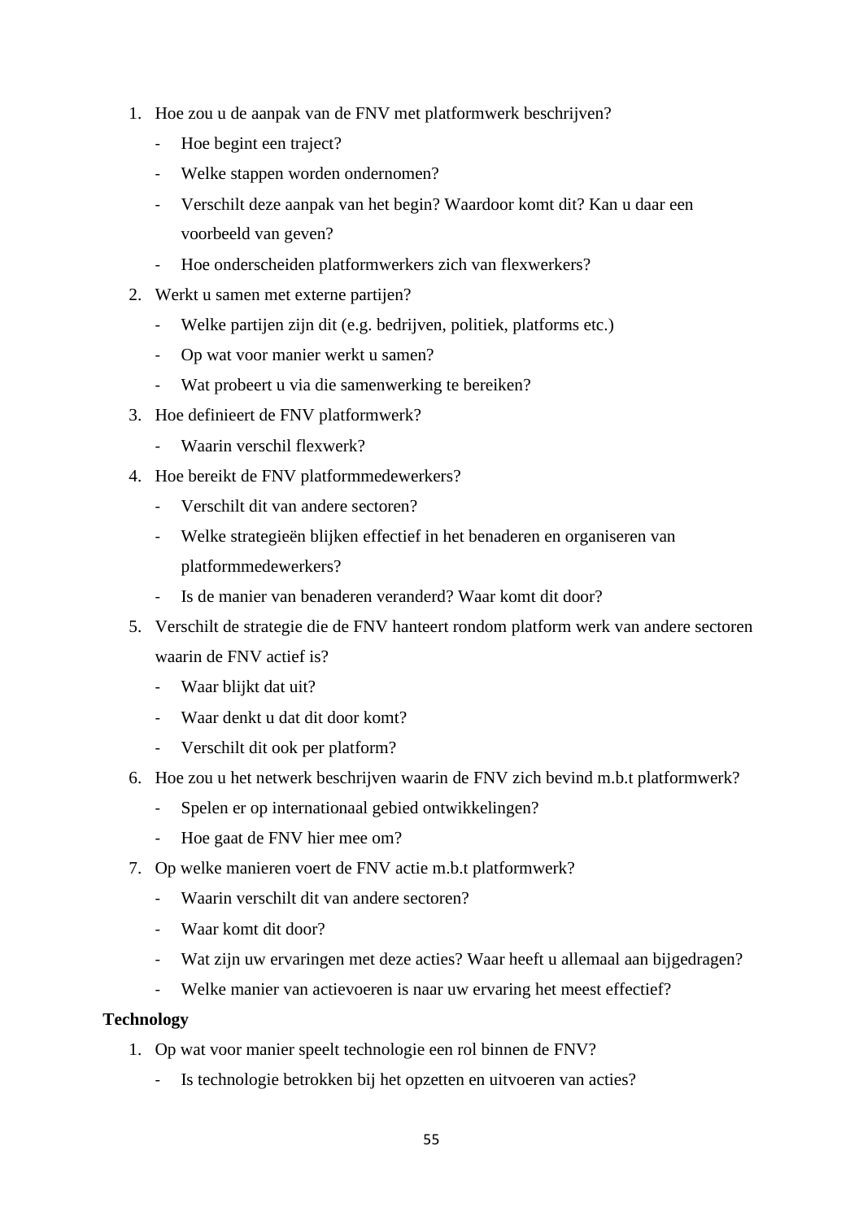1. Hoe zou u de aanpak van de FNV met platformwerk beschrijven?
   - Hoe begint een traject?
   - Welke stappen worden ondernomen?
   - Verschilt deze aanpak van het begin? Waardoor komt dit? Kan u daar een voorbeeld van geven?
   - Hoe onderscheiden platformwerkers zich van flexwerkers?
2. Werkt u samen met externe partijen?
   - Welke partijen zijn dit (e.g. bedrijven, politiek, platforms etc.)
   - Op wat voor manier werkt u samen?
   - Wat probeert u via die samenwerking te bereiken?
3. Hoe definieert de FNV platformwerk?
   - Waarin verschil flexwerk?
4. Hoe bereikt de FNV platformmedewerkers?
   - Verschilt dit van andere sectoren?
   - Welke strategieën blijken effectief in het benaderen en organiseren van platformmedewerkers?
   - Is de manier van benaderen veranderd? Waar komt dit door?
5. Verschilt de strategie die de FNV hanteert rondom platform werk van andere sectoren waarin de FNV actief is?
   - Waar blijkt dat uit?
   - Waar denkt u dat dit door komt?
   - Verschilt dit ook per platform?
6. Hoe zou u het netwerk beschrijven waarin de FNV zich bevind m.b.t platformwerk?
   - Spelen er op internationaal gebied ontwikkelingen?
   - Hoe gaat de FNV hier mee om?
7. Op welke manieren voert de FNV actie m.b.t platformwerk?
   - Waarin verschilt dit van andere sectoren?
   - Waar komt dit door?
   - Wat zijn uw ervaringen met deze acties? Waar heeft u allemaal aan bijgedragen?
   - Welke manier van actievoeren is naar uw ervaring het meest effectief?

**Technology**

1. Op wat voor manier speelt technologie een rol binnen de FNV?
   - Is technologie betrokken bij het opzetten en uitvoeren van acties?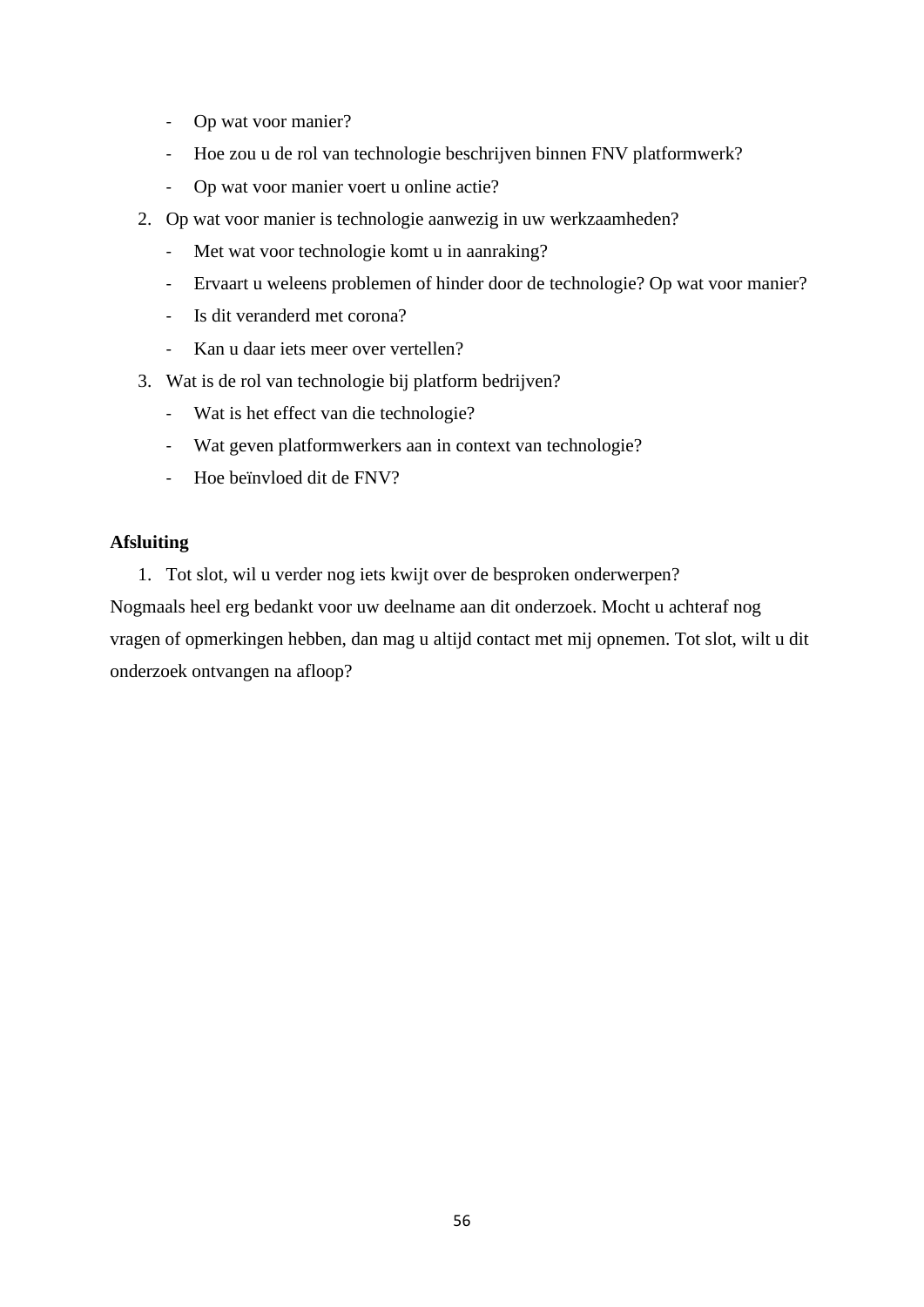- Op wat voor manier?
- Hoe zou u de rol van technologie beschrijven binnen FNV platformwerk?
- Op wat voor manier voert u online actie?

2. Op wat voor manier is technologie aanwezig in uw werkzaamheden?
   - Met wat voor technologie komt u in aanraking?
   - Ervaart u weleens problemen of hinder door de technologie? Op wat voor manier?
   - Is dit veranderd met corona?
   - Kan u daar iets meer over vertellen?
3. Wat is de rol van technologie bij platform bedrijven?
   - Wat is het effect van die technologie?
   - Wat geven platformwerkers aan in context van technologie?
   - Hoe beïnvloed dit de FNV?

**Afsluiting**

1. Tot slot, wil u verder nog iets kwijt over de besproken onderwerpen?

Nogmaals heel erg bedankt voor uw deelname aan dit onderzoek. Mocht u achteraf nog vragen of opmerkingen hebben, dan mag u altijd contact met mij opnemen. Tot slot, wilt u dit onderzoek ontvangen na afloop?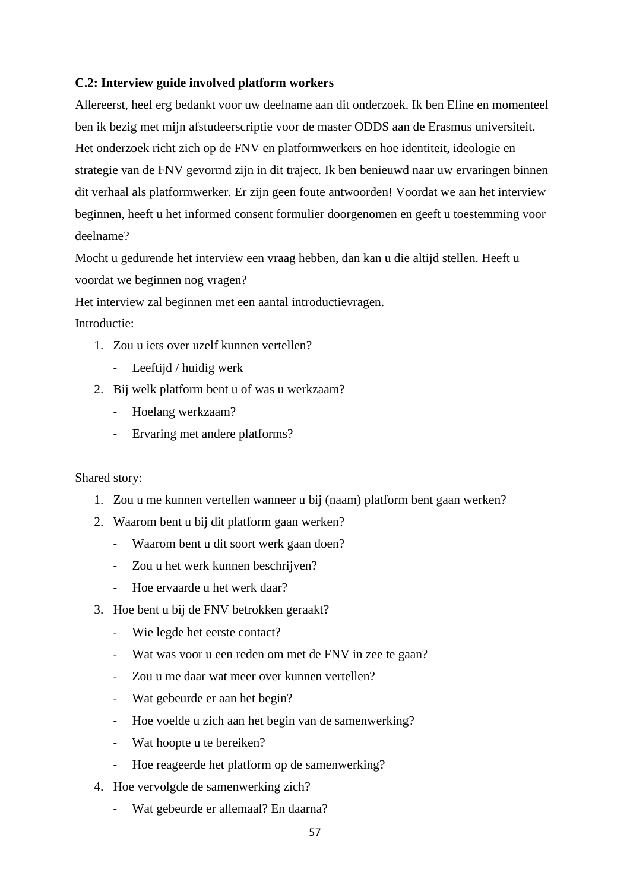**C.2: Interview guide involved platform workers**

Allereerst, heel erg bedankt voor uw deelname aan dit onderzoek. Ik ben Eline en momenteel ben ik bezig met mijn afstudeerscriptie voor de master ODDS aan de Erasmus universiteit. Het onderzoek richt zich op de FNV en platformwerkers en hoe identiteit, ideologie en strategie van de FNV gevormd zijn in dit traject. Ik ben benieuwd naar uw ervaringen binnen dit verhaal als platformwerker. Er zijn geen foute antwoorden! Voordat we aan het interview beginnen, heeft u het informed consent formulier doorgenomen en geeft u toestemming voor deelname?

Mocht u gedurende het interview een vraag hebben, dan kan u die altijd stellen. Heeft u voordat we beginnen nog vragen?

Het interview zal beginnen met een aantal introductievragen.

Introductie:

1. Zou u iets over uzelf kunnen vertellen?
   - Leeftijd / huidig werk
2. Bij welk platform bent u of was u werkzaam?
   - Hoelang werkzaam?
   - Ervaring met andere platforms?

Shared story:

1. Zou u me kunnen vertellen wanneer u bij (naam) platform bent gaan werken?
2. Waarom bent u bij dit platform gaan werken?
   - Waarom bent u dit soort werk gaan doen?
   - Zou u het werk kunnen beschrijven?
   - Hoe ervaarde u het werk daar?
3. Hoe bent u bij de FNV betrokken geraakt?
   - Wie legde het eerste contact?
   - Wat was voor u een reden om met de FNV in zee te gaan?
   - Zou u me daar wat meer over kunnen vertellen?
   - Wat gebeurde er aan het begin?
   - Hoe voelde u zich aan het begin van de samenwerking?
   - Wat hoopte u te bereiken?
   - Hoe reageerde het platform op de samenwerking?
4. Hoe vervolgde de samenwerking zich?
   - Wat gebeurde er allemaal? En daarna?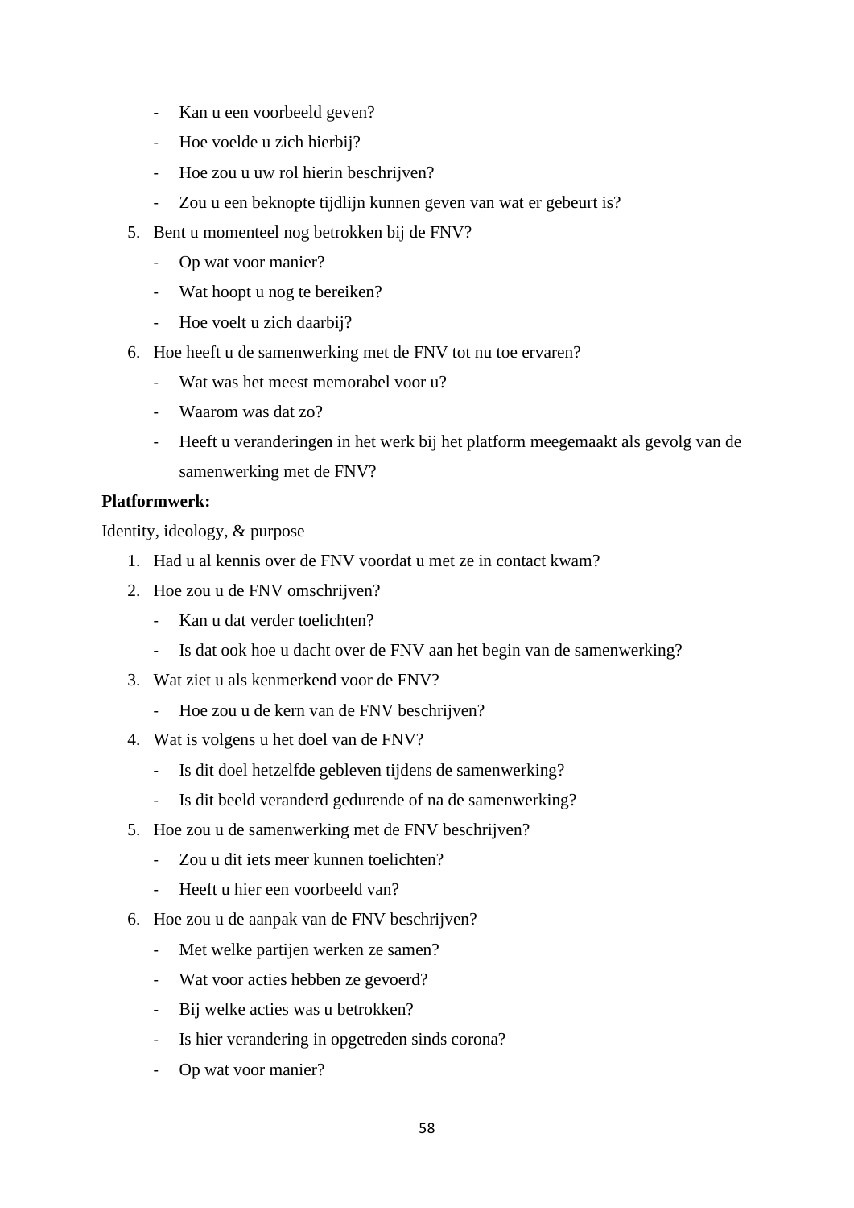- Kan u een voorbeeld geven?
- Hoe voelde u zich hierbij?
- Hoe zou u uw rol hierin beschrijven?
- Zou u een beknopte tijdlijn kunnen geven van wat er gebeurt is?

5. Bent u momenteel nog betrokken bij de FNV?
    - Op wat voor manier?
    - Wat hoopt u nog te bereiken?
    - Hoe voelt u zich daarbij?
6. Hoe heeft u de samenwerking met de FNV tot nu toe ervaren?
    - Wat was het meest memorabel voor u?
    - Waarom was dat zo?
    - Heeft u veranderingen in het werk bij het platform meegemaakt als gevolg van de samenwerking met de FNV?

**Platformwerk:**

Identity, ideology, & purpose

1. Had u al kennis over de FNV voordat u met ze in contact kwam?
2. Hoe zou u de FNV omschrijven?
    - Kan u dat verder toelichten?
    - Is dat ook hoe u dacht over de FNV aan het begin van de samenwerking?
3. Wat ziet u als kenmerkend voor de FNV?
    - Hoe zou u de kern van de FNV beschrijven?
4. Wat is volgens u het doel van de FNV?
    - Is dit doel hetzelfde gebleven tijdens de samenwerking?
    - Is dit beeld veranderd gedurende of na de samenwerking?
5. Hoe zou u de samenwerking met de FNV beschrijven?
    - Zou u dit iets meer kunnen toelichten?
    - Heeft u hier een voorbeeld van?
6. Hoe zou u de aanpak van de FNV beschrijven?
    - Met welke partijen werken ze samen?
    - Wat voor acties hebben ze gevoerd?
    - Bij welke acties was u betrokken?
    - Is hier verandering in opgetreden sinds corona?
    - Op wat voor manier?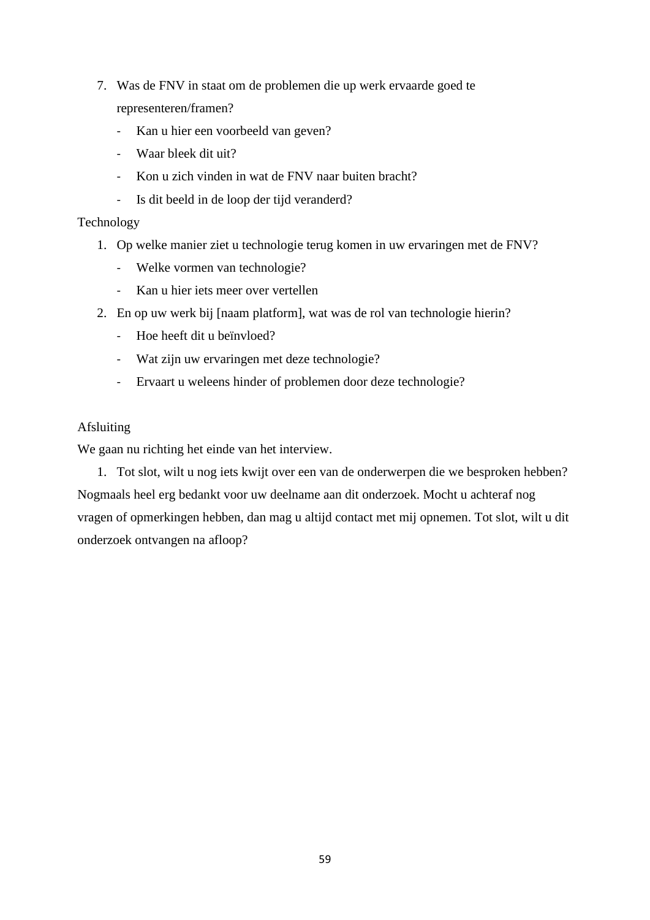7. Was de FNV in staat om de problemen die up werk ervaarde goed te representeren/framen?
   - Kan u hier een voorbeeld van geven?
   - Waar bleek dit uit?
   - Kon u zich vinden in wat de FNV naar buiten bracht?
   - Is dit beeld in de loop der tijd veranderd?

Technology

1. Op welke manier ziet u technologie terug komen in uw ervaringen met de FNV?
   - Welke vormen van technologie?
   - Kan u hier iets meer over vertellen
2. En op uw werk bij [naam platform], wat was de rol van technologie hierin?
   - Hoe heeft dit u beïnvloed?
   - Wat zijn uw ervaringen met deze technologie?
   - Ervaart u weleens hinder of problemen door deze technologie?

Afsluiting

We gaan nu richting het einde van het interview.

1. Tot slot, wilt u nog iets kwijt over een van de onderwerpen die we besproken hebben?

Nogmaals heel erg bedankt voor uw deelname aan dit onderzoek. Mocht u achteraf nog vragen of opmerkingen hebben, dan mag u altijd contact met mij opnemen. Tot slot, wilt u dit onderzoek ontvangen na afloop?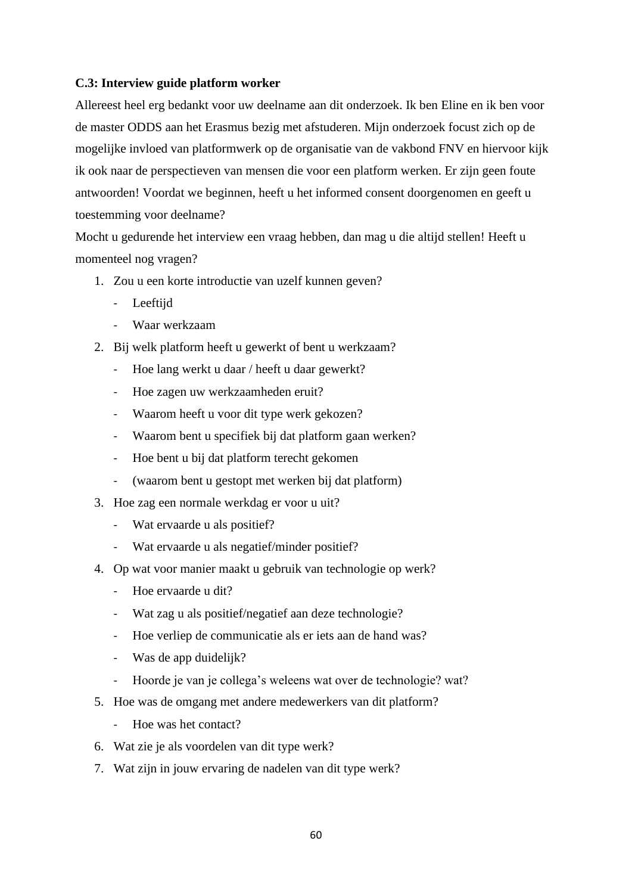### C.3: Interview guide platform worker

Allereest heel erg bedankt voor uw deelname aan dit onderzoek. Ik ben Eline en ik ben voor de master ODDS aan het Erasmus bezig met afstuderen. Mijn onderzoek focust zich op de mogelijke invloed van platformwerk op de organisatie van de vakbond FNV en hiervoor kijk ik ook naar de perspectieven van mensen die voor een platform werken. Er zijn geen foute antwoorden! Voordat we beginnen, heeft u het informed consent doorgenomen en geeft u toestemming voor deelname?

Mocht u gedurende het interview een vraag hebben, dan mag u die altijd stellen! Heeft u momenteel nog vragen?

1. Zou u een korte introductie van uzelf kunnen geven?
   - Leeftijd
   - Waar werkzaam
2. Bij welk platform heeft u gewerkt of bent u werkzaam?
   - Hoe lang werkt u daar / heeft u daar gewerkt?
   - Hoe zagen uw werkzaamheden eruit?
   - Waarom heeft u voor dit type werk gekozen?
   - Waarom bent u specifiek bij dat platform gaan werken?
   - Hoe bent u bij dat platform terecht gekomen
   - (waarom bent u gestopt met werken bij dat platform)
3. Hoe zag een normale werkdag er voor u uit?
   - Wat ervaarde u als positief?
   - Wat ervaarde u als negatief/minder positief?
4. Op wat voor manier maakt u gebruik van technologie op werk?
   - Hoe ervaarde u dit?
   - Wat zag u als positief/negatief aan deze technologie?
   - Hoe verliep de communicatie als er iets aan de hand was?
   - Was de app duidelijk?
   - Hoorde je van je collega's weleens wat over de technologie? wat?
5. Hoe was de omgang met andere medewerkers van dit platform?
   - Hoe was het contact?
6. Wat zie je als voordelen van dit type werk?
7. Wat zijn in jouw ervaring de nadelen van dit type werk?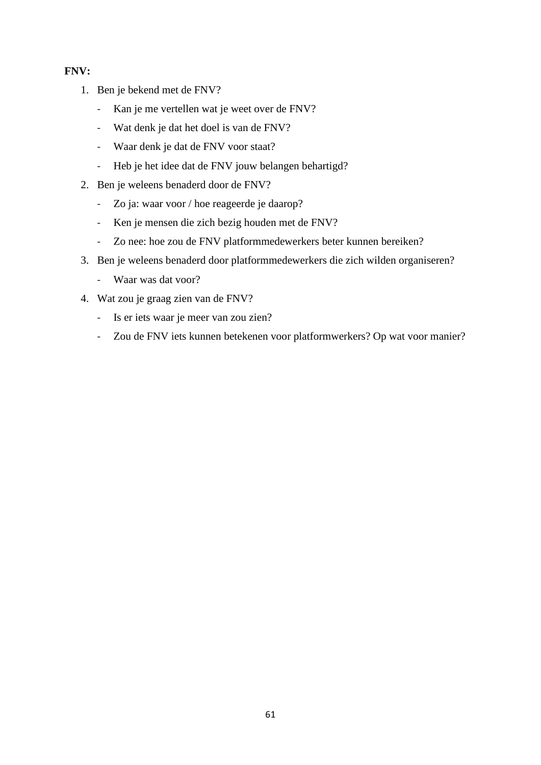**FNV:**

1. Ben je bekend met de FNV?
    - Kan je me vertellen wat je weet over de FNV?
    - Wat denk je dat het doel is van de FNV?
    - Waar denk je dat de FNV voor staat?
    - Heb je het idee dat de FNV jouw belangen behartigd?
2. Ben je weleens benaderd door de FNV?
    - Zo ja: waar voor / hoe reageerde je daarop?
    - Ken je mensen die zich bezig houden met de FNV?
    - Zo nee: hoe zou de FNV platformmedewerkers beter kunnen bereiken?
3. Ben je weleens benaderd door platformmedewerkers die zich wilden organiseren?
    - Waar was dat voor?
4. Wat zou je graag zien van de FNV?
    - Is er iets waar je meer van zou zien?
    - Zou de FNV iets kunnen betekenen voor platformwerkers? Op wat voor manier?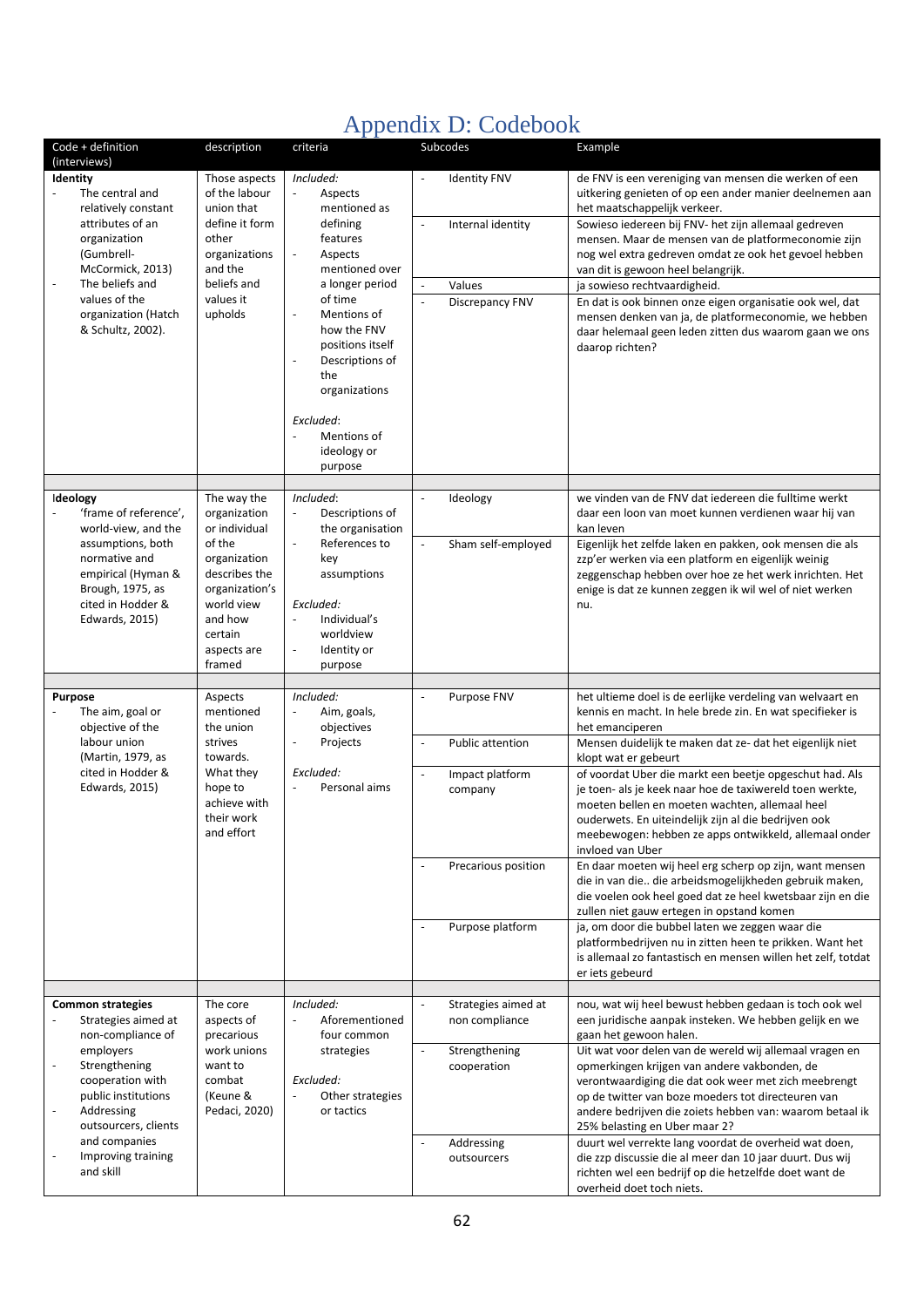# Appendix D: Codebook

| Code + definition (interviews) | description | criteria | Subcodes | Example |
|---|---|---|---|---|
| **Identity**<br>- The central and relatively constant attributes of an organization (Gumbrell-McCormick, 2013)<br>- The beliefs and values of the organization (Hatch & Schultz, 2002). | Those aspects of the labour union that define it form other organizations and the beliefs and values it upholds | *Included:*<br>- Aspects mentioned as defining features<br>- Aspects mentioned over a longer period of time<br>- Mentions of how the FNV positions itself<br>- Descriptions of the organizations<br><br>*Excluded*:<br>- Mentions of ideology or purpose | - Identity FNV | de FNV is een vereniging van mensen die werken of een uitkering genieten of op een andere manier deelnemen aan het maatschappelijk verkeer. |
| | | | - Internal identity | Sowieso iedereen bij FNV- het zijn allemaal gedreven mensen. Maar de mensen van de platformeconomie zijn nog wel extra gedreven omdat ze ook het gevoel hebben van dit is gewoon heel belangrijk. |
| | | | - Values | ja sowieso rechtvaardigheid. |
| | | | - Discrepancy FNV | En dat is ook binnen onze eigen organisatie ook wel, dat mensen denken van ja, de platformeconomie, we hebben daar helemaal geen leden zitten dus waarom gaan we ons daarop richten? |
| | | | | |
| **Ideology**<br>- 'frame of reference', world-view, and the assumptions, both normative and empirical (Hyman & Brough, 1975, as cited in Hodder & Edwards, 2015) | The way the organization or individual of the organization describes the organization's world view and how certain aspects are framed | *Included:*<br>- Descriptions of the organisation<br>- References to key assumptions<br><br>*Excluded:*<br>- Individual's worldview<br>- Identity or purpose | - Ideology | we vinden van de FNV dat iedereen die fulltime werkt daar een loon van moet kunnen verdienen waar hij van kan leven |
| | | | - Sham self-employed | Eigenlijk het zelfde laken en pakken, ook mensen die als zzp'er werken via een platform en eigenlijk weinig zeggenschap hebben over hoe ze het werk inrichten. Het enige is dat ze kunnen zeggen ik wil wel of niet werken nu. |
| | | | | |
| **Purpose**<br>- The aim, goal or objective of the labour union (Martin, 1979, as cited in Hodder & Edwards, 2015) | Aspects mentioned the union strives towards. What they hope to achieve with their work and effort | *Included:*<br>- Aim, goals, objectives<br>- Projects<br><br>*Excluded:*<br>- Personal aims | - Purpose FNV | het ultieme doel is de eerlijke verdeling van welvaart en kennis en macht. In hele brede zin. En wat specifieker is het emanciperen |
| | | | - Public attention | Mensen duidelijk te maken dat ze- dat het eigenlijk niet klopt wat er gebeurt |
| | | | - Impact platform company | of voordat Uber die markt een beetje opgeschut had. Als je toen- als je keek naar hoe de taxiwereld toen werkte, moeten bellen en moeten wachten, allemaal heel ouderwets. En uiteindelijk zijn al die bedrijven ook meebewogen: hebben ze apps ontwikkeld, allemaal onder invloed van Uber |
| | | | - Precarious position | En daar moeten wij heel erg scherp op zijn, want mensen die in van die.. die arbeidsmogelijkheden gebruik maken, die voelen ook heel goed dat ze heel kwetsbaar zijn en die zullen niet gauw ertegen in opstand komen |
| | | | - Purpose platform | ja, om door die bubbel laten we zeggen waar die platformbedrijven nu in zitten heen te prikken. Want het is allemaal zo fantastisch en mensen willen het zelf, totdat er iets gebeurd |
| | | | | |
| **Common strategies**<br>- Strategies aimed at non-compliance of employers<br>- Strengthening cooperation with public institutions<br>- Addressing outsourcers, clients and companies<br>- Improving training and skill | The core aspects of precarious work unions want to combat (Keune & Pedaci, 2020) | *Included:*<br>- Aforementioned four common strategies<br><br>*Excluded:*<br>- Other strategies or tactics | - Strategies aimed at non compliance | nou, wat wij heel bewust hebben gedaan is toch ook wel een juridische aanpak insteken. We hebben gelijk en we gaan het gewoon halen. |
| | | | - Strengthening cooperation | Uit wat voor delen van de wereld wij allemaal vragen en opmerkingen krijgen van andere vakbonden, de verontwaardiging die dat ook weer met zich meebrengt op de twitter van boze moeders tot directeuren van andere bedrijven die zoiets hebben van: waarom betaal ik 25% belasting en Uber maar 2? |
| | | | - Addressing outsourcers | duurt wel verrekte lang voordat de overheid wat doen, die zzp discussie die al meer dan 10 jaar duurt. Dus wij richten wel een bedrijf op die hetzelfde doet want de overheid doet toch niets. |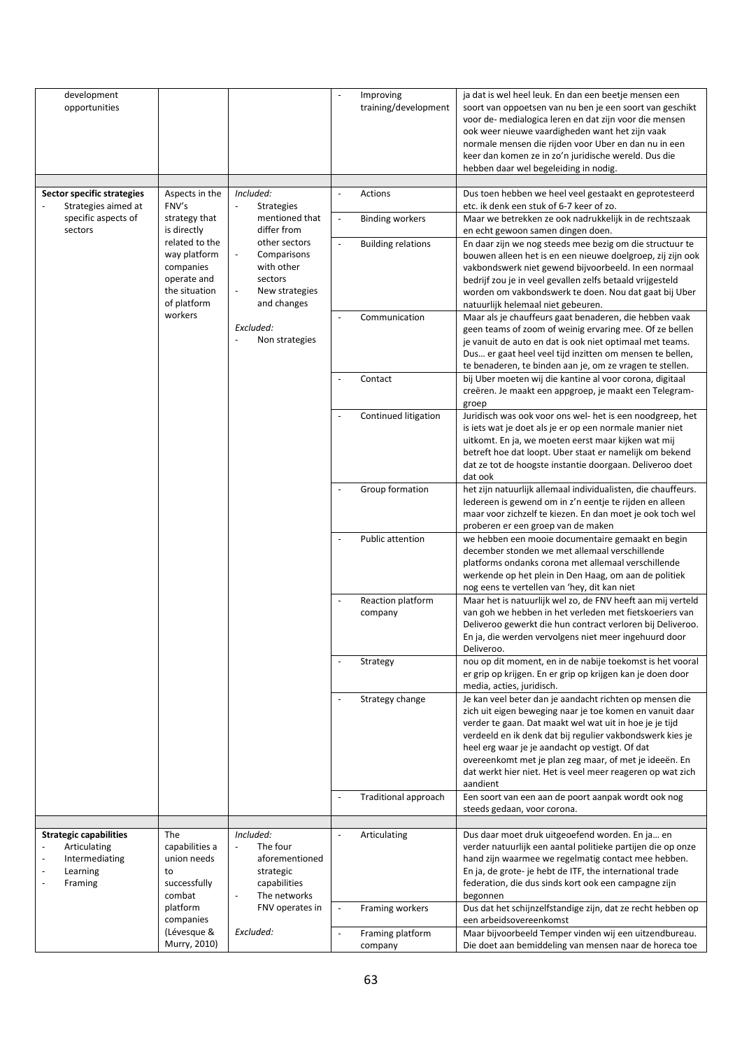| | | | | |
|---|---|---|---|---|
| development opportunities | | | - Improving training/development | ja dat is wel heel leuk. En dan een beetje mensen een soort van oppoetsen van nu ben je een soort van geschikt voor de- medialogica leren en dat zijn voor die mensen ook weer nieuwe vaardigheden want het zijn vaak normale mensen die rijden voor Uber en dan nu in een keer dan komen ze in zo'n juridische wereld. Dus die hebben daar wel begeleiding in nodig. |
| | | | | |
| **Sector specific strategies** <br> - Strategies aimed at specific aspects of sectors | Aspects in the FNV's strategy that is directly related to the way platform companies operate and the situation of platform workers | *Included:* <br> - Strategies mentioned that differ from other sectors <br> - Comparisons with other sectors <br> - New strategies and changes <br><br> *Excluded:* <br> - Non strategies | - Actions | Dus toen hebben we heel veel gestaakt en geprotesteerd etc. ik denk een stuk of 6-7 keer of zo. |
| | | | - Binding workers | Maar we betrekken ze ook nadrukkelijk in de rechtszaak en echt gewoon samen dingen doen. |
| | | | - Building relations | En daar zijn we nog steeds mee bezig om die structuur te bouwen alleen het is en een nieuwe doelgroep, zij zijn ook vakbondswerk niet gewend bijvoorbeeld. In een normaal bedrijf zou je in veel gevallen zelfs betaald vrijgesteld worden om vakbondswerk te doen. Nou dat gaat bij Uber natuurlijk helemaal niet gebeuren. |
| | | | - Communication | Maar als je chauffeurs gaat benaderen, die hebben vaak geen teams of zoom of weinig ervaring mee. Of ze bellen je vanuit de auto en dat is ook niet optimaal met teams. Dus… er gaat heel veel tijd inzitten om mensen te bellen, te benaderen, te binden aan je, om ze vragen te stellen. |
| | | | - Contact | bij Uber moeten wij die kantine al voor corona, digitaal creëren. Je maakt een appgroep, je maakt een Telegram-groep |
| | | | - Continued litigation | Juridisch was ook voor ons wel- het is een noodgreep, het is iets wat je doet als je er op een normale manier niet uitkomt. En ja, we moeten eerst maar kijken wat mij betreft hoe dat loopt. Uber staat er namelijk om bekend dat ze tot de hoogste instantie doorgaan. Deliveroo doet dat ook |
| | | | - Group formation | het zijn natuurlijk allemaal individualisten, die chauffeurs. Iedereen is gewend om in z'n eentje te rijden en alleen maar voor zichzelf te kiezen. En dan moet je ook toch wel proberen er een groep van de maken |
| | | | - Public attention | we hebben een mooie documentaire gemaakt en begin december stonden we met allemaal verschillende platforms ondanks corona met allemaal verschillende werkende op het plein in Den Haag, om aan de politiek nog eens te vertellen van 'hey, dit kan niet |
| | | | - Reaction platform company | Maar het is natuurlijk wel zo, de FNV heeft aan mij verteld van goh we hebben in het verleden met fietskoeriers van Deliveroo gewerkt die hun contract verloren bij Deliveroo. En ja, die werden vervolgens niet meer ingehuurd door Deliveroo. |
| | | | - Strategy | nou op dit moment, en in de nabije toekomst is het vooral er grip op krijgen. En er grip op krijgen kan je doen door media, acties, juridisch. |
| | | | - Strategy change | Je kan veel beter dan je aandacht richten op mensen die zich uit eigen beweging naar je toe komen en vanuit daar verder te gaan. Dat maakt wel wat uit in hoe je je tijd verdeeld en ik denk dat bij regulier vakbondswerk kies je heel erg waar je je aandacht op vestigt. Of dat overeenkomt met je plan zeg maar, of met je ideeën. En dat werkt hier niet. Het is veel meer reageren op wat zich aandient |
| | | | - Traditional approach | Een soort van een aan de poort aanpak wordt ook nog steeds gedaan, voor corona. |
| | | | | |
| **Strategic capabilities** <br> - Articulating <br> - Intermediating <br> - Learning <br> - Framing | The capabilities a union needs to successfully combat platform companies (Lévesque & Murry, 2010) | *Included:* <br> - The four aforementioned strategic capabilities <br> - The networks FNV operates in <br><br> *Excluded:* | - Articulating | Dus daar moet druk uitgeoefend worden. En ja… en verder natuurlijk een aantal politieke partijen die op onze hand zijn waarmee we regelmatig contact mee hebben. En ja, de grote- je hebt de ITF, the international trade federation, die dus sinds kort ook een campagne zijn begonnen |
| | | | - Framing workers | Dus dat het schijnzelfstandige zijn, dat ze recht hebben op een arbeidsovereenkomst |
| | | | - Framing platform company | Maar bijvoorbeeld Temper vinden wij een uitzendbureau. Die doet aan bemiddeling van mensen naar de horeca toe |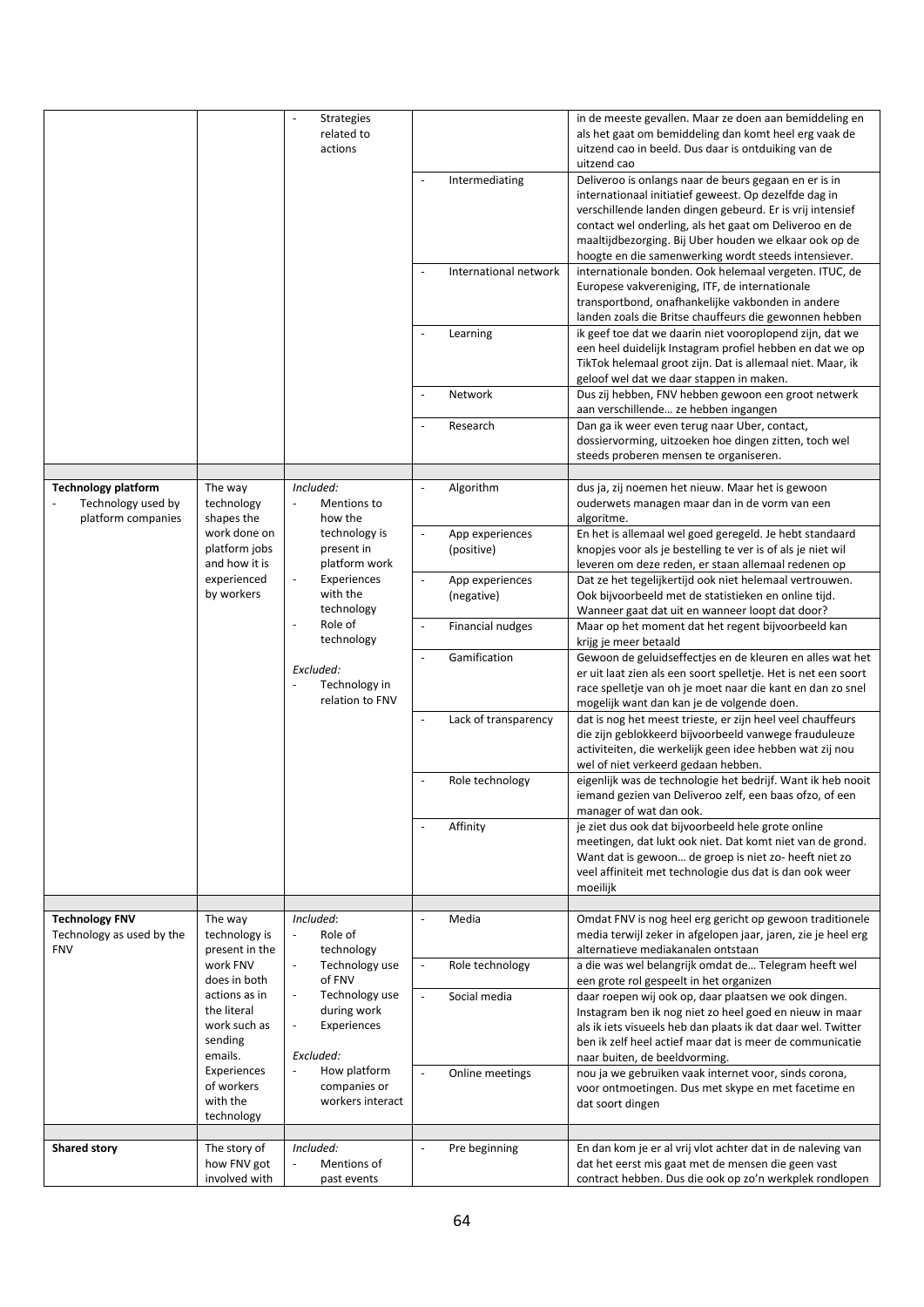| | | | | |
|---|---|---|---|---|
| | | - Strategies related to actions | | in de meeste gevallen. Maar ze doen aan bemiddeling en als het gaat om bemiddeling dan komt heel erg vaak de uitzend cao in beeld. Dus daar is ontduiking van de uitzend cao |
| | | | - Intermediating | Deliveroo is onlangs naar de beurs gegaan en er is in internationaal initiatief geweest. Op dezelfde dag in verschillende landen dingen gebeurd. Er is vrij intensief contact wel onderling, als het gaat om Deliveroo en de maaltijdbezorging. Bij Uber houden we elkaar ook op de hoogte en die samenwerking wordt steeds intensiever. |
| | | | - International network | internationale bonden. Ook helemaal vergeten. ITUC, de Europese vakvereniging, ITF, de internationale transportbond, onafhankelijke vakbonden in andere landen zoals die Britse chauffeurs die gewonnen hebben |
| | | | - Learning | ik geef toe dat we daarin niet vooroplopend zijn, dat we een heel duidelijk Instagram profiel hebben en dat we op TikTok helemaal groot zijn. Dat is allemaal niet. Maar, ik geloof wel dat we daar stappen in maken. |
| | | | - Network | Dus zij hebben, FNV hebben gewoon een groot netwerk aan verschillende… ze hebben ingangen |
| | | | - Research | Dan ga ik weer even terug naar Uber, contact, dossiervorming, uitzoeken hoe dingen zitten, toch wel steeds proberen mensen te organiseren. |
| | | | | |
| **Technology platform**<br>- Technology used by platform companies | The way technology shapes the work done on platform jobs and how it is experienced by workers | *Included:*<br>- Mentions to how the technology is present in platform work<br>- Experiences with the technology<br>- Role of technology<br><br>*Excluded:*<br>- Technology in relation to FNV | - Algorithm | dus ja, zij noemen het nieuw. Maar het is gewoon ouderwets managen maar dan in de vorm van een algoritme. |
| | | | - App experiences (positive) | En het is allemaal wel goed geregeld. Je hebt standaard knopjes voor als je bestelling te ver is of als je niet wil leveren om deze reden, er staan allemaal redenen op |
| | | | - App experiences (negative) | Dat ze het tegelijkertijd ook niet helemaal vertrouwen. Ook bijvoorbeeld met de statistieken en online tijd. Wanneer gaat dat uit en wanneer loopt dat door? |
| | | | - Financial nudges | Maar op het moment dat het regent bijvoorbeeld kan krijg je meer betaald |
| | | | - Gamification | Gewoon de geluidseffectjes en de kleuren en alles wat het er uit laat zien als een soort spelletje. Het is net een soort race spelletje van oh je moet naar die kant en dan zo snel mogelijk want dan kan je de volgende doen. |
| | | | - Lack of transparency | dat is nog het meest trieste, er zijn heel veel chauffeurs die zijn geblokkeerd bijvoorbeeld vanwege frauduleuze activiteiten, die werkelijk geen idee hebben wat zij nou wel of niet verkeerd gedaan hebben. |
| | | | - Role technology | eigenlijk was de technologie het bedrijf. Want ik heb nooit iemand gezien van Deliveroo zelf, een baas ofzo, of een manager of wat dan ook. |
| | | | - Affinity | je ziet dus ook dat bijvoorbeeld hele grote online meetingen, dat lukt ook niet. Dat komt niet van de grond. Want dat is gewoon… de groep is niet zo- heeft niet zo veel affiniteit met technologie dus dat is dan ook weer moeilijk |
| | | | | |
| **Technology FNV**<br>Technology as used by the FNV | The way technology is present in the work FNV does in both actions as in the literal work such as sending emails. Experiences of workers with the technology | *Included:*<br>- Role of technology<br>- Technology use of FNV<br>- Technology use during work<br>- Experiences<br><br>*Excluded:*<br>- How platform companies or workers interact | - Media | Omdat FNV is nog heel erg gericht op gewoon traditionele media terwijl zeker in afgelopen jaar, jaren, zie je heel erg alternatieve mediakanalen ontstaan |
| | | | - Role technology | a die was wel belangrijk omdat de… Telegram heeft wel een grote rol gespeelt in het organizen |
| | | | - Social media | daar roepen wij ook op, daar plaatsen we ook dingen. Instagram ben ik nog niet zo heel goed en nieuw in maar als ik iets visueels heb dan plaats ik dat daar wel. Twitter ben ik zelf heel actief maar dat is meer de communicatie naar buiten, de beeldvorming. |
| | | | - Online meetings | nou ja we gebruiken vaak internet voor, sinds corona, voor ontmoetingen. Dus met skype en met facetime en dat soort dingen |
| | | | | |
| **Shared story** | The story of how FNV got involved with | *Included:*<br>- Mentions of past events | - Pre beginning | En dan kom je er al vrij vlot achter dat in de naleving van dat het eerst mis gaat met de mensen die geen vast contract hebben. Dus die ook op zo'n werkplek rondlopen |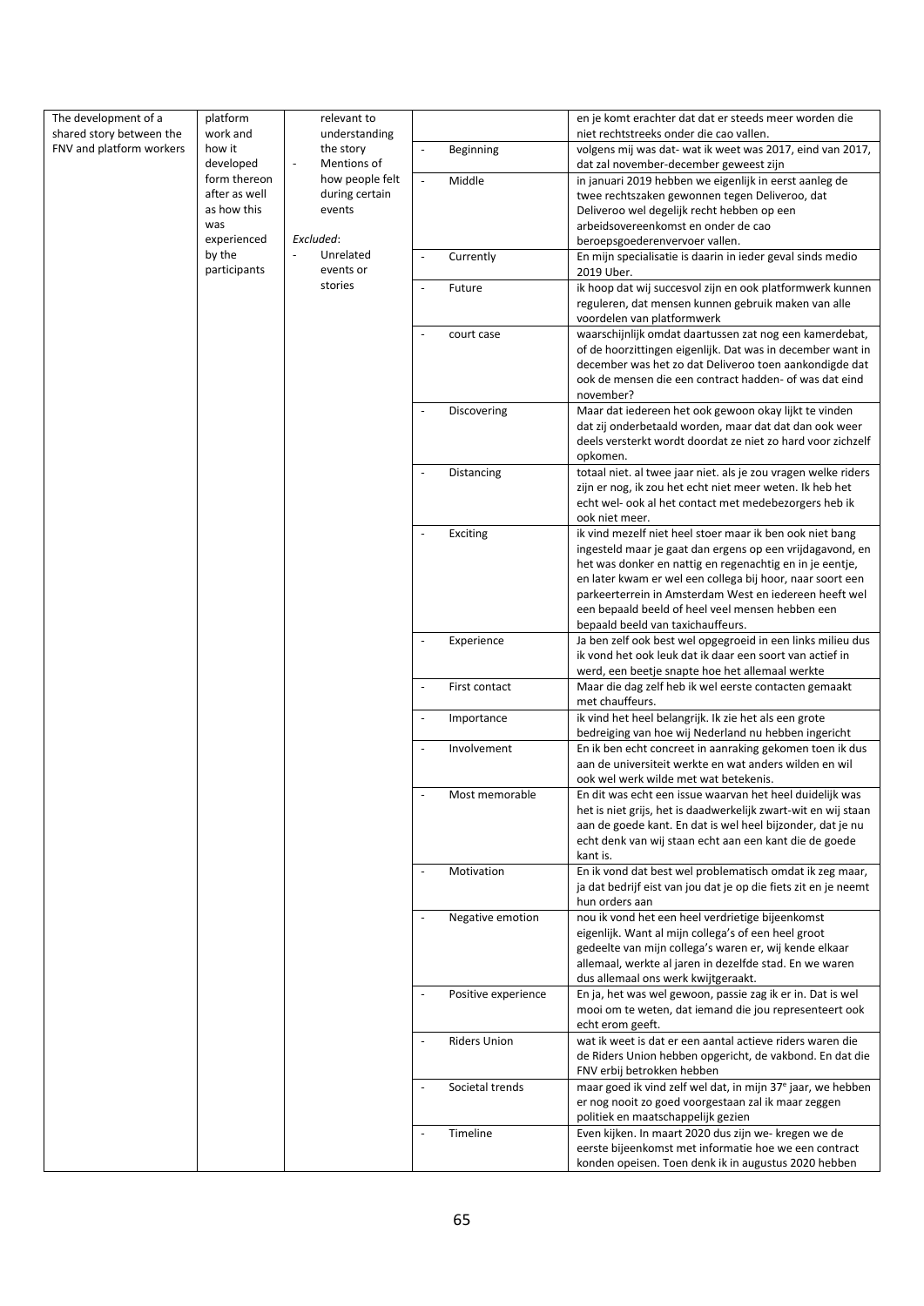| | | | | |
|---|---|---|---|---|
| The development of a shared story between the FNV and platform workers | platform work and how it developed form thereon after as well as how this was experienced by the participants | relevant to understanding the story<br>- Mentions of how people felt during certain events<br><br>*Excluded*:<br>- Unrelated events or stories | | en je komt erachter dat dat er steeds meer worden die niet rechtstreeks onder die cao vallen. |
| | | | - Beginning | volgens mij was dat- wat ik weet was 2017, eind van 2017, dat zal november-december geweest zijn |
| | | | - Middle | in januari 2019 hebben we eigenlijk in eerst aanleg de twee rechtszaken gewonnen tegen Deliveroo, dat Deliveroo wel degelijk recht hebben op een arbeidsovereenkomst en onder de cao beroepsgoederenvervoer vallen. |
| | | | - Currently | En mijn specialisatie is daarin in ieder geval sinds medio 2019 Uber. |
| | | | - Future | ik hoop dat wij succesvol zijn en ook platformwerk kunnen reguleren, dat mensen kunnen gebruik maken van alle voordelen van platformwerk |
| | | | - court case | waarschijnlijk omdat daartussen zat nog een kamerdebat, of de hoorzittingen eigenlijk. Dat was in december want in december was het zo dat Deliveroo toen aankondigde dat ook de mensen die een contract hadden- of was dat eind november? |
| | | | - Discovering | Maar dat iedereen het ook gewoon okay lijkt te vinden dat zij onderbetaald worden, maar dat dat dan ook weer deels versterkt wordt doordat ze niet zo hard voor zichzelf opkomen. |
| | | | - Distancing | totaal niet. al twee jaar niet. als je zou vragen welke riders zijn er nog, ik zou het echt niet meer weten. Ik heb het echt wel- ook al het contact met medebezorgers heb ik ook niet meer. |
| | | | - Exciting | ik vind mezelf niet heel stoer maar ik ben ook niet bang ingesteld maar je gaat dan ergens op een vrijdagavond, en het was donker en nattig en regenachtig en in je eentje, en later kwam er wel een collega bij hoor, naar soort een parkeerterrein in Amsterdam West en iedereen heeft wel een bepaald beeld of heel veel mensen hebben een bepaald beeld van taxichauffeurs. |
| | | | - Experience | Ja ben zelf ook best wel opgegroeid in een links milieu dus ik vond het ook leuk dat ik daar een soort van actief in werd, een beetje snapte hoe het allemaal werkte |
| | | | - First contact | Maar die dag zelf heb ik wel eerste contacten gemaakt met chauffeurs. |
| | | | - Importance | ik vind het heel belangrijk. Ik zie het als een grote bedreiging van hoe wij Nederland nu hebben ingericht |
| | | | - Involvement | En ik ben echt concreet in aanraking gekomen toen ik dus aan de universiteit werkte en wat anders wilden en wil ook wel werk wilde met wat betekenis. |
| | | | - Most memorable | En dit was echt een issue waarvan het heel duidelijk was het is niet grijs, het is daadwerkelijk zwart-wit en wij staan aan de goede kant. En dat is wel heel bijzonder, dat je nu echt denk van wij staan echt aan een kant die de goede kant is. |
| | | | - Motivation | En ik vond dat best wel problematisch omdat ik zeg maar, ja dat bedrijf eist van jou dat je op die fiets zit en je neemt hun orders aan |
| | | | - Negative emotion | nou ik vond het een heel verdrietige bijeenkomst eigenlijk. Want al mijn collega's of een heel groot gedeelte van mijn collega's waren er, wij kende elkaar allemaal, werkte al jaren in dezelfde stad. En we waren dus allemaal ons werk kwijtgeraakt. |
| | | | - Positive experience | En ja, het was wel gewoon, passie zag ik er in. Dat is wel mooi om te weten, dat iemand die jou representeert ook echt erom geeft. |
| | | | - Riders Union | wat ik weet is dat er een aantal actieve riders waren die de Riders Union hebben opgericht, de vakbond. En dat die FNV erbij betrokken hebben |
| | | | - Societal trends | maar goed ik vind zelf wel dat, in mijn 37e jaar, we hebben er nog nooit zo goed voorgestaan zal ik maar zeggen politiek en maatschappelijk gezien |
| | | | - Timeline | Even kijken. In maart 2020 dus zijn we- kregen we de eerste bijeenkomst met informatie hoe we een contract konden opeisen. Toen denk ik in augustus 2020 hebben |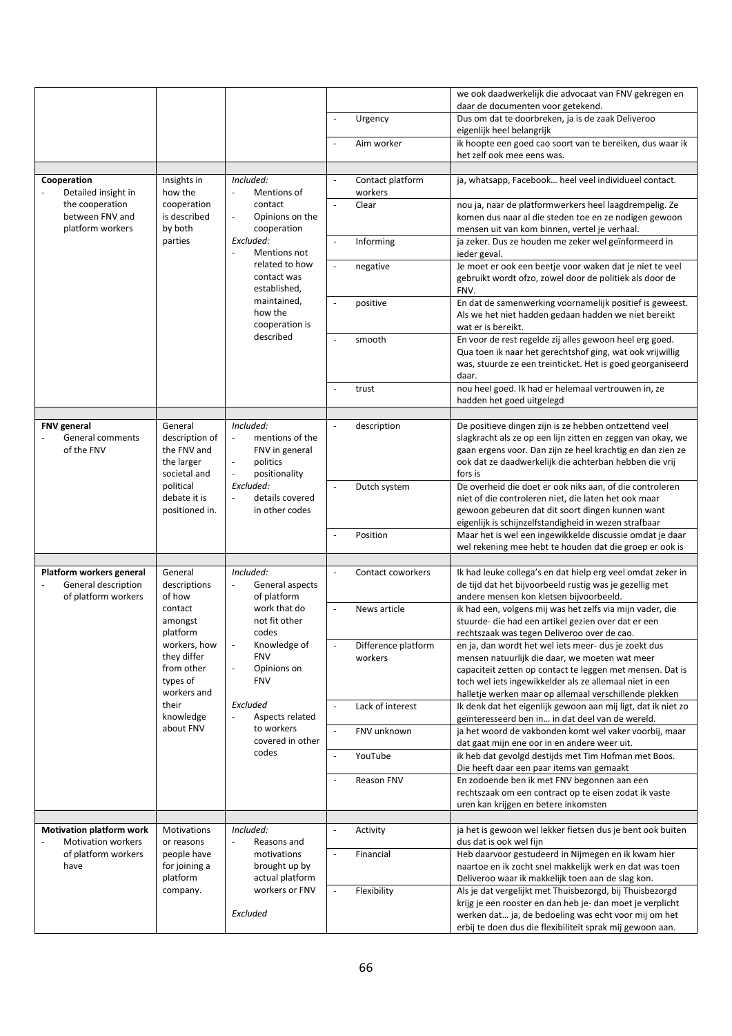| | | | | |
|---|---|---|---|---|
| | | | | we ook daadwerkelijk die advocaat van FNV gekregen en daar de documenten voor getekend. |
| | | | - Urgency | Dus om dat te doorbreken, ja is de zaak Deliveroo eigenlijk heel belangrijk |
| | | | - Aim worker | ik hoopte een goed cao soort van te bereiken, dus waar ik het zelf ook mee eens was. |
| | | | | |
| **Cooperation**<br>- Detailed insight in the cooperation between FNV and platform workers | Insights in how the cooperation is described by both parties | *Included:*<br>- Mentions of contact<br>- Opinions on the cooperation<br>*Excluded:*<br>- Mentions not related to how contact was established, maintained, how the cooperation is described | - Contact platform workers | ja, whatsapp, Facebook… heel veel individueel contact. |
| | | | - Clear | nou ja, naar de platformwerkers heel laagdrempelig. Ze komen dus naar al die steden toe en ze nodigen gewoon mensen uit van kom binnen, vertel je verhaal. |
| | | | - Informing | ja zeker. Dus ze houden me zeker wel geïnformeerd in ieder geval. |
| | | | - negative | Je moet er ook een beetje voor waken dat je niet te veel gebruikt wordt ofzo, zowel door de politiek als door de FNV. |
| | | | - positive | En dat de samenwerking voornamelijk positief is geweest. Als we het niet hadden gedaan hadden we niet bereikt wat er is bereikt. |
| | | | - smooth | En voor de rest regelde zij alles gewoon heel erg goed. Qua toen ik naar het gerechtshof ging, wat ook vrijwillig was, stuurde ze een treinticket. Het is goed georganiseerd daar. |
| | | | - trust | nou heel goed. Ik had er helemaal vertrouwen in, ze hadden het goed uitgelegd |
| | | | | |
| **FNV general**<br>- General comments of the FNV | General description of the FNV and the larger societal and political debate it is positioned in. | *Included:*<br>- mentions of the FNV in general<br>- politics<br>- positionality<br>*Excluded:*<br>- details covered in other codes | - description | De positieve dingen zijn is ze hebben ontzettend veel slagkracht als ze op een lijn zitten en zeggen van okay, we gaan ergens voor. Dan zijn ze heel krachtig en dan zien ze ook dat ze daadwerkelijk die achterban hebben die vrij fors is |
| | | | - Dutch system | De overheid die doet er ook niks aan, of die controleren niet of die controleren niet, die laten het ook maar gewoon gebeuren dat dit soort dingen kunnen want eigenlijk is schijnzelfstandigheid in wezen strafbaar |
| | | | - Position | Maar het is wel een ingewikkelde discussie omdat je daar wel rekening mee hebt te houden dat die groep er ook is |
| | | | | |
| **Platform workers general**<br>- General description of platform workers | General descriptions of how contact amongst platform workers, how they differ from other types of workers and their knowledge about FNV | *Included:*<br>- General aspects of platform work that do not fit other codes<br>- Knowledge of FNV<br>- Opinions on FNV<br>*Excluded*<br>- Aspects related to workers covered in other codes | - Contact coworkers | Ik had leuke collega's en dat hielp erg veel omdat zeker in de tijd dat het bijvoorbeeld rustig was je gezellig met andere mensen kon kletsen bijvoorbeeld. |
| | | | - News article | ik had een, volgens mij was het zelfs via mijn vader, die stuurde- die had een artikel gezien over dat er een rechtszaak was tegen Deliveroo over de cao. |
| | | | - Difference platform workers | en ja, dan wordt het wel iets meer- dus je zoekt dus mensen natuurlijk die daar, we moeten wat meer capaciteit zetten op contact te leggen met mensen. Dat is toch wel iets ingewikkelder als ze allemaal niet in een halletje werken maar op allemaal verschillende plekken |
| | | | - Lack of interest | Ik denk dat het eigenlijk gewoon aan mij ligt, dat ik niet zo geïnteresseerd ben in… in dat deel van de wereld. |
| | | | - FNV unknown | ja het woord de vakbonden komt wel vaker voorbij, maar dat gaat mijn ene oor in en andere weer uit. |
| | | | - YouTube | ik heb dat gevolgd destijds met Tim Hofman met Boos. Die heeft daar een paar items van gemaakt |
| | | | - Reason FNV | En zodoende ben ik met FNV begonnen aan een rechtszaak om een contract op te eisen zodat ik vaste uren kan krijgen en betere inkomsten |
| | | | | |
| **Motivation platform work**<br>- Motivation workers of platform workers have | Motivations or reasons people have for joining a platform company. | *Included:*<br>- Reasons and motivations brought up by actual platform workers or FNV<br><br>*Excluded* | - Activity | ja het is gewoon wel lekker fietsen dus je bent ook buiten dus dat is ook wel fijn |
| | | | - Financial | Heb daarvoor gestudeerd in Nijmegen en ik kwam hier naartoe en ik zocht snel makkelijk werk en dat was toen Deliveroo waar ik makkelijk toen aan de slag kon. |
| | | | - Flexibility | Als je dat vergelijkt met Thuisbezorgd, bij Thuisbezorgd krijg je een rooster en dan heb je- dan moet je verplicht werken dat… ja, de bedoeling was echt voor mij om het erbij te doen dus die flexibiliteit sprak mij gewoon aan. |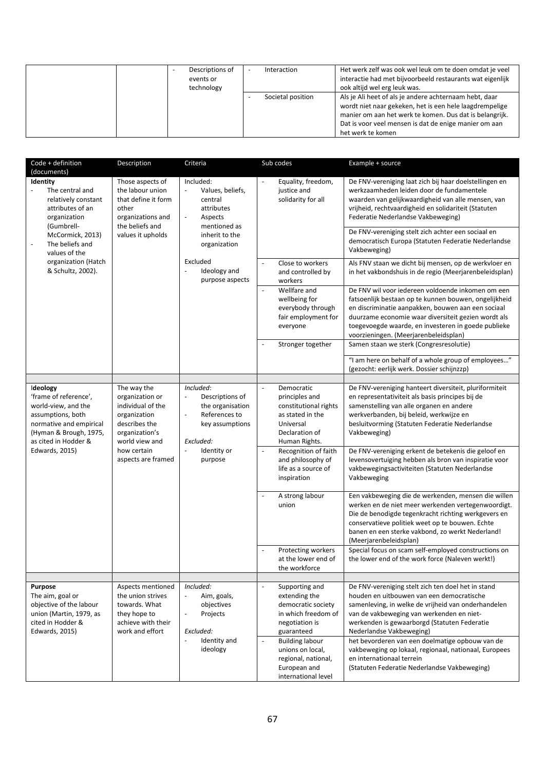| | | | | |
|---|---|---|---|---|
| | | - Descriptions of events or technology | - Interaction | Het werk zelf was ook wel leuk om te doen omdat je veel interactie had met bijvoorbeeld restaurants wat eigenlijk ook altijd wel erg leuk was. |
| | | | - Societal position | Als je Ali heet of als je andere achternaam hebt, daar wordt niet naar gekeken, het is een hele laagdrempelige manier om aan het werk te komen. Dus dat is belangrijk. Dat is voor veel mensen is dat de enige manier om aan het werk te komen |

| Code + definition (documents) | Description | Criteria | Sub codes | Example + source |
|---|---|---|---|---|
| **Identity**<br>- The central and relatively constant attributes of an organization (Gumbrell-McCormick, 2013)<br>- The beliefs and values of the organization (Hatch & Schultz, 2002). | Those aspects of the labour union that define it form other organizations and the beliefs and values it upholds | Included:<br>- Values, beliefs, central attributes<br>- Aspects mentioned as inherit to the organization<br><br>Excluded<br>- Ideology and purpose aspects | - Equality, freedom, justice and solidarity for all | De FNV-vereniging laat zich bij haar doelstellingen en werkzaamheden leiden door de fundamentele waarden van gelijkwaardigheid van alle mensen, van vrijheid, rechtvaardigheid en solidariteit (Statuten Federatie Nederlandse Vakbeweging) |
| | | | | De FNV-vereniging stelt zich achter een sociaal en democratisch Europa (Statuten Federatie Nederlandse Vakbeweging) |
| | | | - Close to workers and controlled by workers | Als FNV staan we dicht bij mensen, op de werkvloer en in het vakbondshuis in de regio (Meerjarenbeleidsplan) |
| | | | - Wellfare and wellbeing for everybody through fair employment for everyone | De FNV wil voor iedereen voldoende inkomen om een fatsoenlijk bestaan op te kunnen bouwen, ongelijkheid en discriminatie aanpakken, bouwen aan een sociaal duurzame economie waar diversiteit gezien wordt als toegevoegde waarde, en investeren in goede publieke voorzieningen. (Meerjarenbeleidsplan) |
| | | | - Stronger together | Samen staan we sterk (Congresresolutie) |
| | | | | "I am here on behalf of a whole group of employees…" (gezocht: eerlijk werk. Dossier schijnzzp) |
| | | | | |
| **Ideology**<br>'frame of reference', world-view, and the assumptions, both normative and empirical (Hyman & Brough, 1975, as cited in Hodder & Edwards, 2015) | The way the organization or individual of the organization describes the organization's world view and how certain aspects are framed | *Included*:<br>- Descriptions of the organisation<br>- References to key assumptions<br><br>*Excluded:*<br>- Identity or purpose | - Democratic principles and constitutional rights as stated in the Universal Declaration of Human Rights. | De FNV-vereniging hanteert diversiteit, pluriformiteit en representativiteit als basis principes bij de samenstelling van alle organen en andere werkverbanden, bij beleid, werkwijze en besluitvorming (Statuten Federatie Nederlandse Vakbeweging) |
| | | | - Recognition of faith and philosophy of life as a source of inspiration | De FNV-vereniging erkent de betekenis die geloof en levensovertuiging hebben als bron van inspiratie voor vakbewegingsactiviteiten (Statuten Nederlandse Vakbeweging |
| | | | - A strong labour union | Een vakbeweging die de werkenden, mensen die willen werken en de niet meer werkenden vertegenwoordigt. Die de benodigde tegenkracht richting werkgevers en conservatieve politiek weet op te bouwen. Echte banen en een sterke vakbond, zo werkt Nederland! (Meerjarenbeleidsplan) |
| | | | - Protecting workers at the lower end of the workforce | Special focus on scam self-employed constructions on the lower end of the work force (Naleven werkt!) |
| | | | | |
| **Purpose**<br>The aim, goal or objective of the labour union (Martin, 1979, as cited in Hodder & Edwards, 2015) | Aspects mentioned the union strives towards. What they hope to achieve with their work and effort | *Included:*<br>- Aim, goals, objectives<br>- Projects<br><br>*Excluded:*<br>- Identity and ideology | - Supporting and extending the democratic society in which freedom of negotiation is guaranteed | De FNV-vereniging stelt zich ten doel het in stand houden en uitbouwen van een democratische samenleving, in welke de vrijheid van onderhandelen van de vakbeweging van werkenden en niet-werkenden is gewaarborgd (Statuten Federatie Nederlandse Vakbeweging) |
| | | | - Building labour unions on local, regional, national, European and international level | het bevorderen van een doelmatige opbouw van de vakbeweging op lokaal, regionaal, nationaal, Europees en internationaal terrein<br>(Statuten Federatie Nederlandse Vakbeweging) |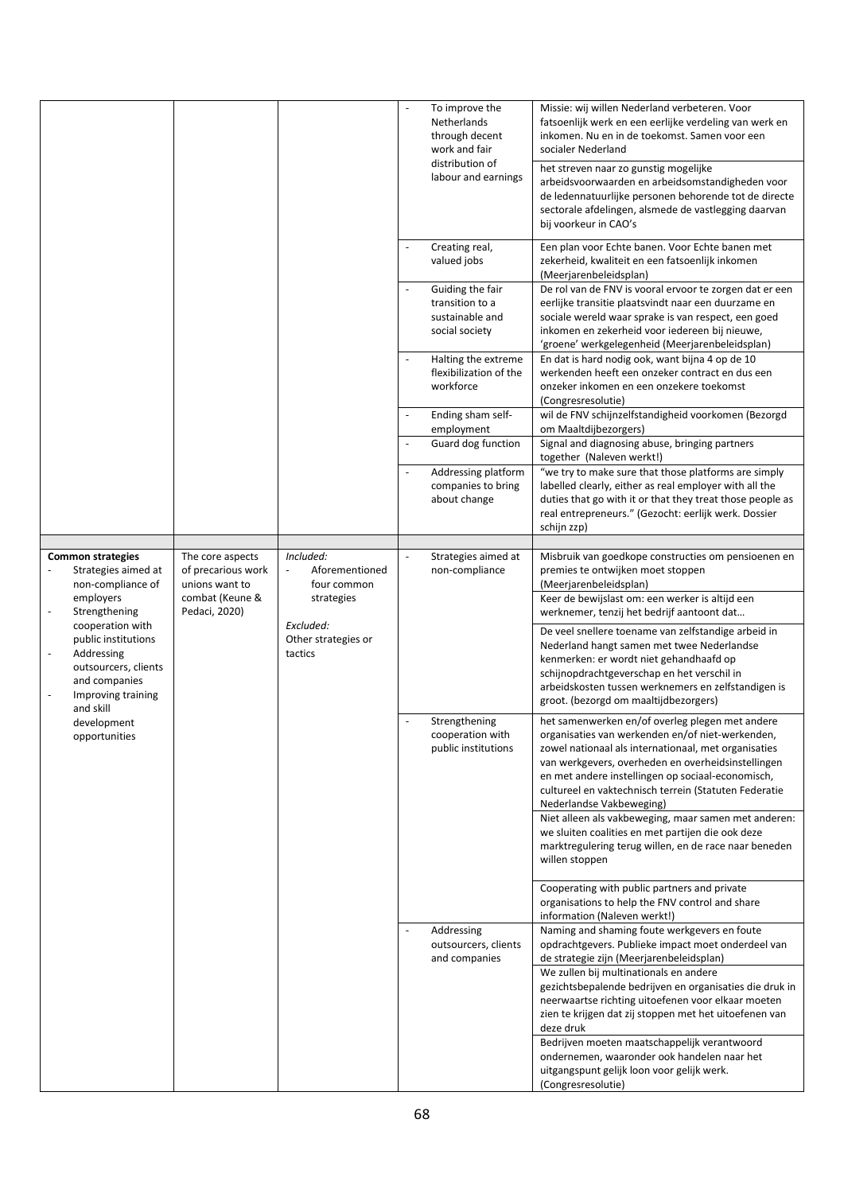| | | | | |
|---|---|---|---|---|
| | | | - To improve the Netherlands through decent work and fair distribution of labour and earnings | Missie: wij willen Nederland verbeteren. Voor fatsoenlijk werk en een eerlijke verdeling van werk en inkomen. Nu en in de toekomst. Samen voor een socialer Nederland |
| | | | | het streven naar zo gunstig mogelijke arbeidsvoorwaarden en arbeidsomstandigheden voor de ledennatuurlijke personen behorende tot de directe sectorale afdelingen, alsmede de vastlegging daarvan bij voorkeur in CAO's |
| | | | - Creating real, valued jobs | Een plan voor Echte banen. Voor Echte banen met zekerheid, kwaliteit en een fatsoenlijk inkomen (Meerjarenbeleidsplan) |
| | | | - Guiding the fair transition to a sustainable and social society | De rol van de FNV is vooral ervoor te zorgen dat er een eerlijke transitie plaatsvindt naar een duurzame en sociale wereld waar sprake is van respect, een goed inkomen en zekerheid voor iedereen bij nieuwe, 'groene' werkgelegenheid (Meerjarenbeleidsplan) |
| | | | - Halting the extreme flexibilization of the workforce | En dat is hard nodig ook, want bijna 4 op de 10 werkenden heeft een onzeker contract en dus een onzeker inkomen en een onzekere toekomst (Congresresolutie) |
| | | | - Ending sham self-employment | wil de FNV schijnzelfstandigheid voorkomen (Bezorgd om Maaltdijbezorgers) |
| | | | - Guard dog function | Signal and diagnosing abuse, bringing partners together (Naleven werkt!) |
| | | | - Addressing platform companies to bring about change | "we try to make sure that those platforms are simply labelled clearly, either as real employer with all the duties that go with it or that they treat those people as real entrepreneurs." (Gezocht: eerlijk werk. Dossier schijn zzp) |
| | | | | |
| **Common strategies**<br>- Strategies aimed at non-compliance of employers<br>- Strengthening cooperation with public institutions<br>- Addressing outsourcers, clients and companies<br>- Improving training and skill development opportunities | The core aspects of precarious work unions want to combat (Keune & Pedaci, 2020) | *Included:*<br>- Aforementioned four common strategies<br><br>*Excluded:*<br>Other strategies or tactics | - Strategies aimed at non-compliance | Misbruik van goedkope constructies om pensioenen en premies te ontwijken moet stoppen (Meerjarenbeleidsplan) |
| | | | | Keer de bewijslast om: een werker is altijd een werknemer, tenzij het bedrijf aantoont dat… |
| | | | | De veel snellere toename van zelfstandige arbeid in Nederland hangt samen met twee Nederlandse kenmerken: er wordt niet gehandhaafd op schijnopdrachtgeverschap en het verschil in arbeidskosten tussen werknemers en zelfstandigen is groot. (bezorgd om maaltijdbezorgers) |
| | | | - Strengthening cooperation with public institutions | het samenwerken en/of overleg plegen met andere organisaties van werkenden en/of niet-werkenden, zowel nationaal als internationaal, met organisaties van werkgevers, overheden en overheidsinstellingen en met andere instellingen op sociaal-economisch, cultureel en vaktechnisch terrein (Statuten Federatie Nederlandse Vakbeweging) |
| | | | | Niet alleen als vakbeweging, maar samen met anderen: we sluiten coalities en met partijen die ook deze marktregulering terug willen, en de race naar beneden willen stoppen |
| | | | | Cooperating with public partners and private organisations to help the FNV control and share information (Naleven werkt!) |
| | | | - Addressing outsourcers, clients and companies | Naming and shaming foute werkgevers en foute opdrachtgevers. Publieke impact moet onderdeel van de strategie zijn (Meerjarenbeleidsplan) |
| | | | | We zullen bij multinationals en andere gezichtsbepalende bedrijven en organisaties die druk in neerwaartse richting uitoefenen voor elkaar moeten zien te krijgen dat zij stoppen met het uitoefenen van deze druk |
| | | | | Bedrijven moeten maatschappelijk verantwoord ondernemen, waaronder ook handelen naar het uitgangspunt gelijk loon voor gelijk werk. (Congresresolutie) |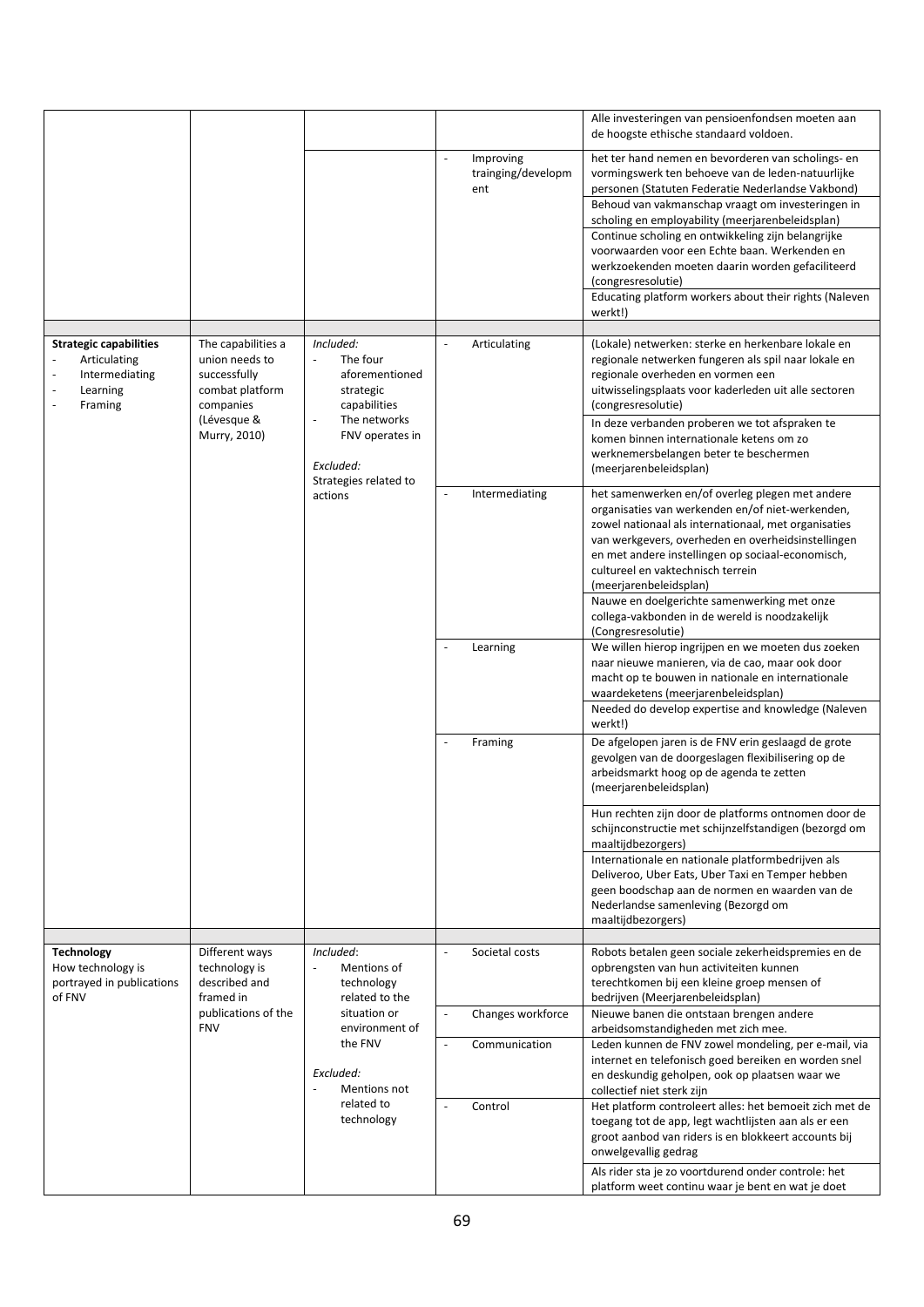| | | | | |
|---|---|---|---|---|
| | | | | Alle investeringen van pensioenfondsen moeten aan de hoogste ethische standaard voldoen. |
| | | | - Improving trainging/development | het ter hand nemen en bevorderen van scholings- en vormingswerk ten behoeve van de leden-natuurlijke personen (Statuten Federatie Nederlandse Vakbond) |
| | | | | Behoud van vakmanschap vraagt om investeringen in scholing en employability (meerjarenbeleidsplan) |
| | | | | Continue scholing en ontwikkeling zijn belangrijke voorwaarden voor een Echte baan. Werkenden en werkzoekenden moeten daarin worden gefaciliteerd (congresresolutie) |
| | | | | Educating platform workers about their rights (Naleven werkt!) |
| | | | | |
| **Strategic capabilities** - Articulating - Intermediating - Learning - Framing | The capabilities a union needs to successfully combat platform companies (Lévesque & Murry, 2010) | *Included:* - The four aforementioned strategic capabilities - The networks FNV operates in *Excluded:* Strategies related to actions | - Articulating | (Lokale) netwerken: sterke en herkenbare lokale en regionale netwerken fungeren als spil naar lokale en regionale overheden en vormen een uitwisselingsplaats voor kaderleden uit alle sectoren (congresresolutie) |
| | | | | In deze verbanden proberen we tot afspraken te komen binnen internationale ketens om zo werknemersbelangen beter te beschermen (meerjarenbeleidsplan) |
| | | | - Intermediating | het samenwerken en/of overleg plegen met andere organisaties van werkenden en/of niet-werkenden, zowel nationaal als internationaal, met organisaties van werkgevers, overheden en overheidsinstellingen en met andere instellingen op sociaal-economisch, cultureel en vaktechnisch terrein (meerjarenbeleidsplan) |
| | | | | Nauwe en doelgerichte samenwerking met onze collega-vakbonden in de wereld is noodzakelijk (Congresresolutie) |
| | | | - Learning | We willen hierop ingrijpen en we moeten dus zoeken naar nieuwe manieren, via de cao, maar ook door macht op te bouwen in nationale en internationale waardeketens (meerjarenbeleidsplan) |
| | | | | Needed do develop expertise and knowledge (Naleven werkt!) |
| | | | - Framing | De afgelopen jaren is de FNV erin geslaagd de grote gevolgen van de doorgeslagen flexibilisering op de arbeidsmarkt hoog op de agenda te zetten (meerjarenbeleidsplan) |
| | | | | Hun rechten zijn door de platforms ontnomen door de schijnconstructie met schijnzelfstandigen (bezorgd om maaltijdbezorgers) |
| | | | | Internationale en nationale platformbedrijven als Deliveroo, Uber Eats, Uber Taxi en Temper hebben geen boodschap aan de normen en waarden van de Nederlandse samenleving (Bezorgd om maaltijdbezorgers) |
| | | | | |
| **Technology** How technology is portrayed in publications of FNV | Different ways technology is described and framed in publications of the FNV | *Included*: - Mentions of technology related to the situation or environment of the FNV *Excluded:* - Mentions not related to technology | - Societal costs | Robots betalen geen sociale zekerheidspremies en de opbrengsten van hun activiteiten kunnen terechtkomen bij een kleine groep mensen of bedrijven (Meerjarenbeleidsplan) |
| | | | - Changes workforce | Nieuwe banen die ontstaan brengen andere arbeidsomstandigheden met zich mee. |
| | | | - Communication | Leden kunnen de FNV zowel mondeling, per e-mail, via internet en telefonisch goed bereiken en worden snel en deskundig geholpen, ook op plaatsen waar we collectief niet sterk zijn |
| | | | - Control | Het platform controleert alles: het bemoeit zich met de toegang tot de app, legt wachtlijsten aan als er een groot aanbod van riders is en blokkeert accounts bij onwelgevallig gedrag |
| | | | | Als rider sta je zo voortdurend onder controle: het platform weet continu waar je bent en wat je doet |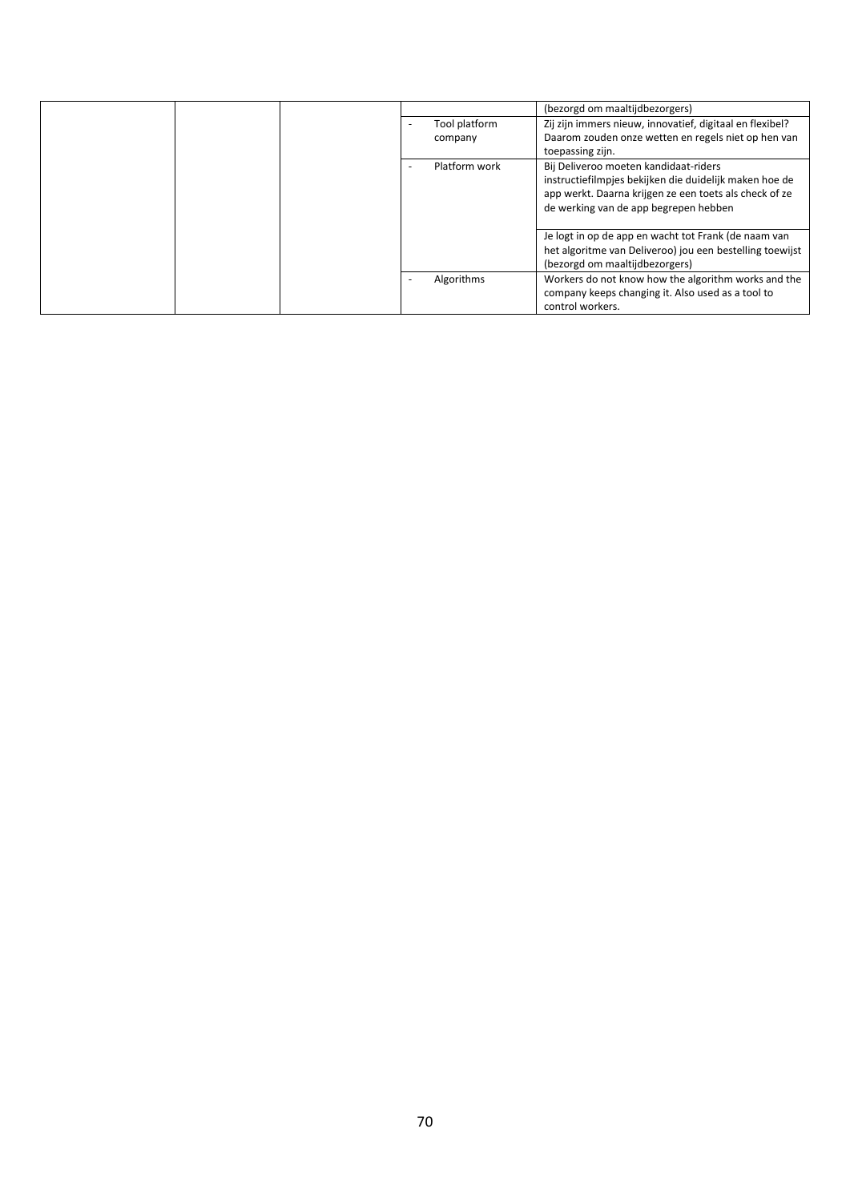| | | | | |
|---|---|---|---|---|
| | | | | (bezorgd om maaltijdbezorgers) |
| | | | - Tool platform company | Zij zijn immers nieuw, innovatief, digitaal en flexibel? Daarom zouden onze wetten en regels niet op hen van toepassing zijn. |
| | | | - Platform work | Bij Deliveroo moeten kandidaat-riders instructiefilmpjes bekijken die duidelijk maken hoe de app werkt. Daarna krijgen ze een toets als check of ze de werking van de app begrepen hebben |
| | | | | Je logt in op de app en wacht tot Frank (de naam van het algoritme van Deliveroo) jou een bestelling toewijst (bezorgd om maaltijdbezorgers) |
| | | | - Algorithms | Workers do not know how the algorithm works and the company keeps changing it. Also used as a tool to control workers. |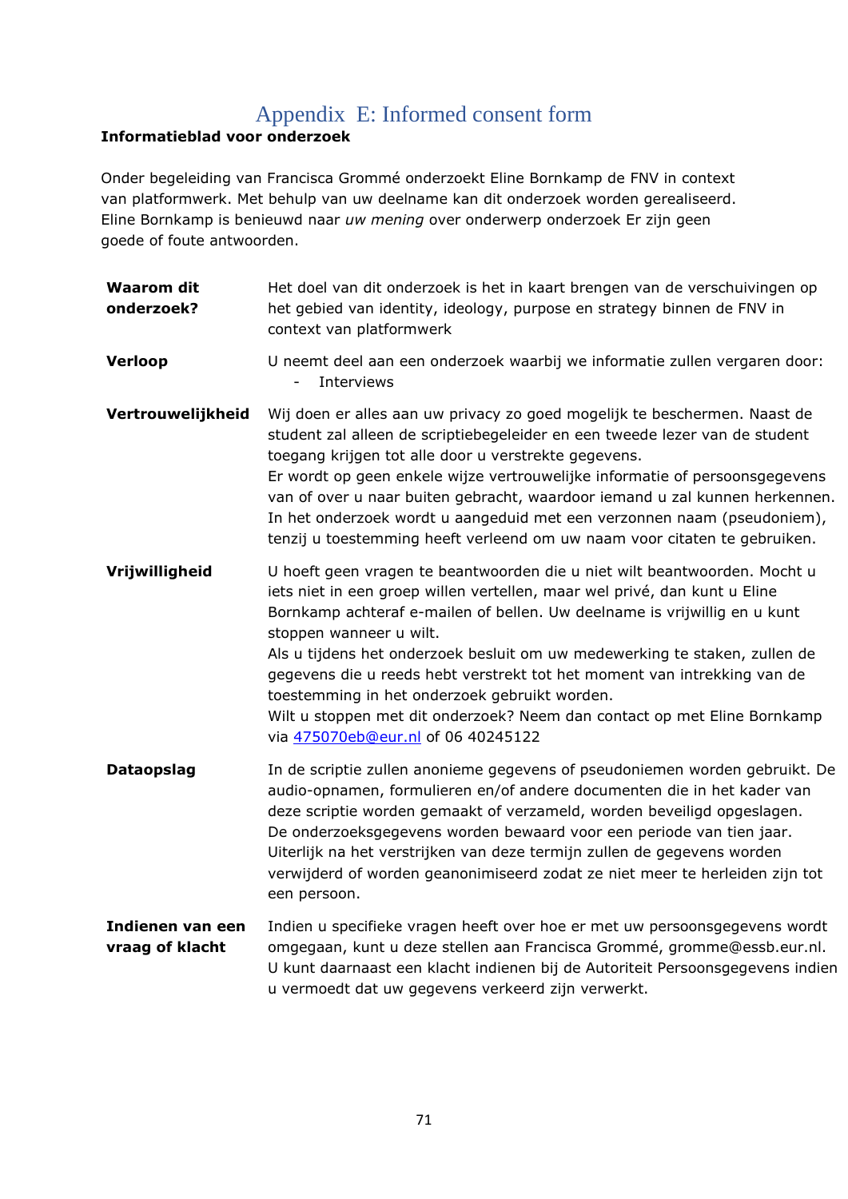# Appendix E: Informed consent form

**Informatieblad voor onderzoek**

Onder begeleiding van Francisca Grommé onderzoekt Eline Bornkamp de FNV in context van platformwerk. Met behulp van uw deelname kan dit onderzoek worden gerealiseerd. Eline Bornkamp is benieuwd naar *uw mening* over onderwerp onderzoek Er zijn geen goede of foute antwoorden.

| | |
|---|---|
| **Waarom dit onderzoek?** | Het doel van dit onderzoek is het in kaart brengen van de verschuivingen op het gebied van identity, ideology, purpose en strategy binnen de FNV in context van platformwerk |
| **Verloop** | U neemt deel aan een onderzoek waarbij we informatie zullen vergaren door: <br> - Interviews |
| **Vertrouwelijkheid** | Wij doen er alles aan uw privacy zo goed mogelijk te beschermen. Naast de student zal alleen de scriptiebegeleider en een tweede lezer van de student toegang krijgen tot alle door u verstrekte gegevens. <br> Er wordt op geen enkele wijze vertrouwelijke informatie of persoonsgegevens van of over u naar buiten gebracht, waardoor iemand u zal kunnen herkennen. In het onderzoek wordt u aangeduid met een verzonnen naam (pseudoniem), tenzij u toestemming heeft verleend om uw naam voor citaten te gebruiken. |
| **Vrijwilligheid** | U hoeft geen vragen te beantwoorden die u niet wilt beantwoorden. Mocht u iets niet in een groep willen vertellen, maar wel privé, dan kunt u Eline Bornkamp achteraf e-mailen of bellen. Uw deelname is vrijwillig en u kunt stoppen wanneer u wilt. <br> Als u tijdens het onderzoek besluit om uw medewerking te staken, zullen de gegevens die u reeds hebt verstrekt tot het moment van intrekking van de toestemming in het onderzoek gebruikt worden. <br> Wilt u stoppen met dit onderzoek? Neem dan contact op met Eline Bornkamp via 475070eb@eur.nl of 06 40245122 |
| **Dataopslag** | In de scriptie zullen anonieme gegevens of pseudoniemen worden gebruikt. De audio-opnamen, formulieren en/of andere documenten die in het kader van deze scriptie worden gemaakt of verzameld, worden beveiligd opgeslagen. <br> De onderzoeksgegevens worden bewaard voor een periode van tien jaar. Uiterlijk na het verstrijken van deze termijn zullen de gegevens worden verwijderd of worden geanonimiseerd zodat ze niet meer te herleiden zijn tot een persoon. |
| **Indienen van een vraag of klacht** | Indien u specifieke vragen heeft over hoe er met uw persoonsgegevens wordt omgegaan, kunt u deze stellen aan Francisca Grommé, gromme@essb.eur.nl. <br> U kunt daarnaast een klacht indienen bij de Autoriteit Persoonsgegevens indien u vermoedt dat uw gegevens verkeerd zijn verwerkt. |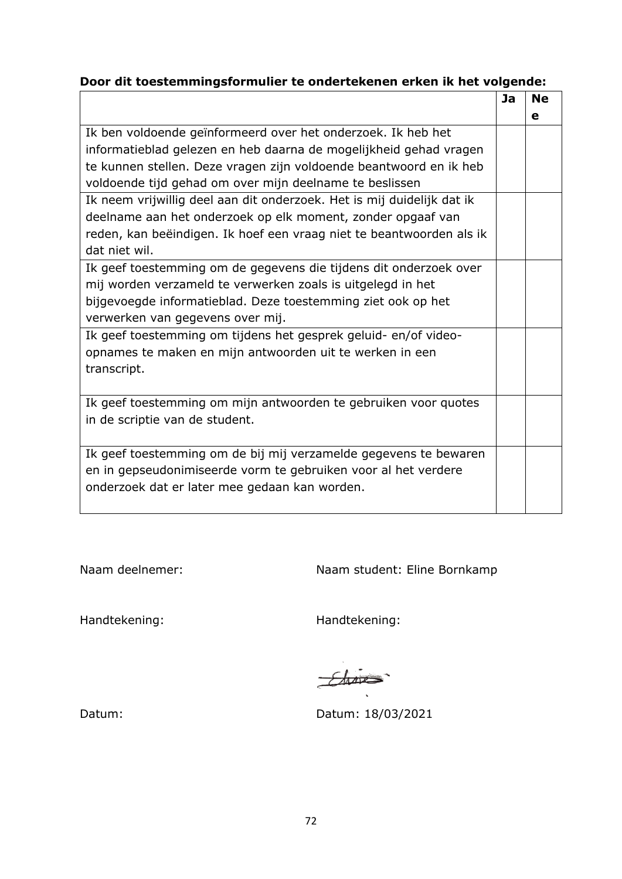**Door dit toestemmingsformulier te ondertekenen erken ik het volgende:**

| | Ja | Nee |
|---|---|---|
| Ik ben voldoende geïnformeerd over het onderzoek. Ik heb het informatieblad gelezen en heb daarna de mogelijkheid gehad vragen te kunnen stellen. Deze vragen zijn voldoende beantwoord en ik heb voldoende tijd gehad om over mijn deelname te beslissen | | |
| Ik neem vrijwillig deel aan dit onderzoek. Het is mij duidelijk dat ik deelname aan het onderzoek op elk moment, zonder opgaaf van reden, kan beëindigen. Ik hoef een vraag niet te beantwoorden als ik dat niet wil. | | |
| Ik geef toestemming om de gegevens die tijdens dit onderzoek over mij worden verzameld te verwerken zoals is uitgelegd in het bijgevoegde informatieblad. Deze toestemming ziet ook op het verwerken van gegevens over mij. | | |
| Ik geef toestemming om tijdens het gesprek geluid- en/of video-opnames te maken en mijn antwoorden uit te werken in een transcript. | | |
| Ik geef toestemming om mijn antwoorden te gebruiken voor quotes in de scriptie van de student. | | |
| Ik geef toestemming om de bij mij verzamelde gegevens te bewaren en in gepseudonimiseerde vorm te gebruiken voor al het verdere onderzoek dat er later mee gedaan kan worden. | | |

Naam deelnemer:

Naam student: Eline Bornkamp

Handtekening:

Handtekening:

Datum:

Datum: 18/03/2021